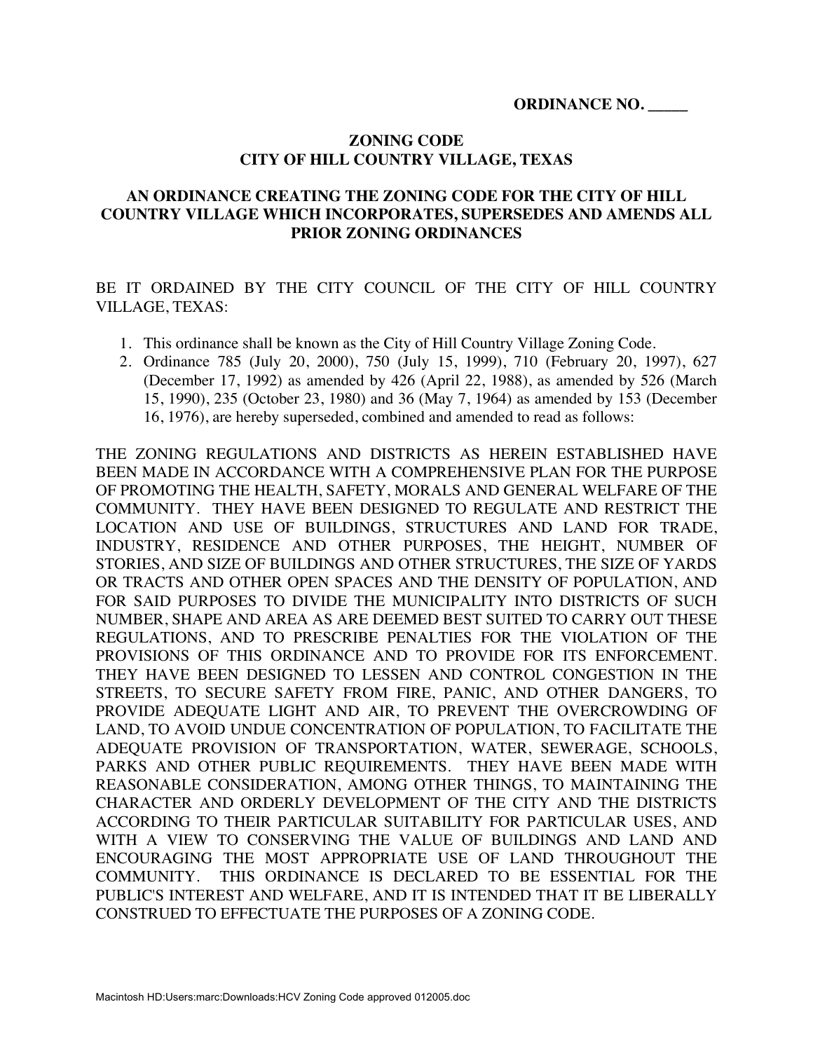**ORDINANCE NO. _____**

# ZONING CODE
# CITY OF HILL COUNTRY VILLAGE, TEXAS

## AN ORDINANCE CREATING THE ZONING CODE FOR THE CITY OF HILL COUNTRY VILLAGE WHICH INCORPORATES, SUPERSEDES AND AMENDS ALL PRIOR ZONING ORDINANCES

BE IT ORDAINED BY THE CITY COUNCIL OF THE CITY OF HILL COUNTRY VILLAGE, TEXAS:

1. This ordinance shall be known as the City of Hill Country Village Zoning Code.
2. Ordinance 785 (July 20, 2000), 750 (July 15, 1999), 710 (February 20, 1997), 627 (December 17, 1992) as amended by 426 (April 22, 1988), as amended by 526 (March 15, 1990), 235 (October 23, 1980) and 36 (May 7, 1964) as amended by 153 (December 16, 1976), are hereby superseded, combined and amended to read as follows:

THE ZONING REGULATIONS AND DISTRICTS AS HEREIN ESTABLISHED HAVE BEEN MADE IN ACCORDANCE WITH A COMPREHENSIVE PLAN FOR THE PURPOSE OF PROMOTING THE HEALTH, SAFETY, MORALS AND GENERAL WELFARE OF THE COMMUNITY. THEY HAVE BEEN DESIGNED TO REGULATE AND RESTRICT THE LOCATION AND USE OF BUILDINGS, STRUCTURES AND LAND FOR TRADE, INDUSTRY, RESIDENCE AND OTHER PURPOSES, THE HEIGHT, NUMBER OF STORIES, AND SIZE OF BUILDINGS AND OTHER STRUCTURES, THE SIZE OF YARDS OR TRACTS AND OTHER OPEN SPACES AND THE DENSITY OF POPULATION, AND FOR SAID PURPOSES TO DIVIDE THE MUNICIPALITY INTO DISTRICTS OF SUCH NUMBER, SHAPE AND AREA AS ARE DEEMED BEST SUITED TO CARRY OUT THESE REGULATIONS, AND TO PRESCRIBE PENALTIES FOR THE VIOLATION OF THE PROVISIONS OF THIS ORDINANCE AND TO PROVIDE FOR ITS ENFORCEMENT. THEY HAVE BEEN DESIGNED TO LESSEN AND CONTROL CONGESTION IN THE STREETS, TO SECURE SAFETY FROM FIRE, PANIC, AND OTHER DANGERS, TO PROVIDE ADEQUATE LIGHT AND AIR, TO PREVENT THE OVERCROWDING OF LAND, TO AVOID UNDUE CONCENTRATION OF POPULATION, TO FACILITATE THE ADEQUATE PROVISION OF TRANSPORTATION, WATER, SEWERAGE, SCHOOLS, PARKS AND OTHER PUBLIC REQUIREMENTS. THEY HAVE BEEN MADE WITH REASONABLE CONSIDERATION, AMONG OTHER THINGS, TO MAINTAINING THE CHARACTER AND ORDERLY DEVELOPMENT OF THE CITY AND THE DISTRICTS ACCORDING TO THEIR PARTICULAR SUITABILITY FOR PARTICULAR USES, AND WITH A VIEW TO CONSERVING THE VALUE OF BUILDINGS AND LAND AND ENCOURAGING THE MOST APPROPRIATE USE OF LAND THROUGHOUT THE COMMUNITY. THIS ORDINANCE IS DECLARED TO BE ESSENTIAL FOR THE PUBLIC'S INTEREST AND WELFARE, AND IT IS INTENDED THAT IT BE LIBERALLY CONSTRUED TO EFFECTUATE THE PURPOSES OF A ZONING CODE.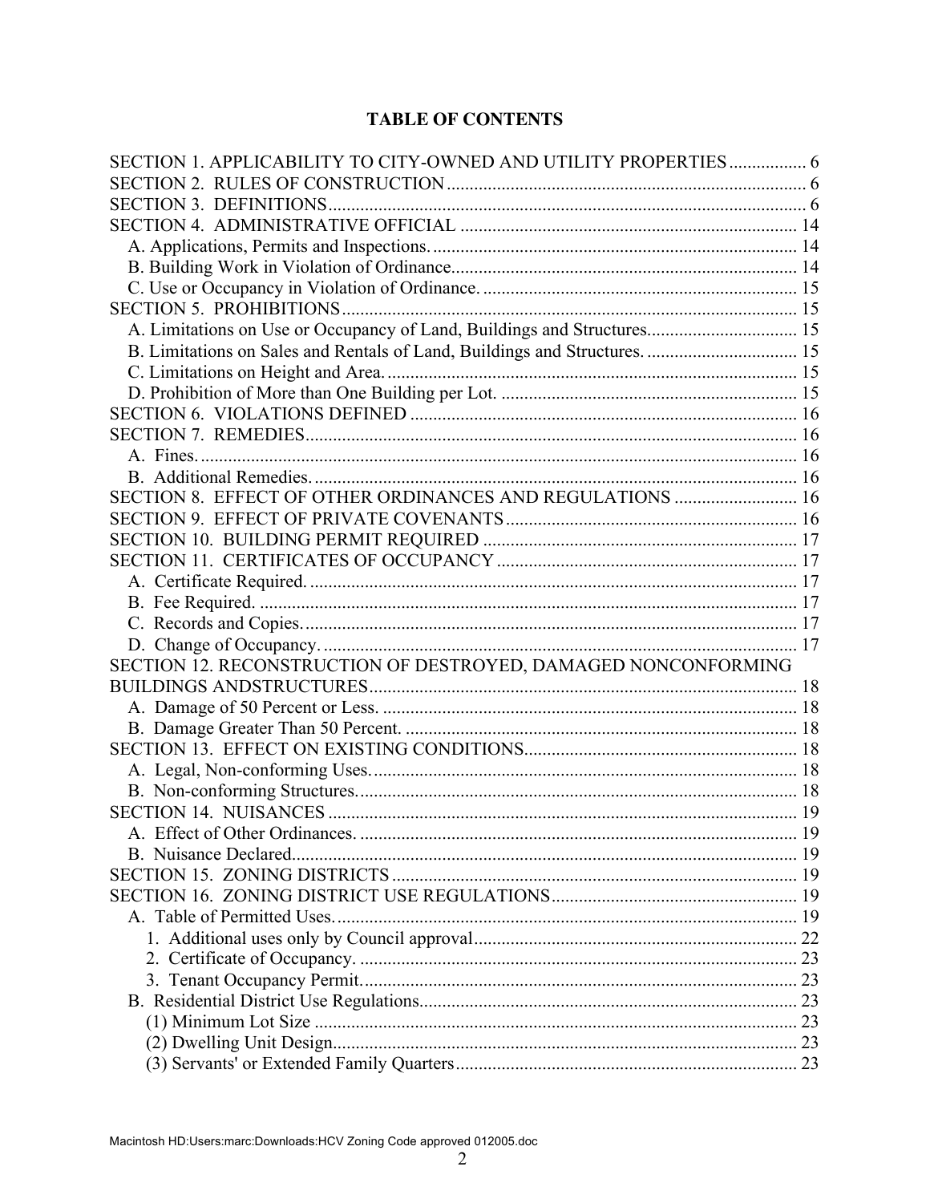# TABLE OF CONTENTS

SECTION 1. APPLICABILITY TO CITY-OWNED AND UTILITY PROPERTIES ................ 6
SECTION 2. RULES OF CONSTRUCTION .............................................................................. 6
SECTION 3. DEFINITIONS ....................................................................................................... 6
SECTION 4. ADMINISTRATIVE OFFICIAL .......................................................................... 14
- A. Applications, Permits and Inspections. ................................................................................ 14
- B. Building Work in Violation of Ordinance............................................................................ 14
- C. Use or Occupancy in Violation of Ordinance. ..................................................................... 15

SECTION 5. PROHIBITIONS ................................................................................................... 15
- A. Limitations on Use or Occupancy of Land, Buildings and Structures................................. 15
- B. Limitations on Sales and Rentals of Land, Buildings and Structures. ................................. 15
- C. Limitations on Height and Area. .......................................................................................... 15
- D. Prohibition of More than One Building per Lot. ................................................................ 15

SECTION 6. VIOLATIONS DEFINED .................................................................................... 16
SECTION 7. REMEDIES ........................................................................................................... 16
- A. Fines. ................................................................................................................................... 16
- B. Additional Remedies. .......................................................................................................... 16

SECTION 8. EFFECT OF OTHER ORDINANCES AND REGULATIONS ........................... 16
SECTION 9. EFFECT OF PRIVATE COVENANTS ................................................................ 16
SECTION 10. BUILDING PERMIT REQUIRED ..................................................................... 17
SECTION 11. CERTIFICATES OF OCCUPANCY ................................................................. 17
- A. Certificate Required. ........................................................................................................... 17
- B. Fee Required. ...................................................................................................................... 17
- C. Records and Copies. ............................................................................................................ 17
- D. Change of Occupancy. ........................................................................................................ 17

SECTION 12. RECONSTRUCTION OF DESTROYED, DAMAGED NONCONFORMING BUILDINGS ANDSTRUCTURES ............................................................................................. 18
- A. Damage of 50 Percent or Less. ........................................................................................... 18
- B. Damage Greater Than 50 Percent. ...................................................................................... 18

SECTION 13. EFFECT ON EXISTING CONDITIONS............................................................ 18
- A. Legal, Non-conforming Uses. ............................................................................................. 18
- B. Non-conforming Structures. ................................................................................................ 18

SECTION 14. NUISANCES ....................................................................................................... 19
- A. Effect of Other Ordinances. ................................................................................................ 19
- B. Nuisance Declared. .............................................................................................................. 19

SECTION 15. ZONING DISTRICTS ........................................................................................ 19
SECTION 16. ZONING DISTRICT USE REGULATIONS ..................................................... 19
- A. Table of Permitted Uses. ..................................................................................................... 19
  - 1. Additional uses only by Council approval ...................................................................... 22
  - 2. Certificate of Occupancy. ................................................................................................ 23
  - 3. Tenant Occupancy Permit. ............................................................................................... 23
- B. Residential District Use Regulations. .................................................................................. 23
  - (1) Minimum Lot Size ......................................................................................................... 23
  - (2) Dwelling Unit Design..................................................................................................... 23
  - (3) Servants' or Extended Family Quarters .......................................................................... 23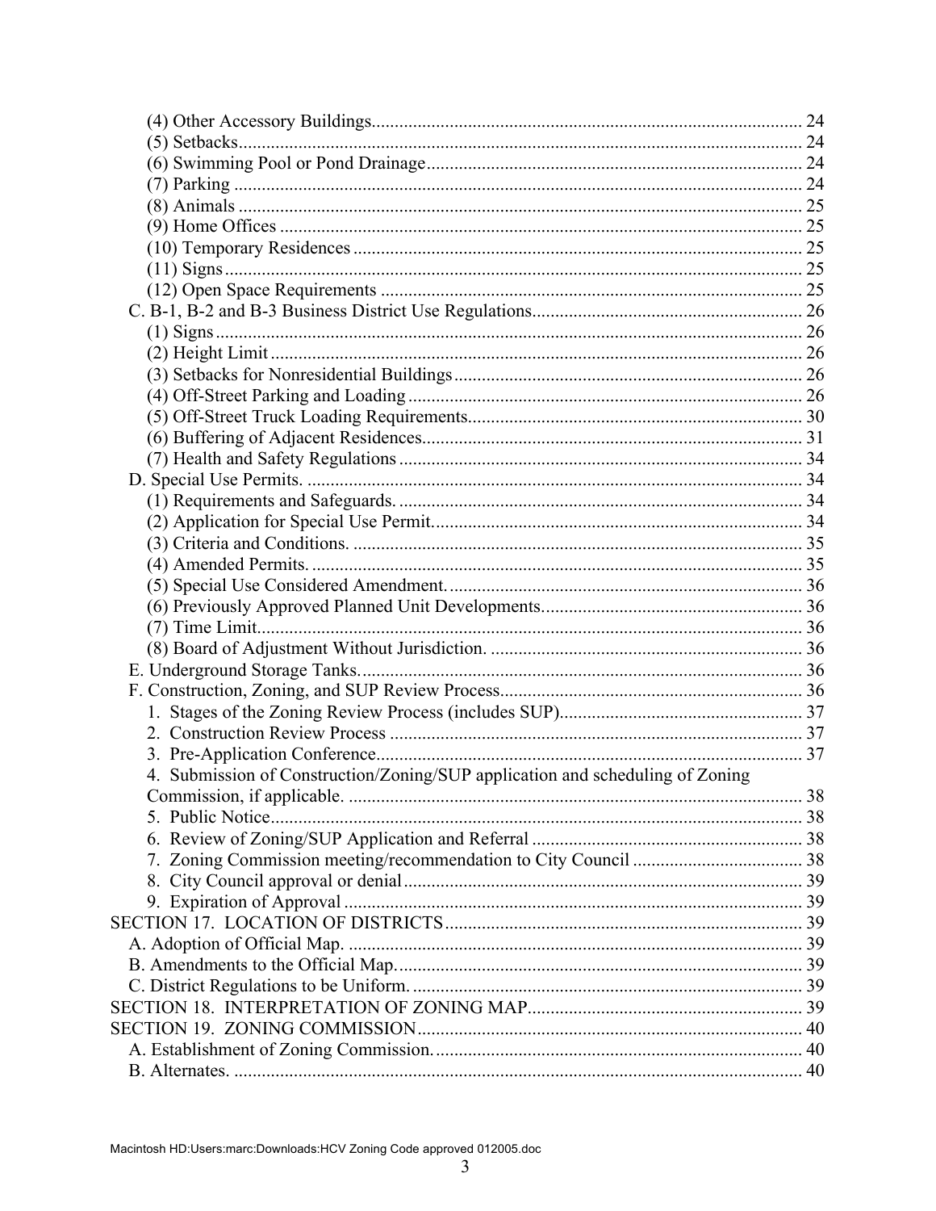(4) Other Accessory Buildings............................................................................................ 24
(5) Setbacks......................................................................................................................... 24
(6) Swimming Pool or Pond Drainage................................................................................. 24
(7) Parking .......................................................................................................................... 24
(8) Animals .......................................................................................................................... 25
(9) Home Offices ................................................................................................................. 25
(10) Temporary Residences ................................................................................................ 25
(11) Signs............................................................................................................................. 25
(12) Open Space Requirements ........................................................................................... 25
C. B-1, B-2 and B-3 Business District Use Regulations........................................................... 26
(1) Signs............................................................................................................................... 26
(2) Height Limit ................................................................................................................... 26
(3) Setbacks for Nonresidential Buildings ........................................................................... 26
(4) Off-Street Parking and Loading ..................................................................................... 26
(5) Off-Street Truck Loading Requirements........................................................................ 30
(6) Buffering of Adjacent Residences.................................................................................. 31
(7) Health and Safety Regulations ....................................................................................... 34
D. Special Use Permits. ........................................................................................................... 34
(1) Requirements and Safeguards. ....................................................................................... 34
(2) Application for Special Use Permit................................................................................. 34
(3) Criteria and Conditions. ................................................................................................. 35
(4) Amended Permits. .......................................................................................................... 35
(5) Special Use Considered Amendment............................................................................. 36
(6) Previously Approved Planned Unit Developments......................................................... 36
(7) Time Limit...................................................................................................................... 36
(8) Board of Adjustment Without Jurisdiction. .................................................................... 36
E. Underground Storage Tanks................................................................................................ 36
F. Construction, Zoning, and SUP Review Process.................................................................. 36
1. Stages of the Zoning Review Process (includes SUP)..................................................... 37
2. Construction Review Process .......................................................................................... 37
3. Pre-Application Conference............................................................................................ 37
4. Submission of Construction/Zoning/SUP application and scheduling of Zoning Commission, if applicable. .................................................................................................. 38
5. Public Notice.................................................................................................................... 38
6. Review of Zoning/SUP Application and Referral ........................................................... 38
7. Zoning Commission meeting/recommendation to City Council ..................................... 38
8. City Council approval or denial...................................................................................... 39
9. Expiration of Approval ................................................................................................... 39
SECTION 17. LOCATION OF DISTRICTS............................................................................. 39
A. Adoption of Official Map. ................................................................................................... 39
B. Amendments to the Official Map......................................................................................... 39
C. District Regulations to be Uniform. ..................................................................................... 39
SECTION 18. INTERPRETATION OF ZONING MAP........................................................... 39
SECTION 19. ZONING COMMISSION................................................................................... 40
A. Establishment of Zoning Commission................................................................................. 40
B. Alternates. ........................................................................................................................... 40

Macintosh HD:Users:marc:Downloads:HCV Zoning Code approved 012005.doc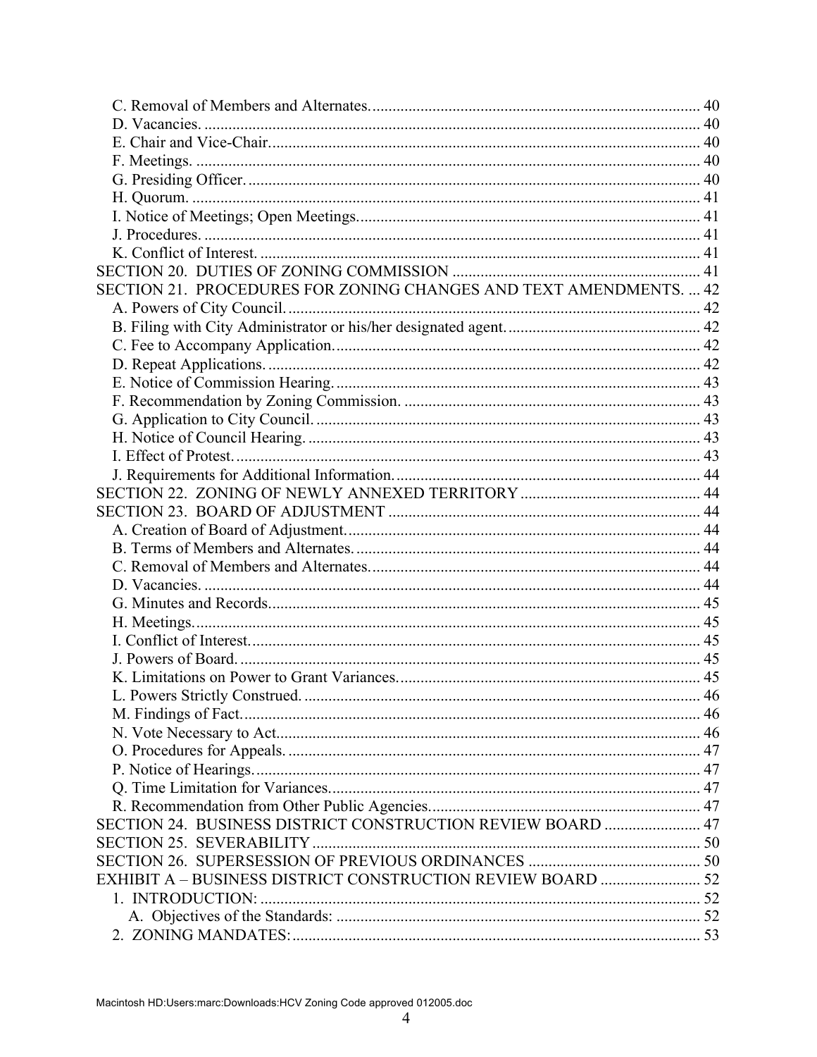C. Removal of Members and Alternates. 40
D. Vacancies. 40
E. Chair and Vice-Chair. 40
F. Meetings. 40
G. Presiding Officer. 40
H. Quorum. 41
I. Notice of Meetings; Open Meetings. 41
J. Procedures. 41
K. Conflict of Interest. 41
SECTION 20. DUTIES OF ZONING COMMISSION 41
SECTION 21. PROCEDURES FOR ZONING CHANGES AND TEXT AMENDMENTS. 42
A. Powers of City Council. 42
B. Filing with City Administrator or his/her designated agent. 42
C. Fee to Accompany Application. 42
D. Repeat Applications. 42
E. Notice of Commission Hearing. 43
F. Recommendation by Zoning Commission. 43
G. Application to City Council. 43
H. Notice of Council Hearing. 43
I. Effect of Protest. 43
J. Requirements for Additional Information. 44
SECTION 22. ZONING OF NEWLY ANNEXED TERRITORY 44
SECTION 23. BOARD OF ADJUSTMENT 44
A. Creation of Board of Adjustment. 44
B. Terms of Members and Alternates. 44
C. Removal of Members and Alternates. 44
D. Vacancies. 44
G. Minutes and Records. 45
H. Meetings. 45
I. Conflict of Interest. 45
J. Powers of Board. 45
K. Limitations on Power to Grant Variances. 45
L. Powers Strictly Construed. 46
M. Findings of Fact. 46
N. Vote Necessary to Act. 46
O. Procedures for Appeals. 47
P. Notice of Hearings. 47
Q. Time Limitation for Variances. 47
R. Recommendation from Other Public Agencies. 47
SECTION 24. BUSINESS DISTRICT CONSTRUCTION REVIEW BOARD 47
SECTION 25. SEVERABILITY 50
SECTION 26. SUPERSESSION OF PREVIOUS ORDINANCES 50
EXHIBIT A – BUSINESS DISTRICT CONSTRUCTION REVIEW BOARD 52
1. INTRODUCTION: 52
A. Objectives of the Standards: 52
2. ZONING MANDATES: 53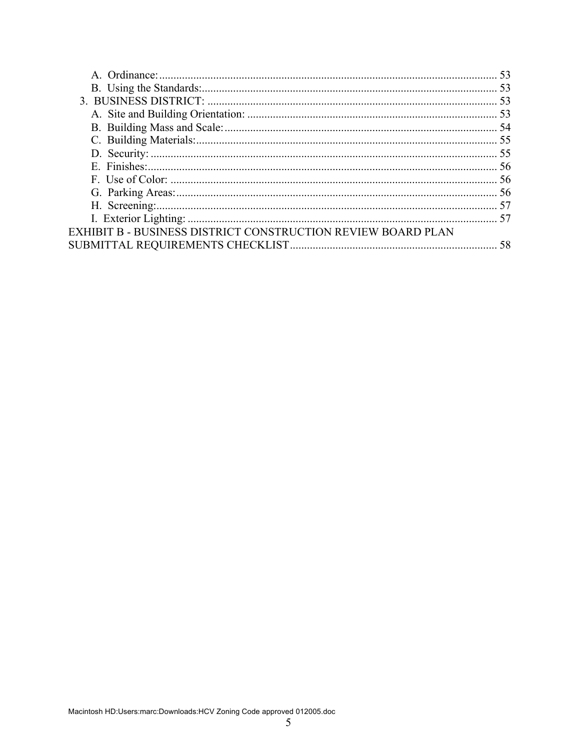A. Ordinance: ..................................................................................................................... 53

B. Using the Standards: ........................................................................................................ 53

3. BUSINESS DISTRICT: ..................................................................................................... 53

A. Site and Building Orientation: ........................................................................................ 53

B. Building Mass and Scale: ................................................................................................ 54

C. Building Materials: .......................................................................................................... 55

D. Security: .......................................................................................................................... 55

E. Finishes: ........................................................................................................................... 56

F. Use of Color: .................................................................................................................... 56

G. Parking Areas: ................................................................................................................. 56

H. Screening: ........................................................................................................................ 57

I. Exterior Lighting: .............................................................................................................. 57

EXHIBIT B - BUSINESS DISTRICT CONSTRUCTION REVIEW BOARD PLAN SUBMITTAL REQUIREMENTS CHECKLIST ......................................................................... 58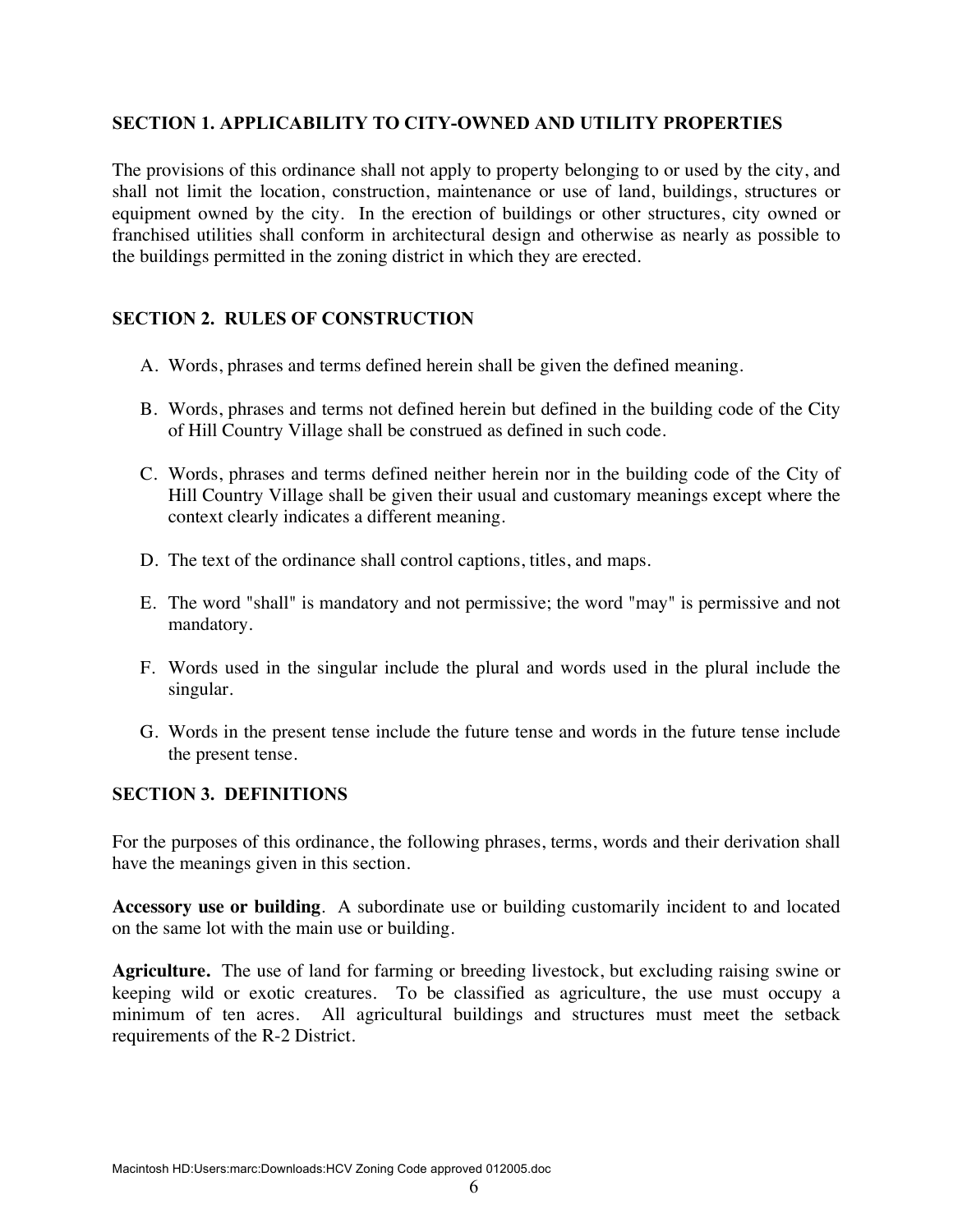## SECTION 1. APPLICABILITY TO CITY-OWNED AND UTILITY PROPERTIES

The provisions of this ordinance shall not apply to property belonging to or used by the city, and shall not limit the location, construction, maintenance or use of land, buildings, structures or equipment owned by the city. In the erection of buildings or other structures, city owned or franchised utilities shall conform in architectural design and otherwise as nearly as possible to the buildings permitted in the zoning district in which they are erected.

## SECTION 2. RULES OF CONSTRUCTION

A. Words, phrases and terms defined herein shall be given the defined meaning.

B. Words, phrases and terms not defined herein but defined in the building code of the City of Hill Country Village shall be construed as defined in such code.

C. Words, phrases and terms defined neither herein nor in the building code of the City of Hill Country Village shall be given their usual and customary meanings except where the context clearly indicates a different meaning.

D. The text of the ordinance shall control captions, titles, and maps.

E. The word "shall" is mandatory and not permissive; the word "may" is permissive and not mandatory.

F. Words used in the singular include the plural and words used in the plural include the singular.

G. Words in the present tense include the future tense and words in the future tense include the present tense.

## SECTION 3. DEFINITIONS

For the purposes of this ordinance, the following phrases, terms, words and their derivation shall have the meanings given in this section.

**Accessory use or building**. A subordinate use or building customarily incident to and located on the same lot with the main use or building.

**Agriculture.** The use of land for farming or breeding livestock, but excluding raising swine or keeping wild or exotic creatures. To be classified as agriculture, the use must occupy a minimum of ten acres. All agricultural buildings and structures must meet the setback requirements of the R-2 District.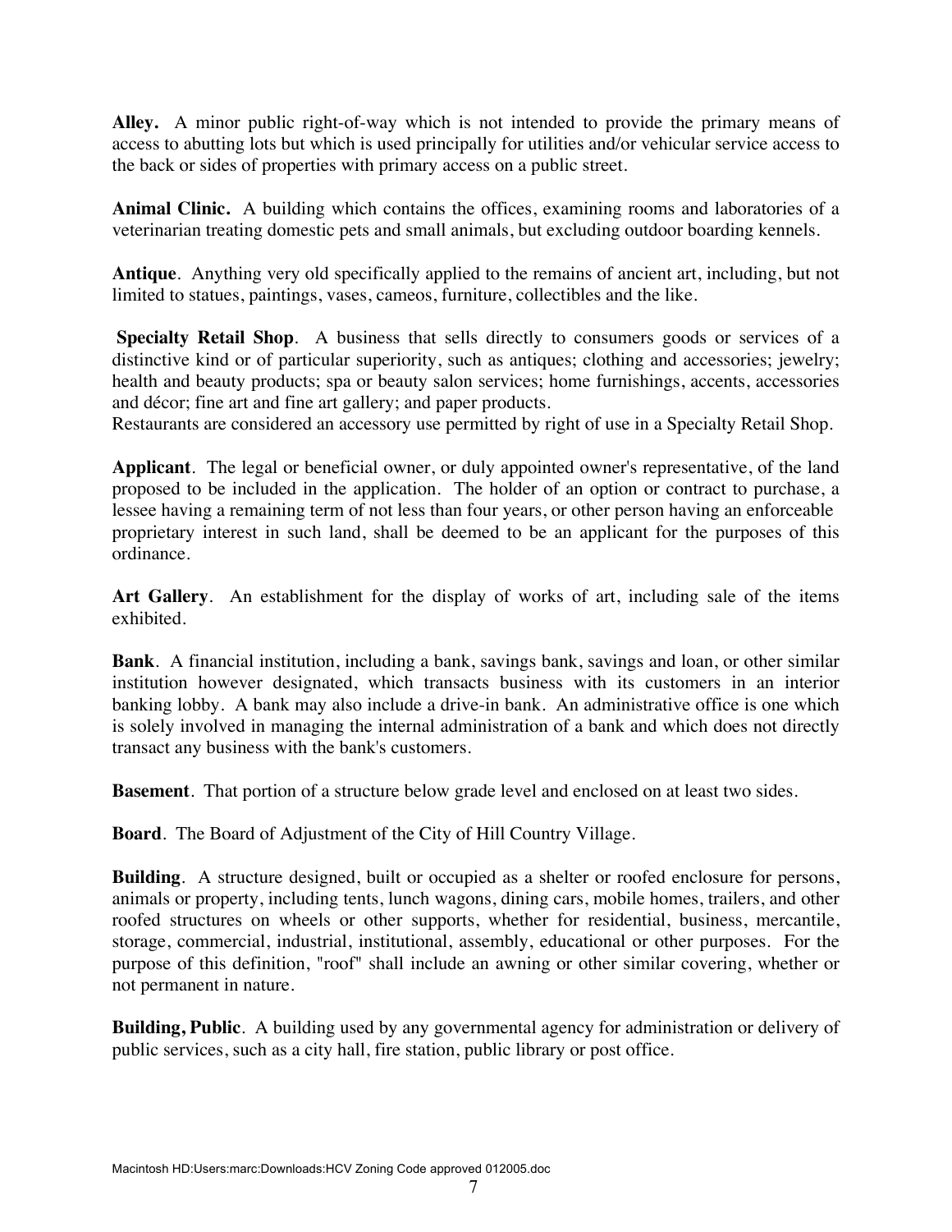**Alley.** A minor public right-of-way which is not intended to provide the primary means of access to abutting lots but which is used principally for utilities and/or vehicular service access to the back or sides of properties with primary access on a public street.

**Animal Clinic.** A building which contains the offices, examining rooms and laboratories of a veterinarian treating domestic pets and small animals, but excluding outdoor boarding kennels.

**Antique**. Anything very old specifically applied to the remains of ancient art, including, but not limited to statues, paintings, vases, cameos, furniture, collectibles and the like.

**Specialty Retail Shop**. A business that sells directly to consumers goods or services of a distinctive kind or of particular superiority, such as antiques; clothing and accessories; jewelry; health and beauty products; spa or beauty salon services; home furnishings, accents, accessories and décor; fine art and fine art gallery; and paper products.
Restaurants are considered an accessory use permitted by right of use in a Specialty Retail Shop.

**Applicant**. The legal or beneficial owner, or duly appointed owner's representative, of the land proposed to be included in the application. The holder of an option or contract to purchase, a lessee having a remaining term of not less than four years, or other person having an enforceable proprietary interest in such land, shall be deemed to be an applicant for the purposes of this ordinance.

**Art Gallery**. An establishment for the display of works of art, including sale of the items exhibited.

**Bank**. A financial institution, including a bank, savings bank, savings and loan, or other similar institution however designated, which transacts business with its customers in an interior banking lobby. A bank may also include a drive-in bank. An administrative office is one which is solely involved in managing the internal administration of a bank and which does not directly transact any business with the bank's customers.

**Basement**. That portion of a structure below grade level and enclosed on at least two sides.

**Board**. The Board of Adjustment of the City of Hill Country Village.

**Building**. A structure designed, built or occupied as a shelter or roofed enclosure for persons, animals or property, including tents, lunch wagons, dining cars, mobile homes, trailers, and other roofed structures on wheels or other supports, whether for residential, business, mercantile, storage, commercial, industrial, institutional, assembly, educational or other purposes. For the purpose of this definition, "roof" shall include an awning or other similar covering, whether or not permanent in nature.

**Building, Public**. A building used by any governmental agency for administration or delivery of public services, such as a city hall, fire station, public library or post office.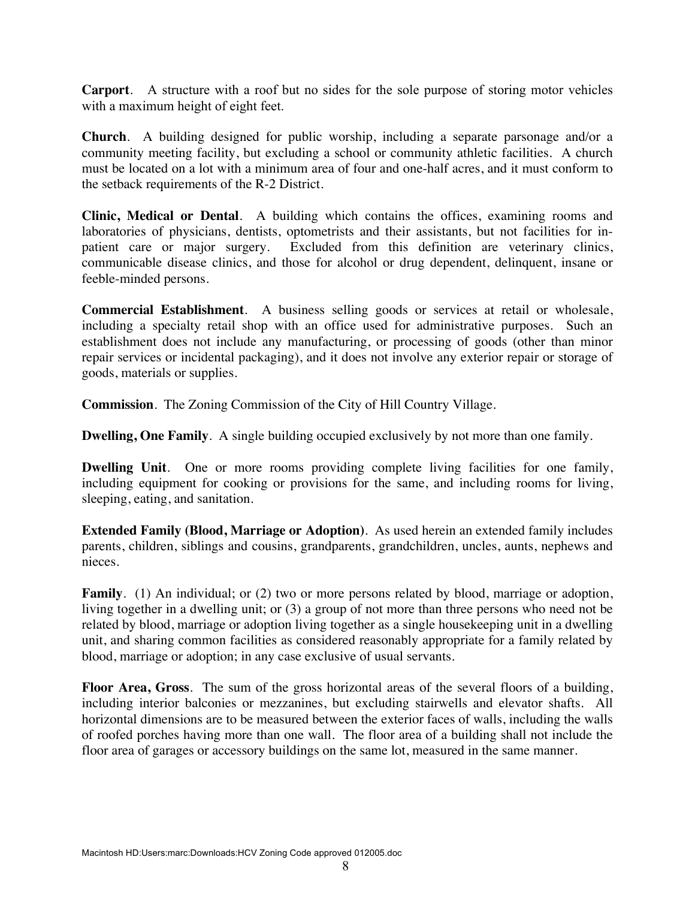**Carport**. A structure with a roof but no sides for the sole purpose of storing motor vehicles with a maximum height of eight feet.

**Church**. A building designed for public worship, including a separate parsonage and/or a community meeting facility, but excluding a school or community athletic facilities. A church must be located on a lot with a minimum area of four and one-half acres, and it must conform to the setback requirements of the R-2 District.

**Clinic, Medical or Dental**. A building which contains the offices, examining rooms and laboratories of physicians, dentists, optometrists and their assistants, but not facilities for in-patient care or major surgery. Excluded from this definition are veterinary clinics, communicable disease clinics, and those for alcohol or drug dependent, delinquent, insane or feeble-minded persons.

**Commercial Establishment**. A business selling goods or services at retail or wholesale, including a specialty retail shop with an office used for administrative purposes. Such an establishment does not include any manufacturing, or processing of goods (other than minor repair services or incidental packaging), and it does not involve any exterior repair or storage of goods, materials or supplies.

**Commission**. The Zoning Commission of the City of Hill Country Village.

**Dwelling, One Family**. A single building occupied exclusively by not more than one family.

**Dwelling Unit**. One or more rooms providing complete living facilities for one family, including equipment for cooking or provisions for the same, and including rooms for living, sleeping, eating, and sanitation.

**Extended Family (Blood, Marriage or Adoption)**. As used herein an extended family includes parents, children, siblings and cousins, grandparents, grandchildren, uncles, aunts, nephews and nieces.

**Family**. (1) An individual; or (2) two or more persons related by blood, marriage or adoption, living together in a dwelling unit; or (3) a group of not more than three persons who need not be related by blood, marriage or adoption living together as a single housekeeping unit in a dwelling unit, and sharing common facilities as considered reasonably appropriate for a family related by blood, marriage or adoption; in any case exclusive of usual servants.

**Floor Area, Gross**. The sum of the gross horizontal areas of the several floors of a building, including interior balconies or mezzanines, but excluding stairwells and elevator shafts. All horizontal dimensions are to be measured between the exterior faces of walls, including the walls of roofed porches having more than one wall. The floor area of a building shall not include the floor area of garages or accessory buildings on the same lot, measured in the same manner.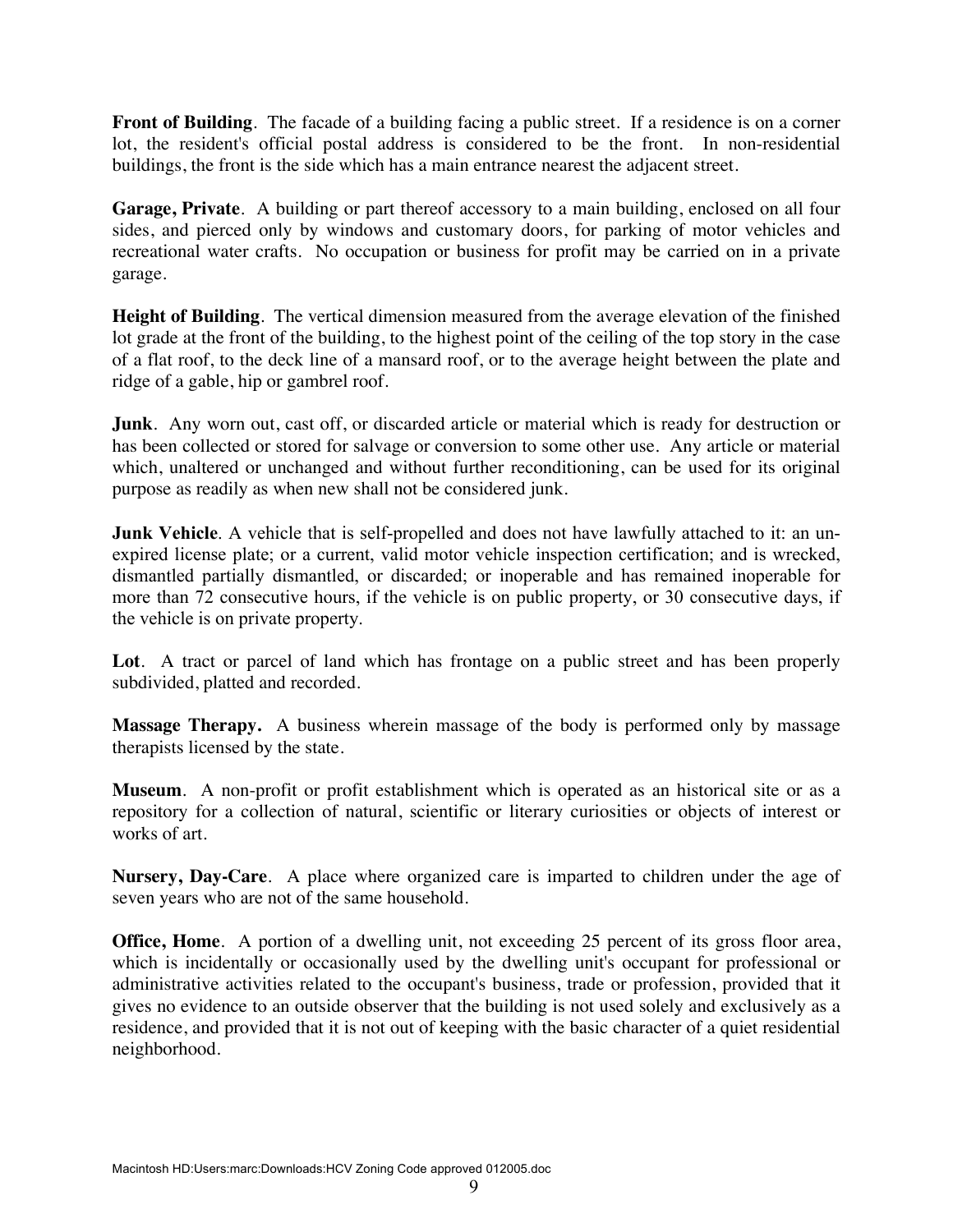**Front of Building**. The facade of a building facing a public street. If a residence is on a corner lot, the resident's official postal address is considered to be the front. In non-residential buildings, the front is the side which has a main entrance nearest the adjacent street.

**Garage, Private**. A building or part thereof accessory to a main building, enclosed on all four sides, and pierced only by windows and customary doors, for parking of motor vehicles and recreational water crafts. No occupation or business for profit may be carried on in a private garage.

**Height of Building**. The vertical dimension measured from the average elevation of the finished lot grade at the front of the building, to the highest point of the ceiling of the top story in the case of a flat roof, to the deck line of a mansard roof, or to the average height between the plate and ridge of a gable, hip or gambrel roof.

**Junk**. Any worn out, cast off, or discarded article or material which is ready for destruction or has been collected or stored for salvage or conversion to some other use. Any article or material which, unaltered or unchanged and without further reconditioning, can be used for its original purpose as readily as when new shall not be considered junk.

**Junk Vehicle**. A vehicle that is self-propelled and does not have lawfully attached to it: an un-expired license plate; or a current, valid motor vehicle inspection certification; and is wrecked, dismantled partially dismantled, or discarded; or inoperable and has remained inoperable for more than 72 consecutive hours, if the vehicle is on public property, or 30 consecutive days, if the vehicle is on private property.

**Lot**. A tract or parcel of land which has frontage on a public street and has been properly subdivided, platted and recorded.

**Massage Therapy.** A business wherein massage of the body is performed only by massage therapists licensed by the state.

**Museum**. A non-profit or profit establishment which is operated as an historical site or as a repository for a collection of natural, scientific or literary curiosities or objects of interest or works of art.

**Nursery, Day-Care**. A place where organized care is imparted to children under the age of seven years who are not of the same household.

**Office, Home**. A portion of a dwelling unit, not exceeding 25 percent of its gross floor area, which is incidentally or occasionally used by the dwelling unit's occupant for professional or administrative activities related to the occupant's business, trade or profession, provided that it gives no evidence to an outside observer that the building is not used solely and exclusively as a residence, and provided that it is not out of keeping with the basic character of a quiet residential neighborhood.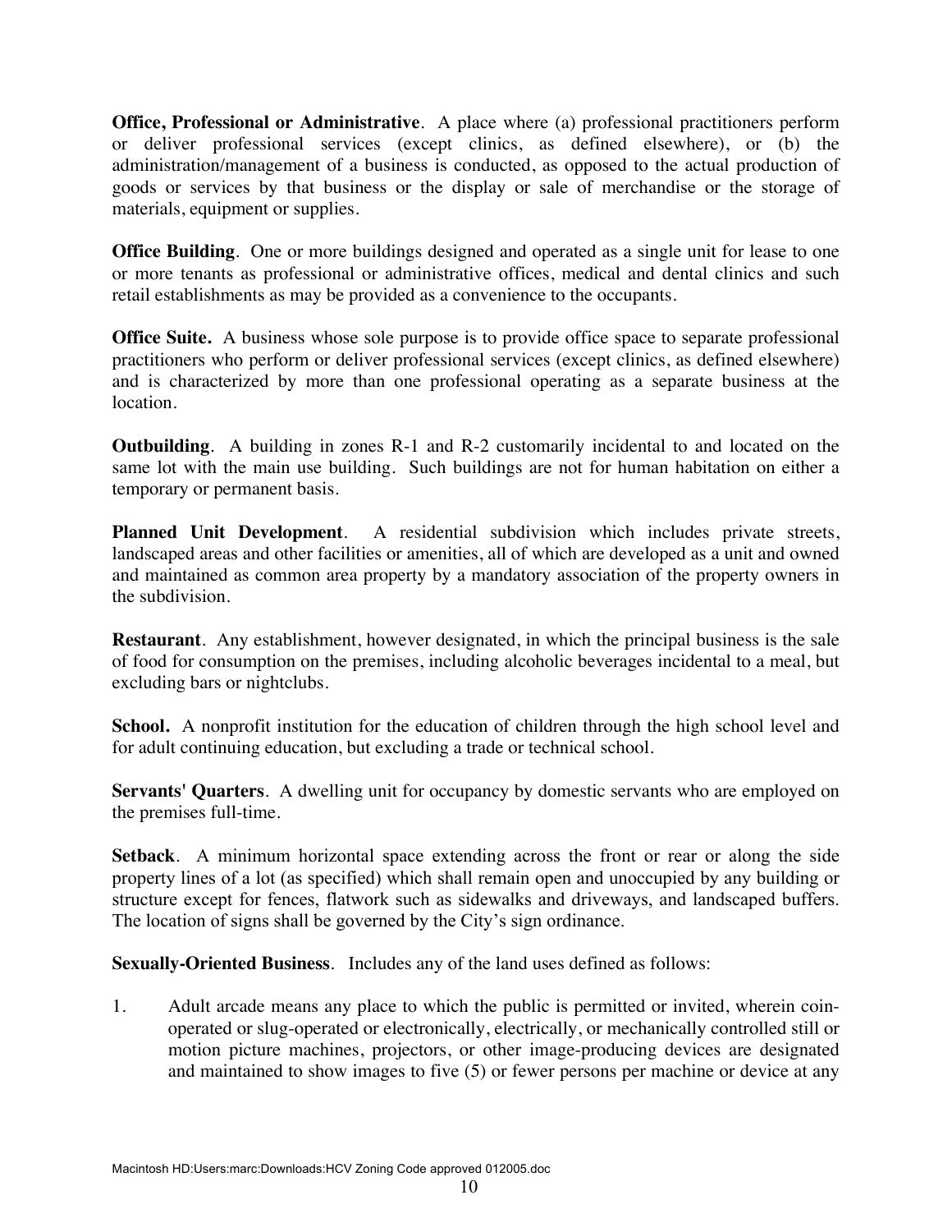**Office, Professional or Administrative**. A place where (a) professional practitioners perform or deliver professional services (except clinics, as defined elsewhere), or (b) the administration/management of a business is conducted, as opposed to the actual production of goods or services by that business or the display or sale of merchandise or the storage of materials, equipment or supplies.

**Office Building**. One or more buildings designed and operated as a single unit for lease to one or more tenants as professional or administrative offices, medical and dental clinics and such retail establishments as may be provided as a convenience to the occupants.

**Office Suite.** A business whose sole purpose is to provide office space to separate professional practitioners who perform or deliver professional services (except clinics, as defined elsewhere) and is characterized by more than one professional operating as a separate business at the location.

**Outbuilding**. A building in zones R-1 and R-2 customarily incidental to and located on the same lot with the main use building. Such buildings are not for human habitation on either a temporary or permanent basis.

**Planned Unit Development**. A residential subdivision which includes private streets, landscaped areas and other facilities or amenities, all of which are developed as a unit and owned and maintained as common area property by a mandatory association of the property owners in the subdivision.

**Restaurant**. Any establishment, however designated, in which the principal business is the sale of food for consumption on the premises, including alcoholic beverages incidental to a meal, but excluding bars or nightclubs.

**School.** A nonprofit institution for the education of children through the high school level and for adult continuing education, but excluding a trade or technical school.

**Servants' Quarters**. A dwelling unit for occupancy by domestic servants who are employed on the premises full-time.

**Setback**. A minimum horizontal space extending across the front or rear or along the side property lines of a lot (as specified) which shall remain open and unoccupied by any building or structure except for fences, flatwork such as sidewalks and driveways, and landscaped buffers. The location of signs shall be governed by the City's sign ordinance.

**Sexually-Oriented Business**. Includes any of the land uses defined as follows:

1. Adult arcade means any place to which the public is permitted or invited, wherein coin-operated or slug-operated or electronically, electrically, or mechanically controlled still or motion picture machines, projectors, or other image-producing devices are designated and maintained to show images to five (5) or fewer persons per machine or device at any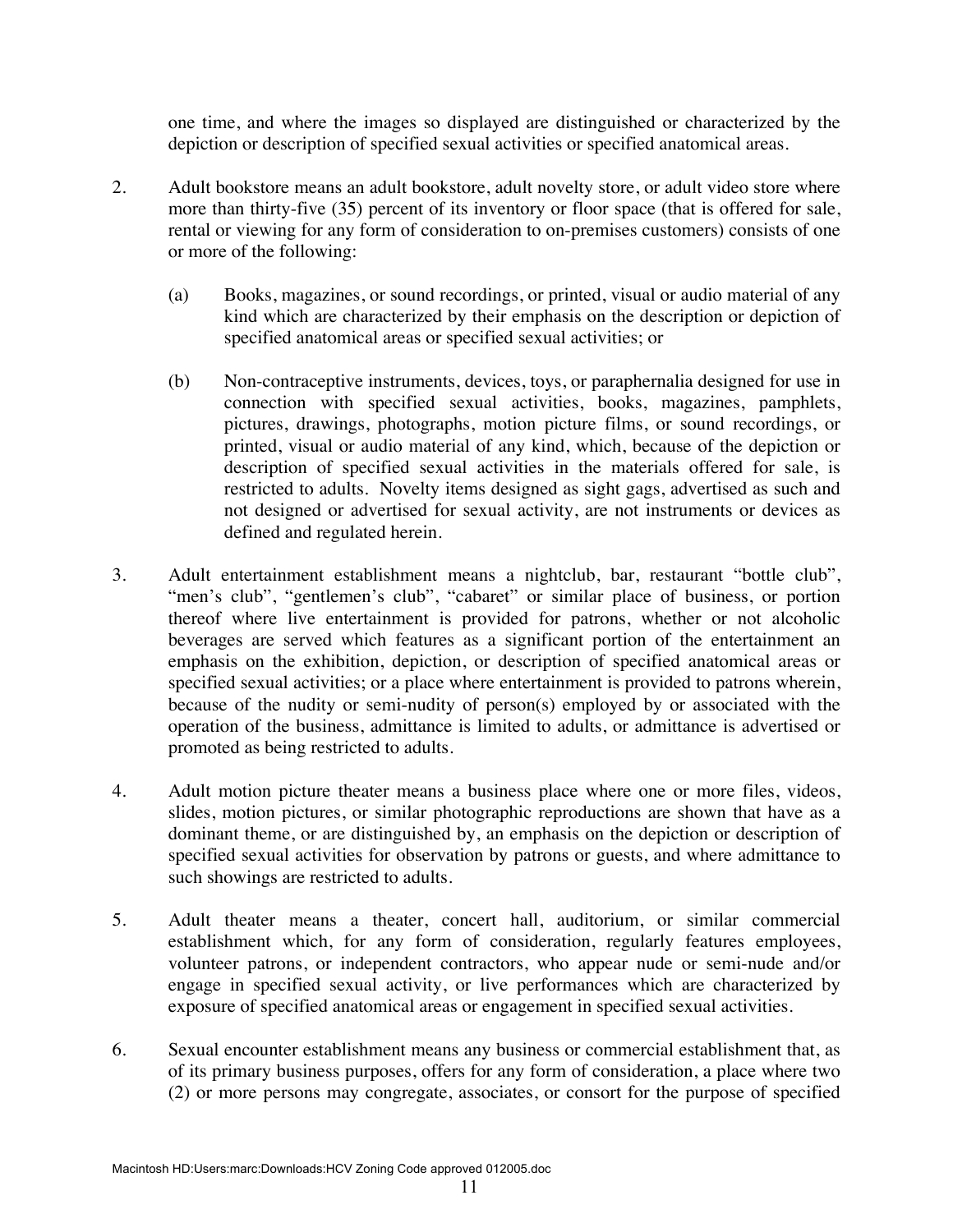one time, and where the images so displayed are distinguished or characterized by the depiction or description of specified sexual activities or specified anatomical areas.

2. Adult bookstore means an adult bookstore, adult novelty store, or adult video store where more than thirty-five (35) percent of its inventory or floor space (that is offered for sale, rental or viewing for any form of consideration to on-premises customers) consists of one or more of the following:

   (a) Books, magazines, or sound recordings, or printed, visual or audio material of any kind which are characterized by their emphasis on the description or depiction of specified anatomical areas or specified sexual activities; or

   (b) Non-contraceptive instruments, devices, toys, or paraphernalia designed for use in connection with specified sexual activities, books, magazines, pamphlets, pictures, drawings, photographs, motion picture films, or sound recordings, or printed, visual or audio material of any kind, which, because of the depiction or description of specified sexual activities in the materials offered for sale, is restricted to adults. Novelty items designed as sight gags, advertised as such and not designed or advertised for sexual activity, are not instruments or devices as defined and regulated herein.

3. Adult entertainment establishment means a nightclub, bar, restaurant "bottle club", "men's club", "gentlemen's club", "cabaret" or similar place of business, or portion thereof where live entertainment is provided for patrons, whether or not alcoholic beverages are served which features as a significant portion of the entertainment an emphasis on the exhibition, depiction, or description of specified anatomical areas or specified sexual activities; or a place where entertainment is provided to patrons wherein, because of the nudity or semi-nudity of person(s) employed by or associated with the operation of the business, admittance is limited to adults, or admittance is advertised or promoted as being restricted to adults.

4. Adult motion picture theater means a business place where one or more files, videos, slides, motion pictures, or similar photographic reproductions are shown that have as a dominant theme, or are distinguished by, an emphasis on the depiction or description of specified sexual activities for observation by patrons or guests, and where admittance to such showings are restricted to adults.

5. Adult theater means a theater, concert hall, auditorium, or similar commercial establishment which, for any form of consideration, regularly features employees, volunteer patrons, or independent contractors, who appear nude or semi-nude and/or engage in specified sexual activity, or live performances which are characterized by exposure of specified anatomical areas or engagement in specified sexual activities.

6. Sexual encounter establishment means any business or commercial establishment that, as of its primary business purposes, offers for any form of consideration, a place where two (2) or more persons may congregate, associates, or consort for the purpose of specified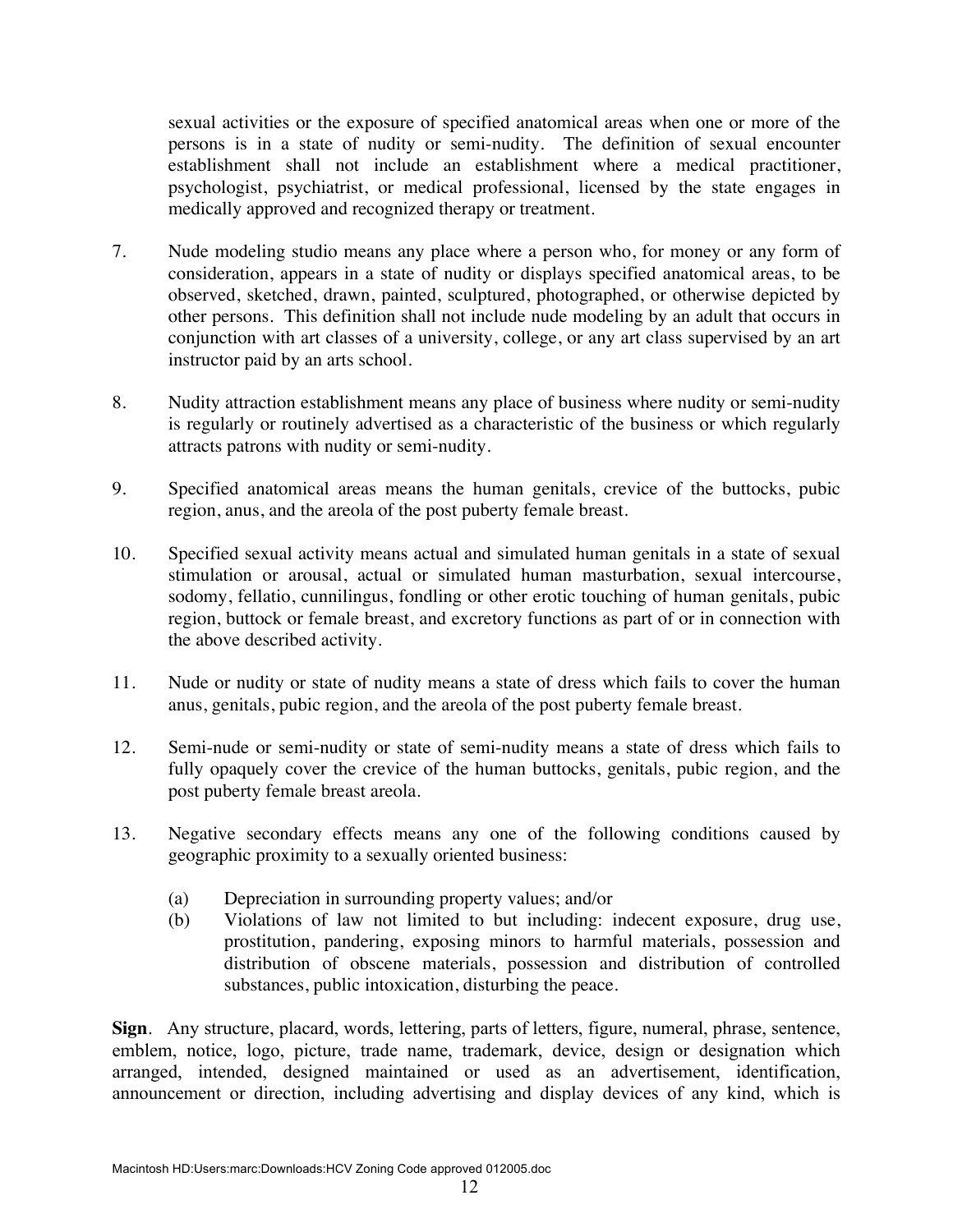sexual activities or the exposure of specified anatomical areas when one or more of the persons is in a state of nudity or semi-nudity. The definition of sexual encounter establishment shall not include an establishment where a medical practitioner, psychologist, psychiatrist, or medical professional, licensed by the state engages in medically approved and recognized therapy or treatment.

7. Nude modeling studio means any place where a person who, for money or any form of consideration, appears in a state of nudity or displays specified anatomical areas, to be observed, sketched, drawn, painted, sculptured, photographed, or otherwise depicted by other persons. This definition shall not include nude modeling by an adult that occurs in conjunction with art classes of a university, college, or any art class supervised by an art instructor paid by an arts school.

8. Nudity attraction establishment means any place of business where nudity or semi-nudity is regularly or routinely advertised as a characteristic of the business or which regularly attracts patrons with nudity or semi-nudity.

9. Specified anatomical areas means the human genitals, crevice of the buttocks, pubic region, anus, and the areola of the post puberty female breast.

10. Specified sexual activity means actual and simulated human genitals in a state of sexual stimulation or arousal, actual or simulated human masturbation, sexual intercourse, sodomy, fellatio, cunnilingus, fondling or other erotic touching of human genitals, pubic region, buttock or female breast, and excretory functions as part of or in connection with the above described activity.

11. Nude or nudity or state of nudity means a state of dress which fails to cover the human anus, genitals, pubic region, and the areola of the post puberty female breast.

12. Semi-nude or semi-nudity or state of semi-nudity means a state of dress which fails to fully opaquely cover the crevice of the human buttocks, genitals, pubic region, and the post puberty female breast areola.

13. Negative secondary effects means any one of the following conditions caused by geographic proximity to a sexually oriented business:

    (a) Depreciation in surrounding property values; and/or
    (b) Violations of law not limited to but including: indecent exposure, drug use, prostitution, pandering, exposing minors to harmful materials, possession and distribution of obscene materials, possession and distribution of controlled substances, public intoxication, disturbing the peace.

**Sign**. Any structure, placard, words, lettering, parts of letters, figure, numeral, phrase, sentence, emblem, notice, logo, picture, trade name, trademark, device, design or designation which arranged, intended, designed maintained or used as an advertisement, identification, announcement or direction, including advertising and display devices of any kind, which is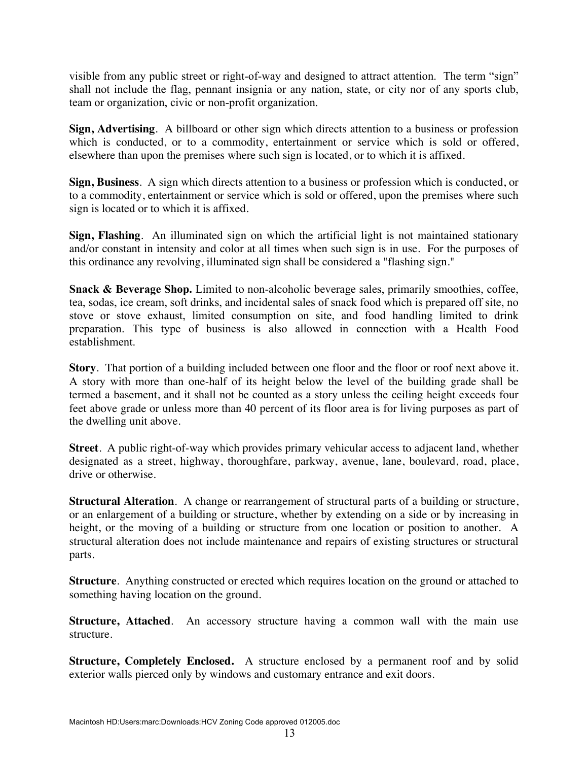visible from any public street or right-of-way and designed to attract attention. The term "sign" shall not include the flag, pennant insignia or any nation, state, or city nor of any sports club, team or organization, civic or non-profit organization.

**Sign, Advertising**. A billboard or other sign which directs attention to a business or profession which is conducted, or to a commodity, entertainment or service which is sold or offered, elsewhere than upon the premises where such sign is located, or to which it is affixed.

**Sign, Business**. A sign which directs attention to a business or profession which is conducted, or to a commodity, entertainment or service which is sold or offered, upon the premises where such sign is located or to which it is affixed.

**Sign, Flashing**. An illuminated sign on which the artificial light is not maintained stationary and/or constant in intensity and color at all times when such sign is in use. For the purposes of this ordinance any revolving, illuminated sign shall be considered a "flashing sign."

**Snack & Beverage Shop.** Limited to non-alcoholic beverage sales, primarily smoothies, coffee, tea, sodas, ice cream, soft drinks, and incidental sales of snack food which is prepared off site, no stove or stove exhaust, limited consumption on site, and food handling limited to drink preparation. This type of business is also allowed in connection with a Health Food establishment.

**Story**. That portion of a building included between one floor and the floor or roof next above it. A story with more than one-half of its height below the level of the building grade shall be termed a basement, and it shall not be counted as a story unless the ceiling height exceeds four feet above grade or unless more than 40 percent of its floor area is for living purposes as part of the dwelling unit above.

**Street**. A public right-of-way which provides primary vehicular access to adjacent land, whether designated as a street, highway, thoroughfare, parkway, avenue, lane, boulevard, road, place, drive or otherwise.

**Structural Alteration**. A change or rearrangement of structural parts of a building or structure, or an enlargement of a building or structure, whether by extending on a side or by increasing in height, or the moving of a building or structure from one location or position to another. A structural alteration does not include maintenance and repairs of existing structures or structural parts.

**Structure**. Anything constructed or erected which requires location on the ground or attached to something having location on the ground.

**Structure, Attached**. An accessory structure having a common wall with the main use structure.

**Structure, Completely Enclosed.** A structure enclosed by a permanent roof and by solid exterior walls pierced only by windows and customary entrance and exit doors.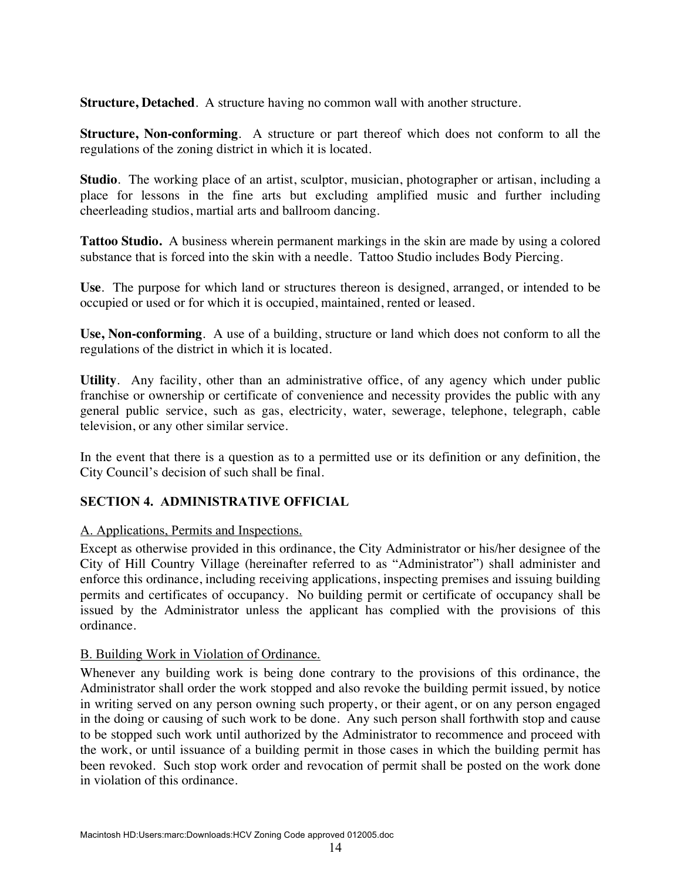**Structure, Detached**. A structure having no common wall with another structure.

**Structure, Non-conforming**. A structure or part thereof which does not conform to all the regulations of the zoning district in which it is located.

**Studio**. The working place of an artist, sculptor, musician, photographer or artisan, including a place for lessons in the fine arts but excluding amplified music and further including cheerleading studios, martial arts and ballroom dancing.

**Tattoo Studio.** A business wherein permanent markings in the skin are made by using a colored substance that is forced into the skin with a needle. Tattoo Studio includes Body Piercing.

**Use**. The purpose for which land or structures thereon is designed, arranged, or intended to be occupied or used or for which it is occupied, maintained, rented or leased.

**Use, Non-conforming**. A use of a building, structure or land which does not conform to all the regulations of the district in which it is located.

**Utility**. Any facility, other than an administrative office, of any agency which under public franchise or ownership or certificate of convenience and necessity provides the public with any general public service, such as gas, electricity, water, sewerage, telephone, telegraph, cable television, or any other similar service.

In the event that there is a question as to a permitted use or its definition or any definition, the City Council's decision of such shall be final.

## SECTION 4. ADMINISTRATIVE OFFICIAL

A. Applications, Permits and Inspections.

Except as otherwise provided in this ordinance, the City Administrator or his/her designee of the City of Hill Country Village (hereinafter referred to as "Administrator") shall administer and enforce this ordinance, including receiving applications, inspecting premises and issuing building permits and certificates of occupancy. No building permit or certificate of occupancy shall be issued by the Administrator unless the applicant has complied with the provisions of this ordinance.

B. Building Work in Violation of Ordinance.

Whenever any building work is being done contrary to the provisions of this ordinance, the Administrator shall order the work stopped and also revoke the building permit issued, by notice in writing served on any person owning such property, or their agent, or on any person engaged in the doing or causing of such work to be done. Any such person shall forthwith stop and cause to be stopped such work until authorized by the Administrator to recommence and proceed with the work, or until issuance of a building permit in those cases in which the building permit has been revoked. Such stop work order and revocation of permit shall be posted on the work done in violation of this ordinance.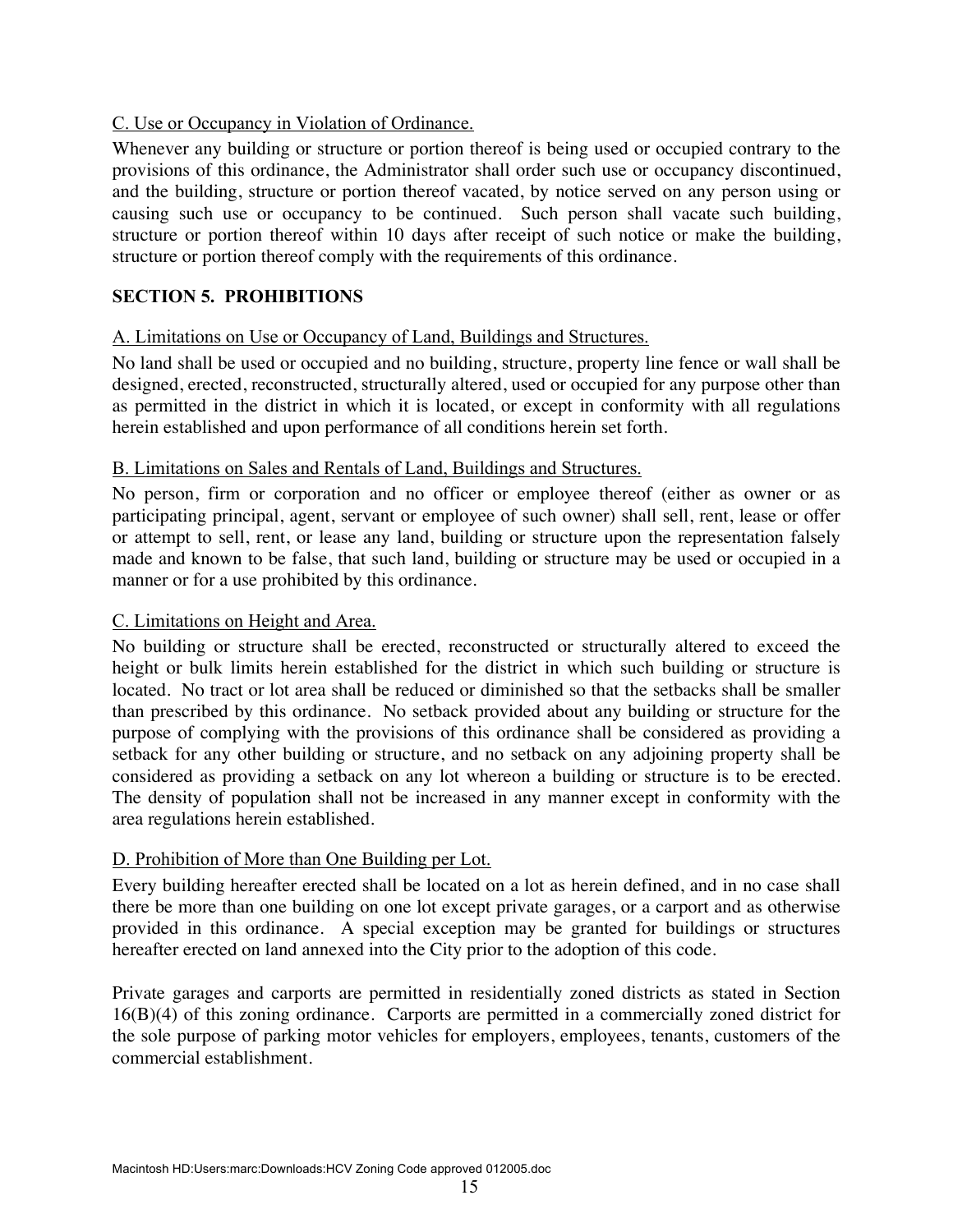C. Use or Occupancy in Violation of Ordinance.

Whenever any building or structure or portion thereof is being used or occupied contrary to the provisions of this ordinance, the Administrator shall order such use or occupancy discontinued, and the building, structure or portion thereof vacated, by notice served on any person using or causing such use or occupancy to be continued. Such person shall vacate such building, structure or portion thereof within 10 days after receipt of such notice or make the building, structure or portion thereof comply with the requirements of this ordinance.

## SECTION 5. PROHIBITIONS

A. Limitations on Use or Occupancy of Land, Buildings and Structures.

No land shall be used or occupied and no building, structure, property line fence or wall shall be designed, erected, reconstructed, structurally altered, used or occupied for any purpose other than as permitted in the district in which it is located, or except in conformity with all regulations herein established and upon performance of all conditions herein set forth.

B. Limitations on Sales and Rentals of Land, Buildings and Structures.

No person, firm or corporation and no officer or employee thereof (either as owner or as participating principal, agent, servant or employee of such owner) shall sell, rent, lease or offer or attempt to sell, rent, or lease any land, building or structure upon the representation falsely made and known to be false, that such land, building or structure may be used or occupied in a manner or for a use prohibited by this ordinance.

C. Limitations on Height and Area.

No building or structure shall be erected, reconstructed or structurally altered to exceed the height or bulk limits herein established for the district in which such building or structure is located. No tract or lot area shall be reduced or diminished so that the setbacks shall be smaller than prescribed by this ordinance. No setback provided about any building or structure for the purpose of complying with the provisions of this ordinance shall be considered as providing a setback for any other building or structure, and no setback on any adjoining property shall be considered as providing a setback on any lot whereon a building or structure is to be erected. The density of population shall not be increased in any manner except in conformity with the area regulations herein established.

D. Prohibition of More than One Building per Lot.

Every building hereafter erected shall be located on a lot as herein defined, and in no case shall there be more than one building on one lot except private garages, or a carport and as otherwise provided in this ordinance. A special exception may be granted for buildings or structures hereafter erected on land annexed into the City prior to the adoption of this code.

Private garages and carports are permitted in residentially zoned districts as stated in Section 16(B)(4) of this zoning ordinance. Carports are permitted in a commercially zoned district for the sole purpose of parking motor vehicles for employers, employees, tenants, customers of the commercial establishment.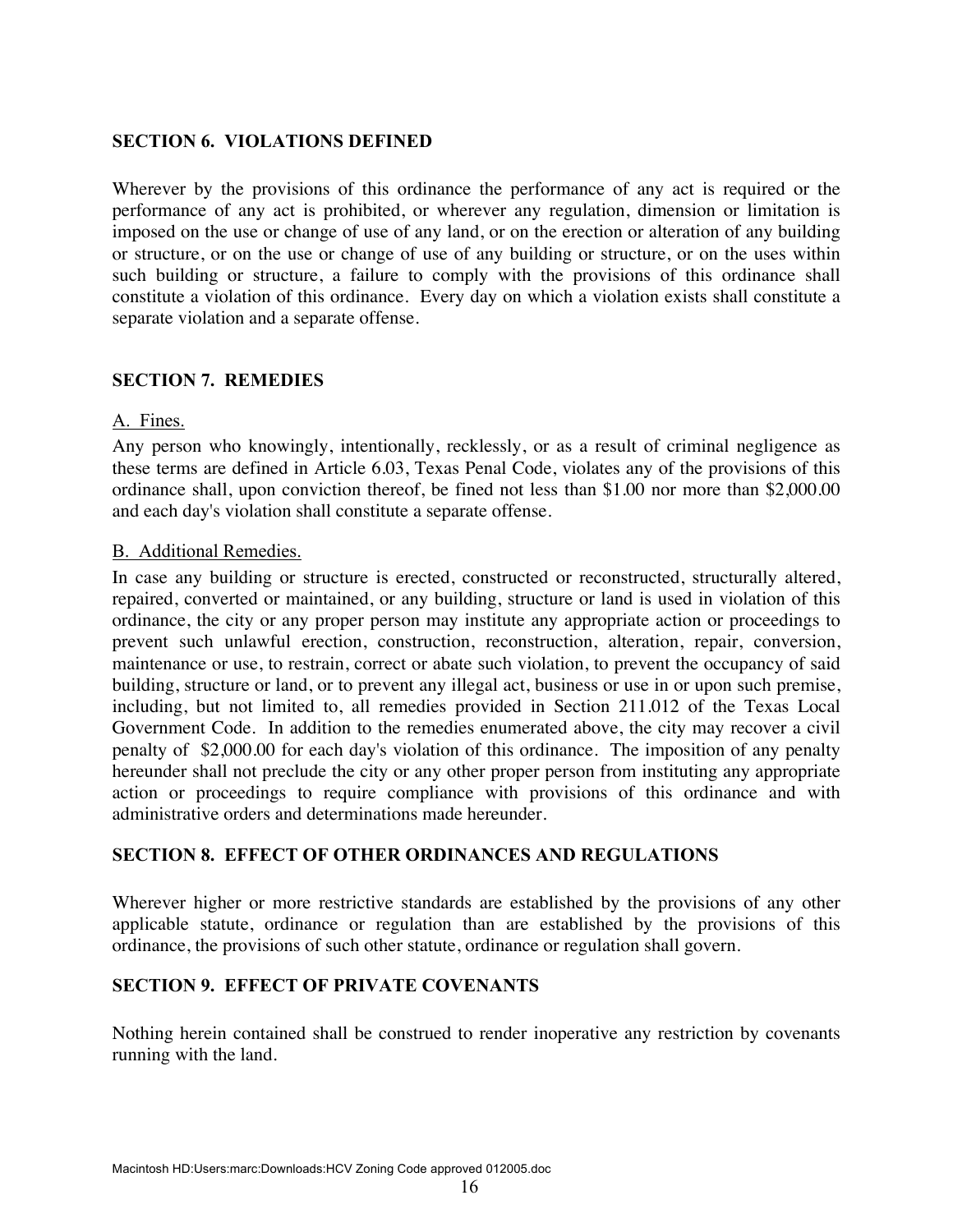## SECTION 6. VIOLATIONS DEFINED

Wherever by the provisions of this ordinance the performance of any act is required or the performance of any act is prohibited, or wherever any regulation, dimension or limitation is imposed on the use or change of use of any land, or on the erection or alteration of any building or structure, or on the use or change of use of any building or structure, or on the uses within such building or structure, a failure to comply with the provisions of this ordinance shall constitute a violation of this ordinance. Every day on which a violation exists shall constitute a separate violation and a separate offense.

## SECTION 7. REMEDIES

A. Fines.

Any person who knowingly, intentionally, recklessly, or as a result of criminal negligence as these terms are defined in Article 6.03, Texas Penal Code, violates any of the provisions of this ordinance shall, upon conviction thereof, be fined not less than $1.00 nor more than $2,000.00 and each day's violation shall constitute a separate offense.

B. Additional Remedies.

In case any building or structure is erected, constructed or reconstructed, structurally altered, repaired, converted or maintained, or any building, structure or land is used in violation of this ordinance, the city or any proper person may institute any appropriate action or proceedings to prevent such unlawful erection, construction, reconstruction, alteration, repair, conversion, maintenance or use, to restrain, correct or abate such violation, to prevent the occupancy of said building, structure or land, or to prevent any illegal act, business or use in or upon such premise, including, but not limited to, all remedies provided in Section 211.012 of the Texas Local Government Code. In addition to the remedies enumerated above, the city may recover a civil penalty of $2,000.00 for each day's violation of this ordinance. The imposition of any penalty hereunder shall not preclude the city or any other proper person from instituting any appropriate action or proceedings to require compliance with provisions of this ordinance and with administrative orders and determinations made hereunder.

## SECTION 8. EFFECT OF OTHER ORDINANCES AND REGULATIONS

Wherever higher or more restrictive standards are established by the provisions of any other applicable statute, ordinance or regulation than are established by the provisions of this ordinance, the provisions of such other statute, ordinance or regulation shall govern.

## SECTION 9. EFFECT OF PRIVATE COVENANTS

Nothing herein contained shall be construed to render inoperative any restriction by covenants running with the land.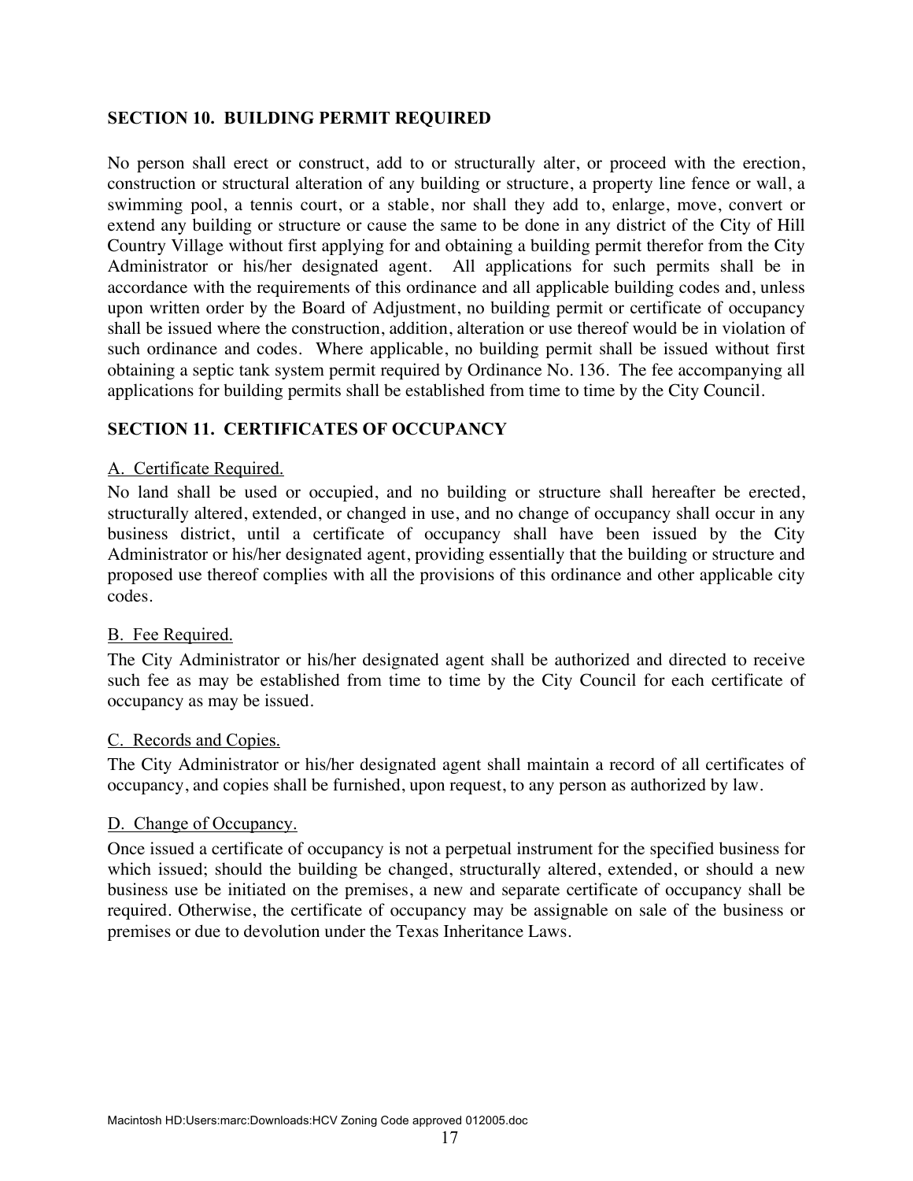## SECTION 10. BUILDING PERMIT REQUIRED

No person shall erect or construct, add to or structurally alter, or proceed with the erection, construction or structural alteration of any building or structure, a property line fence or wall, a swimming pool, a tennis court, or a stable, nor shall they add to, enlarge, move, convert or extend any building or structure or cause the same to be done in any district of the City of Hill Country Village without first applying for and obtaining a building permit therefor from the City Administrator or his/her designated agent. All applications for such permits shall be in accordance with the requirements of this ordinance and all applicable building codes and, unless upon written order by the Board of Adjustment, no building permit or certificate of occupancy shall be issued where the construction, addition, alteration or use thereof would be in violation of such ordinance and codes. Where applicable, no building permit shall be issued without first obtaining a septic tank system permit required by Ordinance No. 136. The fee accompanying all applications for building permits shall be established from time to time by the City Council.

## SECTION 11. CERTIFICATES OF OCCUPANCY

A. Certificate Required.

No land shall be used or occupied, and no building or structure shall hereafter be erected, structurally altered, extended, or changed in use, and no change of occupancy shall occur in any business district, until a certificate of occupancy shall have been issued by the City Administrator or his/her designated agent, providing essentially that the building or structure and proposed use thereof complies with all the provisions of this ordinance and other applicable city codes.

B. Fee Required.

The City Administrator or his/her designated agent shall be authorized and directed to receive such fee as may be established from time to time by the City Council for each certificate of occupancy as may be issued.

C. Records and Copies.

The City Administrator or his/her designated agent shall maintain a record of all certificates of occupancy, and copies shall be furnished, upon request, to any person as authorized by law.

D. Change of Occupancy.

Once issued a certificate of occupancy is not a perpetual instrument for the specified business for which issued; should the building be changed, structurally altered, extended, or should a new business use be initiated on the premises, a new and separate certificate of occupancy shall be required. Otherwise, the certificate of occupancy may be assignable on sale of the business or premises or due to devolution under the Texas Inheritance Laws.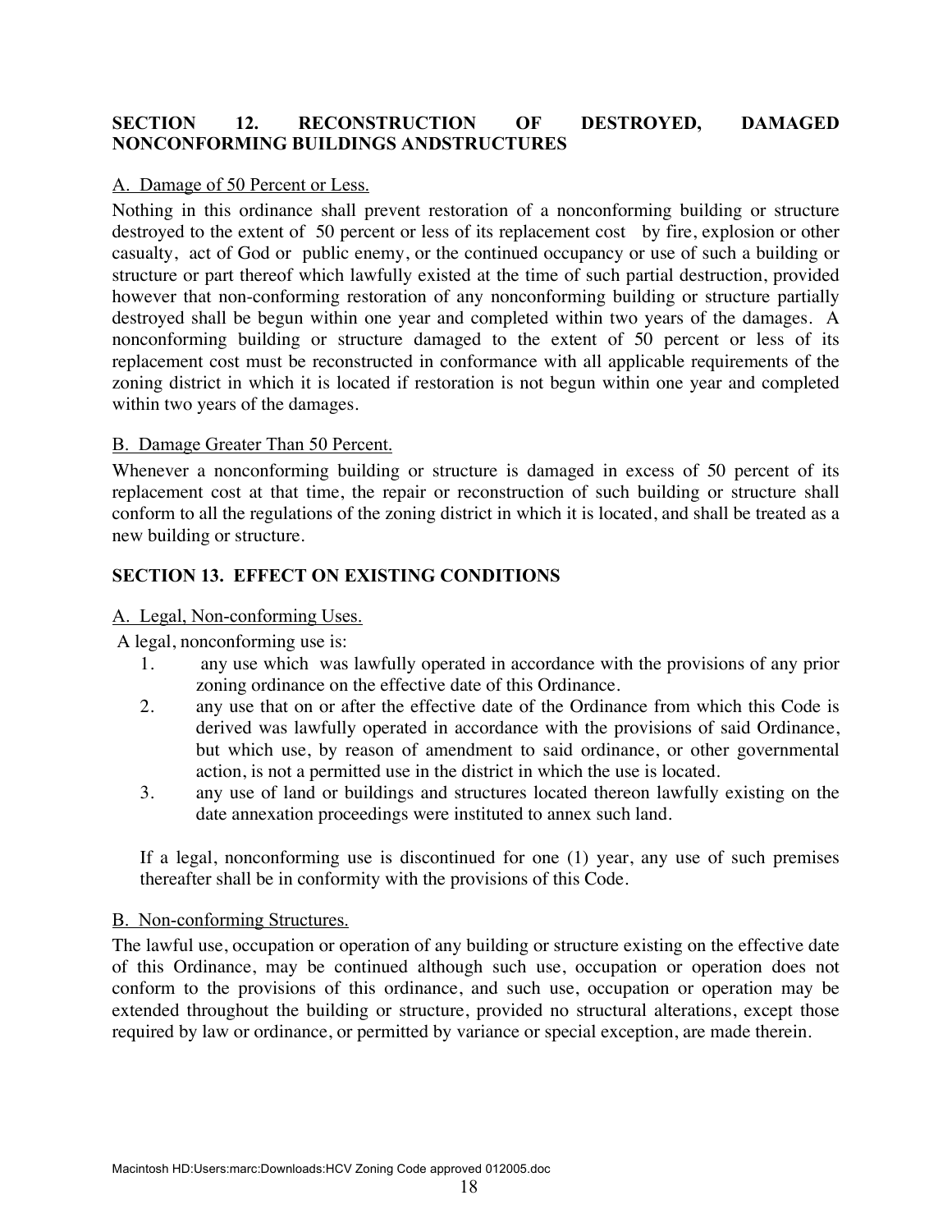## SECTION 12. RECONSTRUCTION OF DESTROYED, DAMAGED NONCONFORMING BUILDINGS ANDSTRUCTURES

A. Damage of 50 Percent or Less.

Nothing in this ordinance shall prevent restoration of a nonconforming building or structure destroyed to the extent of 50 percent or less of its replacement cost by fire, explosion or other casualty, act of God or public enemy, or the continued occupancy or use of such a building or structure or part thereof which lawfully existed at the time of such partial destruction, provided however that non-conforming restoration of any nonconforming building or structure partially destroyed shall be begun within one year and completed within two years of the damages. A nonconforming building or structure damaged to the extent of 50 percent or less of its replacement cost must be reconstructed in conformance with all applicable requirements of the zoning district in which it is located if restoration is not begun within one year and completed within two years of the damages.

B. Damage Greater Than 50 Percent.

Whenever a nonconforming building or structure is damaged in excess of 50 percent of its replacement cost at that time, the repair or reconstruction of such building or structure shall conform to all the regulations of the zoning district in which it is located, and shall be treated as a new building or structure.

## SECTION 13. EFFECT ON EXISTING CONDITIONS

A. Legal, Non-conforming Uses.

A legal, nonconforming use is:

1. any use which was lawfully operated in accordance with the provisions of any prior zoning ordinance on the effective date of this Ordinance.
2. any use that on or after the effective date of the Ordinance from which this Code is derived was lawfully operated in accordance with the provisions of said Ordinance, but which use, by reason of amendment to said ordinance, or other governmental action, is not a permitted use in the district in which the use is located.
3. any use of land or buildings and structures located thereon lawfully existing on the date annexation proceedings were instituted to annex such land.

If a legal, nonconforming use is discontinued for one (1) year, any use of such premises thereafter shall be in conformity with the provisions of this Code.

B. Non-conforming Structures.

The lawful use, occupation or operation of any building or structure existing on the effective date of this Ordinance, may be continued although such use, occupation or operation does not conform to the provisions of this ordinance, and such use, occupation or operation may be extended throughout the building or structure, provided no structural alterations, except those required by law or ordinance, or permitted by variance or special exception, are made therein.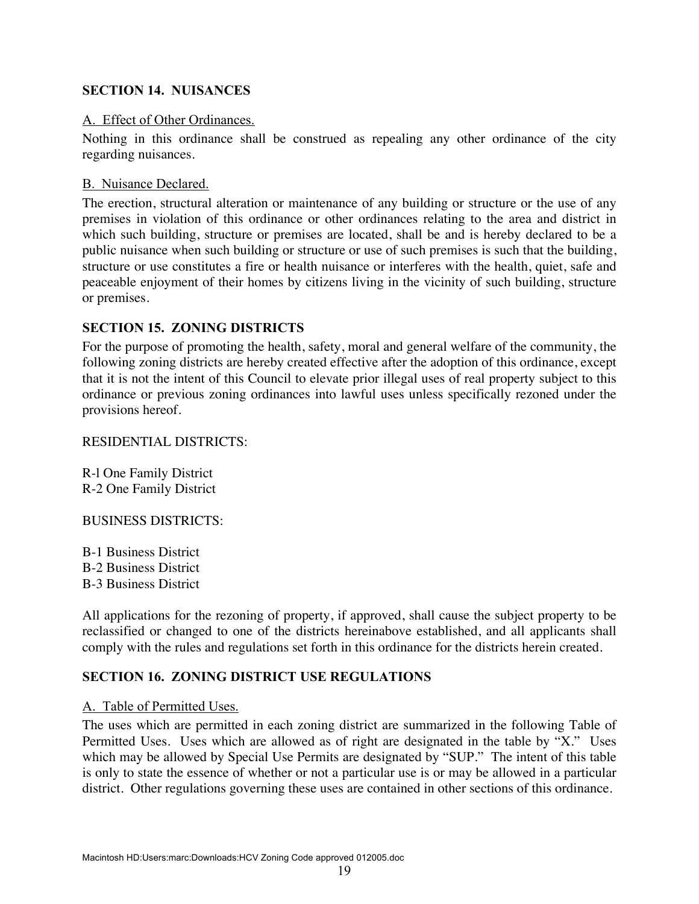**SECTION 14. NUISANCES**

A. Effect of Other Ordinances.

Nothing in this ordinance shall be construed as repealing any other ordinance of the city regarding nuisances.

B. Nuisance Declared.

The erection, structural alteration or maintenance of any building or structure or the use of any premises in violation of this ordinance or other ordinances relating to the area and district in which such building, structure or premises are located, shall be and is hereby declared to be a public nuisance when such building or structure or use of such premises is such that the building, structure or use constitutes a fire or health nuisance or interferes with the health, quiet, safe and peaceable enjoyment of their homes by citizens living in the vicinity of such building, structure or premises.

**SECTION 15. ZONING DISTRICTS**

For the purpose of promoting the health, safety, moral and general welfare of the community, the following zoning districts are hereby created effective after the adoption of this ordinance, except that it is not the intent of this Council to elevate prior illegal uses of real property subject to this ordinance or previous zoning ordinances into lawful uses unless specifically rezoned under the provisions hereof.

RESIDENTIAL DISTRICTS:

R-l One Family District
R-2 One Family District

BUSINESS DISTRICTS:

B-1 Business District
B-2 Business District
B-3 Business District

All applications for the rezoning of property, if approved, shall cause the subject property to be reclassified or changed to one of the districts hereinabove established, and all applicants shall comply with the rules and regulations set forth in this ordinance for the districts herein created.

**SECTION 16. ZONING DISTRICT USE REGULATIONS**

A. Table of Permitted Uses.

The uses which are permitted in each zoning district are summarized in the following Table of Permitted Uses. Uses which are allowed as of right are designated in the table by "X." Uses which may be allowed by Special Use Permits are designated by "SUP." The intent of this table is only to state the essence of whether or not a particular use is or may be allowed in a particular district. Other regulations governing these uses are contained in other sections of this ordinance.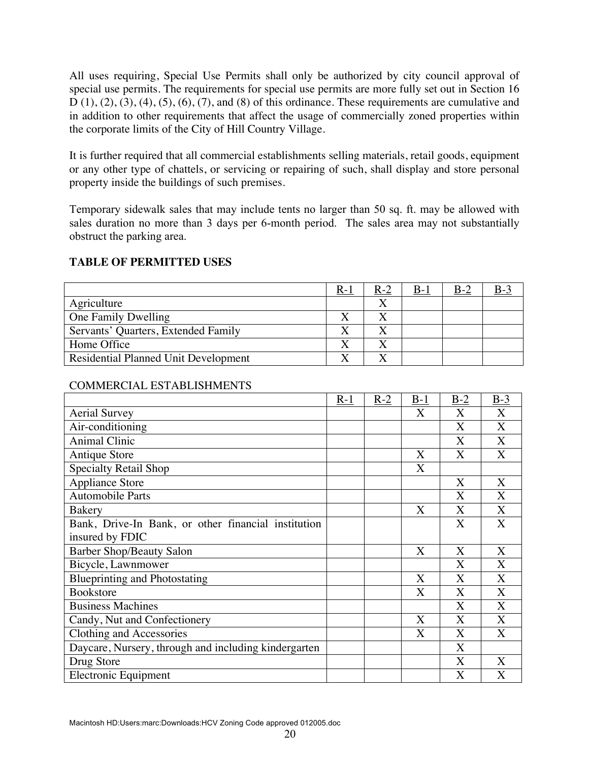All uses requiring, Special Use Permits shall only be authorized by city council approval of special use permits. The requirements for special use permits are more fully set out in Section 16 D (1), (2), (3), (4), (5), (6), (7), and (8) of this ordinance. These requirements are cumulative and in addition to other requirements that affect the usage of commercially zoned properties within the corporate limits of the City of Hill Country Village.

It is further required that all commercial establishments selling materials, retail goods, equipment or any other type of chattels, or servicing or repairing of such, shall display and store personal property inside the buildings of such premises.

Temporary sidewalk sales that may include tents no larger than 50 sq. ft. may be allowed with sales duration no more than 3 days per 6-month period. The sales area may not substantially obstruct the parking area.

**TABLE OF PERMITTED USES**

| | R-1 | R-2 | B-1 | B-2 | B-3 |
|---|---|---|---|---|---|
| Agriculture | | X | | | |
| One Family Dwelling | X | X | | | |
| Servants' Quarters, Extended Family | X | X | | | |
| Home Office | X | X | | | |
| Residential Planned Unit Development | X | X | | | |

COMMERCIAL ESTABLISHMENTS

| | R-1 | R-2 | B-1 | B-2 | B-3 |
|---|---|---|---|---|---|
| Aerial Survey | | | X | X | X |
| Air-conditioning | | | | X | X |
| Animal Clinic | | | | X | X |
| Antique Store | | | X | X | X |
| Specialty Retail Shop | | | X | | |
| Appliance Store | | | | X | X |
| Automobile Parts | | | | X | X |
| Bakery | | | X | X | X |
| Bank, Drive-In Bank, or other financial institution insured by FDIC | | | | X | X |
| Barber Shop/Beauty Salon | | | X | X | X |
| Bicycle, Lawnmower | | | | X | X |
| Blueprinting and Photostating | | | X | X | X |
| Bookstore | | | X | X | X |
| Business Machines | | | | X | X |
| Candy, Nut and Confectionery | | | X | X | X |
| Clothing and Accessories | | | X | X | X |
| Daycare, Nursery, through and including kindergarten | | | | X | |
| Drug Store | | | | X | X |
| Electronic Equipment | | | | X | X |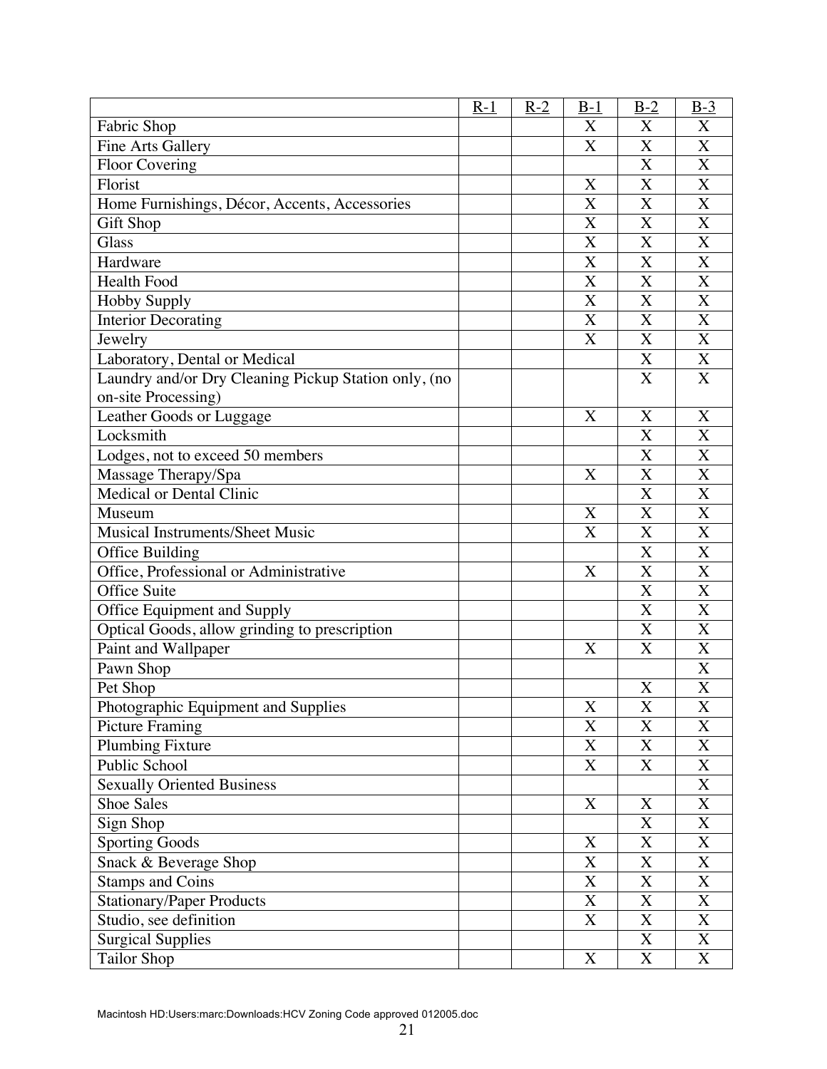| | R-1 | R-2 | B-1 | B-2 | B-3 |
|---|---|---|---|---|---|
| Fabric Shop | | | X | X | X |
| Fine Arts Gallery | | | X | X | X |
| Floor Covering | | | | X | X |
| Florist | | | X | X | X |
| Home Furnishings, Décor, Accents, Accessories | | | X | X | X |
| Gift Shop | | | X | X | X |
| Glass | | | X | X | X |
| Hardware | | | X | X | X |
| Health Food | | | X | X | X |
| Hobby Supply | | | X | X | X |
| Interior Decorating | | | X | X | X |
| Jewelry | | | X | X | X |
| Laboratory, Dental or Medical | | | | X | X |
| Laundry and/or Dry Cleaning Pickup Station only, (no on-site Processing) | | | | X | X |
| Leather Goods or Luggage | | | X | X | X |
| Locksmith | | | | X | X |
| Lodges, not to exceed 50 members | | | | X | X |
| Massage Therapy/Spa | | | X | X | X |
| Medical or Dental Clinic | | | | X | X |
| Museum | | | X | X | X |
| Musical Instruments/Sheet Music | | | X | X | X |
| Office Building | | | | X | X |
| Office, Professional or Administrative | | | X | X | X |
| Office Suite | | | | X | X |
| Office Equipment and Supply | | | | X | X |
| Optical Goods, allow grinding to prescription | | | | X | X |
| Paint and Wallpaper | | | X | X | X |
| Pawn Shop | | | | | X |
| Pet Shop | | | | X | X |
| Photographic Equipment and Supplies | | | X | X | X |
| Picture Framing | | | X | X | X |
| Plumbing Fixture | | | X | X | X |
| Public School | | | X | X | X |
| Sexually Oriented Business | | | | | X |
| Shoe Sales | | | X | X | X |
| Sign Shop | | | | X | X |
| Sporting Goods | | | X | X | X |
| Snack & Beverage Shop | | | X | X | X |
| Stamps and Coins | | | X | X | X |
| Stationary/Paper Products | | | X | X | X |
| Studio, see definition | | | X | X | X |
| Surgical Supplies | | | | X | X |
| Tailor Shop | | | X | X | X |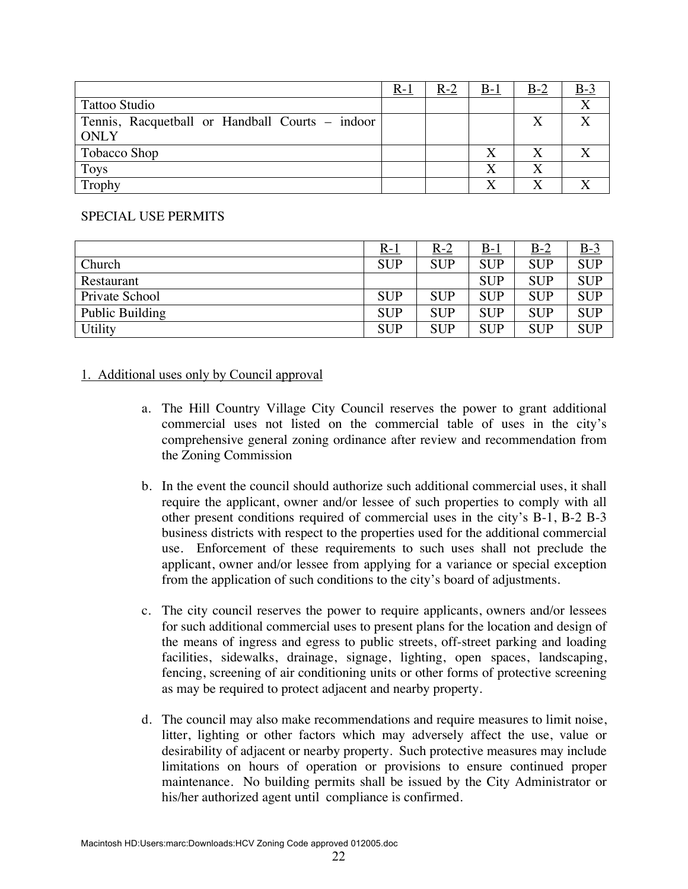| | R-1 | R-2 | B-1 | B-2 | B-3 |
|---|---|---|---|---|---|
| Tattoo Studio | | | | | X |
| Tennis, Racquetball or Handball Courts – indoor ONLY | | | | X | X |
| Tobacco Shop | | | X | X | X |
| Toys | | | X | X | |
| Trophy | | | X | X | X |

SPECIAL USE PERMITS

| | R-1 | R-2 | B-1 | B-2 | B-3 |
|---|---|---|---|---|---|
| Church | SUP | SUP | SUP | SUP | SUP |
| Restaurant | | | SUP | SUP | SUP |
| Private School | SUP | SUP | SUP | SUP | SUP |
| Public Building | SUP | SUP | SUP | SUP | SUP |
| Utility | SUP | SUP | SUP | SUP | SUP |

1. Additional uses only by Council approval

a. The Hill Country Village City Council reserves the power to grant additional commercial uses not listed on the commercial table of uses in the city's comprehensive general zoning ordinance after review and recommendation from the Zoning Commission

b. In the event the council should authorize such additional commercial uses, it shall require the applicant, owner and/or lessee of such properties to comply with all other present conditions required of commercial uses in the city's B-1, B-2 B-3 business districts with respect to the properties used for the additional commercial use. Enforcement of these requirements to such uses shall not preclude the applicant, owner and/or lessee from applying for a variance or special exception from the application of such conditions to the city's board of adjustments.

c. The city council reserves the power to require applicants, owners and/or lessees for such additional commercial uses to present plans for the location and design of the means of ingress and egress to public streets, off-street parking and loading facilities, sidewalks, drainage, signage, lighting, open spaces, landscaping, fencing, screening of air conditioning units or other forms of protective screening as may be required to protect adjacent and nearby property.

d. The council may also make recommendations and require measures to limit noise, litter, lighting or other factors which may adversely affect the use, value or desirability of adjacent or nearby property. Such protective measures may include limitations on hours of operation or provisions to ensure continued proper maintenance. No building permits shall be issued by the City Administrator or his/her authorized agent until compliance is confirmed.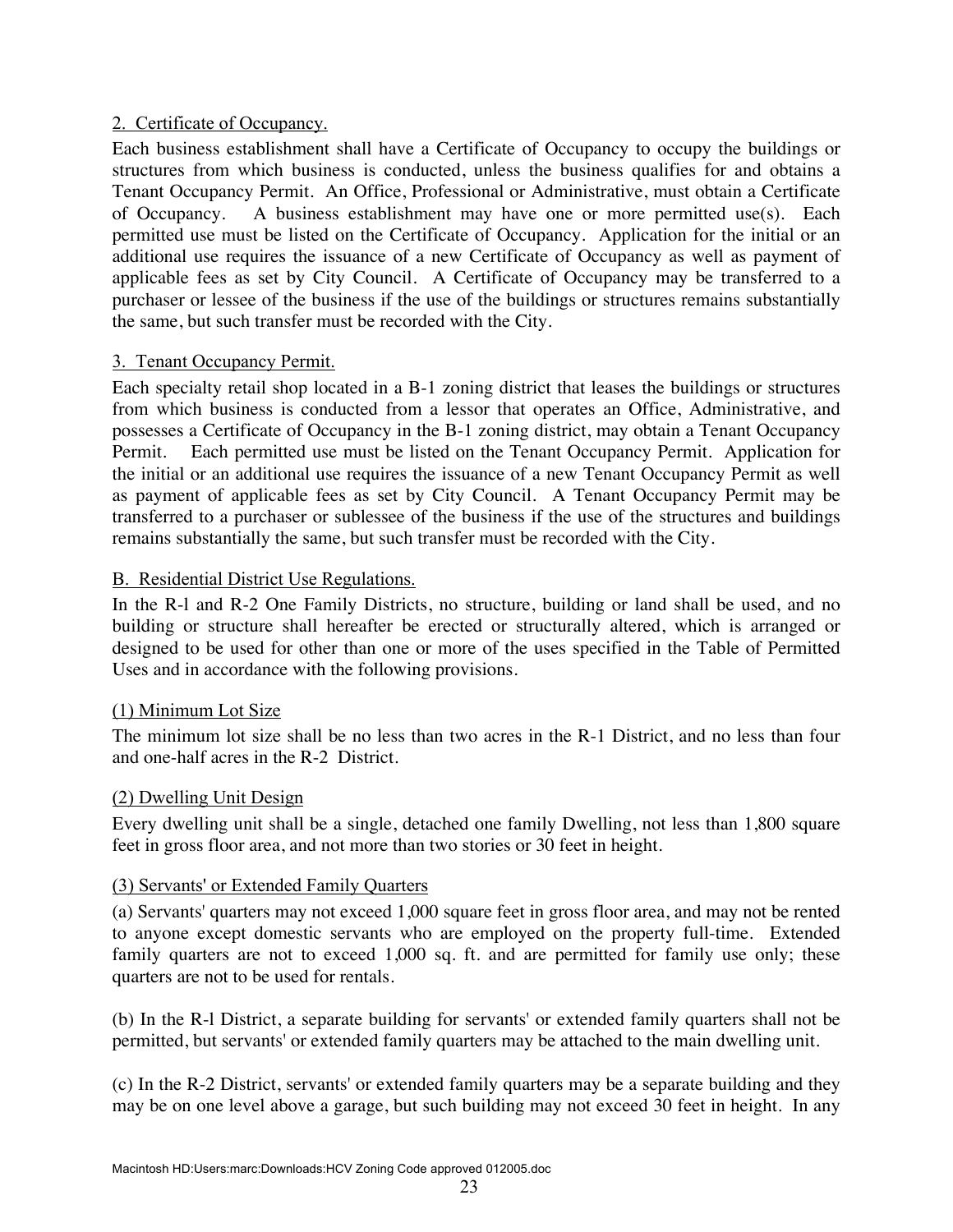2. Certificate of Occupancy.

Each business establishment shall have a Certificate of Occupancy to occupy the buildings or structures from which business is conducted, unless the business qualifies for and obtains a Tenant Occupancy Permit. An Office, Professional or Administrative, must obtain a Certificate of Occupancy. A business establishment may have one or more permitted use(s). Each permitted use must be listed on the Certificate of Occupancy. Application for the initial or an additional use requires the issuance of a new Certificate of Occupancy as well as payment of applicable fees as set by City Council. A Certificate of Occupancy may be transferred to a purchaser or lessee of the business if the use of the buildings or structures remains substantially the same, but such transfer must be recorded with the City.

3. Tenant Occupancy Permit.

Each specialty retail shop located in a B-1 zoning district that leases the buildings or structures from which business is conducted from a lessor that operates an Office, Administrative, and possesses a Certificate of Occupancy in the B-1 zoning district, may obtain a Tenant Occupancy Permit. Each permitted use must be listed on the Tenant Occupancy Permit. Application for the initial or an additional use requires the issuance of a new Tenant Occupancy Permit as well as payment of applicable fees as set by City Council. A Tenant Occupancy Permit may be transferred to a purchaser or sublessee of the business if the use of the structures and buildings remains substantially the same, but such transfer must be recorded with the City.

B. Residential District Use Regulations.

In the R-l and R-2 One Family Districts, no structure, building or land shall be used, and no building or structure shall hereafter be erected or structurally altered, which is arranged or designed to be used for other than one or more of the uses specified in the Table of Permitted Uses and in accordance with the following provisions.

(1) Minimum Lot Size

The minimum lot size shall be no less than two acres in the R-1 District, and no less than four and one-half acres in the R-2 District.

(2) Dwelling Unit Design

Every dwelling unit shall be a single, detached one family Dwelling, not less than 1,800 square feet in gross floor area, and not more than two stories or 30 feet in height.

(3) Servants' or Extended Family Quarters

(a) Servants' quarters may not exceed 1,000 square feet in gross floor area, and may not be rented to anyone except domestic servants who are employed on the property full-time. Extended family quarters are not to exceed 1,000 sq. ft. and are permitted for family use only; these quarters are not to be used for rentals.

(b) In the R-l District, a separate building for servants' or extended family quarters shall not be permitted, but servants' or extended family quarters may be attached to the main dwelling unit.

(c) In the R-2 District, servants' or extended family quarters may be a separate building and they may be on one level above a garage, but such building may not exceed 30 feet in height. In any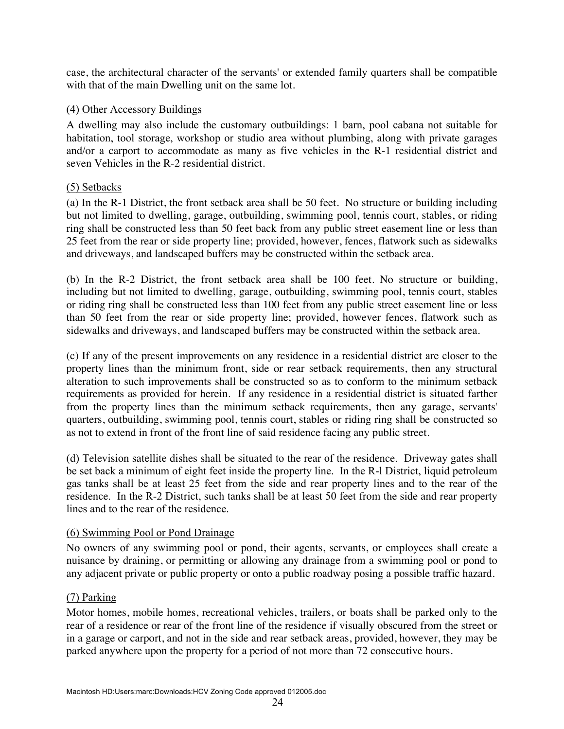case, the architectural character of the servants' or extended family quarters shall be compatible with that of the main Dwelling unit on the same lot.

(4) Other Accessory Buildings

A dwelling may also include the customary outbuildings: 1 barn, pool cabana not suitable for habitation, tool storage, workshop or studio area without plumbing, along with private garages and/or a carport to accommodate as many as five vehicles in the R-1 residential district and seven Vehicles in the R-2 residential district.

(5) Setbacks

(a) In the R-1 District, the front setback area shall be 50 feet. No structure or building including but not limited to dwelling, garage, outbuilding, swimming pool, tennis court, stables, or riding ring shall be constructed less than 50 feet back from any public street easement line or less than 25 feet from the rear or side property line; provided, however, fences, flatwork such as sidewalks and driveways, and landscaped buffers may be constructed within the setback area.

(b) In the R-2 District, the front setback area shall be 100 feet. No structure or building, including but not limited to dwelling, garage, outbuilding, swimming pool, tennis court, stables or riding ring shall be constructed less than 100 feet from any public street easement line or less than 50 feet from the rear or side property line; provided, however fences, flatwork such as sidewalks and driveways, and landscaped buffers may be constructed within the setback area.

(c) If any of the present improvements on any residence in a residential district are closer to the property lines than the minimum front, side or rear setback requirements, then any structural alteration to such improvements shall be constructed so as to conform to the minimum setback requirements as provided for herein. If any residence in a residential district is situated farther from the property lines than the minimum setback requirements, then any garage, servants' quarters, outbuilding, swimming pool, tennis court, stables or riding ring shall be constructed so as not to extend in front of the front line of said residence facing any public street.

(d) Television satellite dishes shall be situated to the rear of the residence. Driveway gates shall be set back a minimum of eight feet inside the property line. In the R-l District, liquid petroleum gas tanks shall be at least 25 feet from the side and rear property lines and to the rear of the residence. In the R-2 District, such tanks shall be at least 50 feet from the side and rear property lines and to the rear of the residence.

(6) Swimming Pool or Pond Drainage

No owners of any swimming pool or pond, their agents, servants, or employees shall create a nuisance by draining, or permitting or allowing any drainage from a swimming pool or pond to any adjacent private or public property or onto a public roadway posing a possible traffic hazard.

(7) Parking

Motor homes, mobile homes, recreational vehicles, trailers, or boats shall be parked only to the rear of a residence or rear of the front line of the residence if visually obscured from the street or in a garage or carport, and not in the side and rear setback areas, provided, however, they may be parked anywhere upon the property for a period of not more than 72 consecutive hours.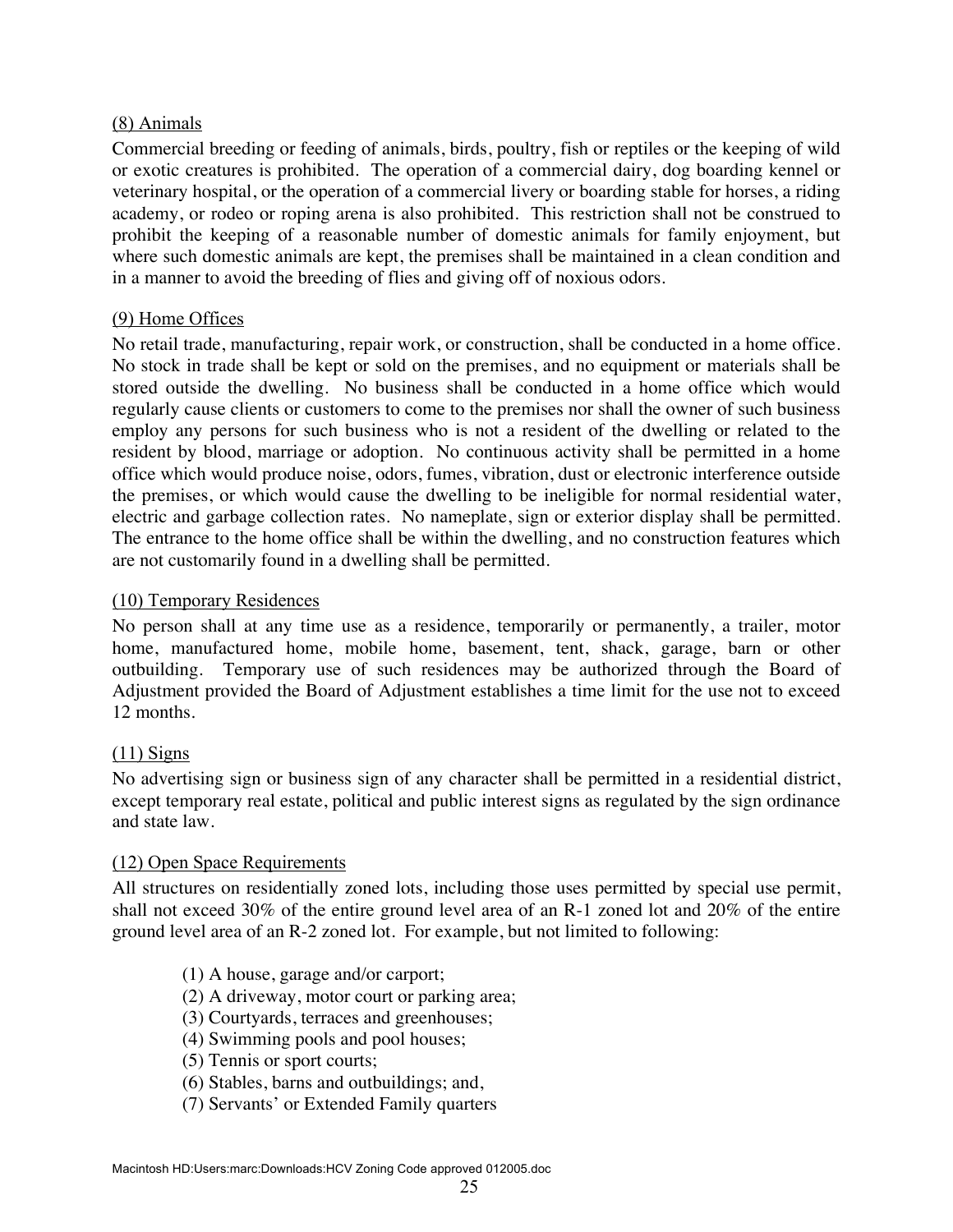<u>(8) Animals</u>

Commercial breeding or feeding of animals, birds, poultry, fish or reptiles or the keeping of wild or exotic creatures is prohibited. The operation of a commercial dairy, dog boarding kennel or veterinary hospital, or the operation of a commercial livery or boarding stable for horses, a riding academy, or rodeo or roping arena is also prohibited. This restriction shall not be construed to prohibit the keeping of a reasonable number of domestic animals for family enjoyment, but where such domestic animals are kept, the premises shall be maintained in a clean condition and in a manner to avoid the breeding of flies and giving off of noxious odors.

<u>(9) Home Offices</u>

No retail trade, manufacturing, repair work, or construction, shall be conducted in a home office. No stock in trade shall be kept or sold on the premises, and no equipment or materials shall be stored outside the dwelling. No business shall be conducted in a home office which would regularly cause clients or customers to come to the premises nor shall the owner of such business employ any persons for such business who is not a resident of the dwelling or related to the resident by blood, marriage or adoption. No continuous activity shall be permitted in a home office which would produce noise, odors, fumes, vibration, dust or electronic interference outside the premises, or which would cause the dwelling to be ineligible for normal residential water, electric and garbage collection rates. No nameplate, sign or exterior display shall be permitted. The entrance to the home office shall be within the dwelling, and no construction features which are not customarily found in a dwelling shall be permitted.

<u>(10) Temporary Residences</u>

No person shall at any time use as a residence, temporarily or permanently, a trailer, motor home, manufactured home, mobile home, basement, tent, shack, garage, barn or other outbuilding. Temporary use of such residences may be authorized through the Board of Adjustment provided the Board of Adjustment establishes a time limit for the use not to exceed 12 months.

<u>(11) Signs</u>

No advertising sign or business sign of any character shall be permitted in a residential district, except temporary real estate, political and public interest signs as regulated by the sign ordinance and state law.

<u>(12) Open Space Requirements</u>

All structures on residentially zoned lots, including those uses permitted by special use permit, shall not exceed 30% of the entire ground level area of an R-1 zoned lot and 20% of the entire ground level area of an R-2 zoned lot. For example, but not limited to following:

(1) A house, garage and/or carport;
(2) A driveway, motor court or parking area;
(3) Courtyards, terraces and greenhouses;
(4) Swimming pools and pool houses;
(5) Tennis or sport courts;
(6) Stables, barns and outbuildings; and,
(7) Servants' or Extended Family quarters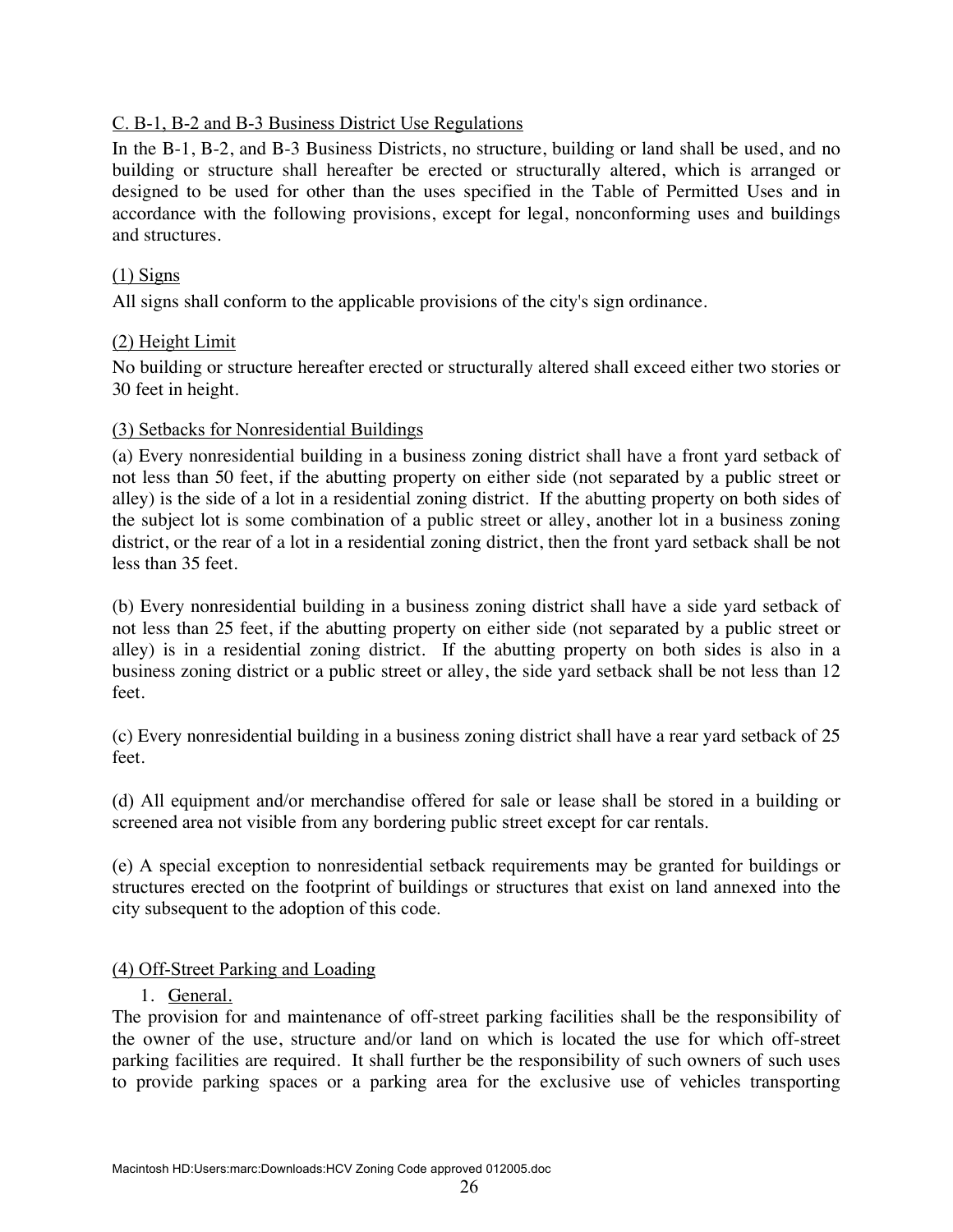C. B-1, B-2 and B-3 Business District Use Regulations

In the B-1, B-2, and B-3 Business Districts, no structure, building or land shall be used, and no building or structure shall hereafter be erected or structurally altered, which is arranged or designed to be used for other than the uses specified in the Table of Permitted Uses and in accordance with the following provisions, except for legal, nonconforming uses and buildings and structures.

(1) Signs

All signs shall conform to the applicable provisions of the city's sign ordinance.

(2) Height Limit

No building or structure hereafter erected or structurally altered shall exceed either two stories or 30 feet in height.

(3) Setbacks for Nonresidential Buildings

(a) Every nonresidential building in a business zoning district shall have a front yard setback of not less than 50 feet, if the abutting property on either side (not separated by a public street or alley) is the side of a lot in a residential zoning district. If the abutting property on both sides of the subject lot is some combination of a public street or alley, another lot in a business zoning district, or the rear of a lot in a residential zoning district, then the front yard setback shall be not less than 35 feet.

(b) Every nonresidential building in a business zoning district shall have a side yard setback of not less than 25 feet, if the abutting property on either side (not separated by a public street or alley) is in a residential zoning district. If the abutting property on both sides is also in a business zoning district or a public street or alley, the side yard setback shall be not less than 12 feet.

(c) Every nonresidential building in a business zoning district shall have a rear yard setback of 25 feet.

(d) All equipment and/or merchandise offered for sale or lease shall be stored in a building or screened area not visible from any bordering public street except for car rentals.

(e) A special exception to nonresidential setback requirements may be granted for buildings or structures erected on the footprint of buildings or structures that exist on land annexed into the city subsequent to the adoption of this code.

(4) Off-Street Parking and Loading

1. General.

The provision for and maintenance of off-street parking facilities shall be the responsibility of the owner of the use, structure and/or land on which is located the use for which off-street parking facilities are required. It shall further be the responsibility of such owners of such uses to provide parking spaces or a parking area for the exclusive use of vehicles transporting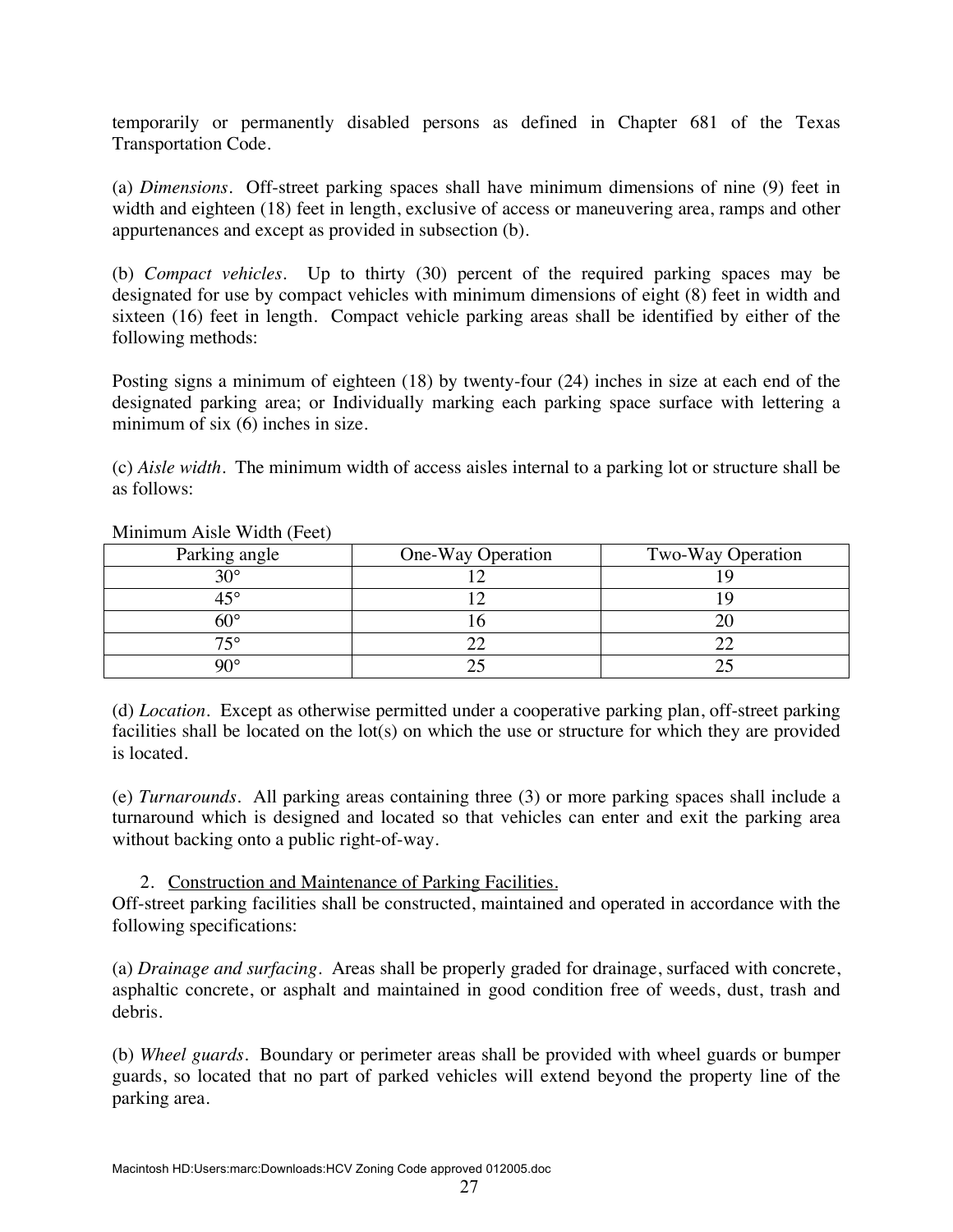temporarily or permanently disabled persons as defined in Chapter 681 of the Texas Transportation Code.

(a) *Dimensions*. Off-street parking spaces shall have minimum dimensions of nine (9) feet in width and eighteen (18) feet in length, exclusive of access or maneuvering area, ramps and other appurtenances and except as provided in subsection (b).

(b) *Compact vehicles*. Up to thirty (30) percent of the required parking spaces may be designated for use by compact vehicles with minimum dimensions of eight (8) feet in width and sixteen (16) feet in length. Compact vehicle parking areas shall be identified by either of the following methods:

Posting signs a minimum of eighteen (18) by twenty-four (24) inches in size at each end of the designated parking area; or Individually marking each parking space surface with lettering a minimum of six (6) inches in size.

(c) *Aisle width*. The minimum width of access aisles internal to a parking lot or structure shall be as follows:

Minimum Aisle Width (Feet)

| Parking angle | One-Way Operation | Two-Way Operation |
|---|---|---|
| 30° | 12 | 19 |
| 45° | 12 | 19 |
| 60° | 16 | 20 |
| 75° | 22 | 22 |
| 90° | 25 | 25 |

(d) *Location*. Except as otherwise permitted under a cooperative parking plan, off-street parking facilities shall be located on the lot(s) on which the use or structure for which they are provided is located.

(e) *Turnarounds*. All parking areas containing three (3) or more parking spaces shall include a turnaround which is designed and located so that vehicles can enter and exit the parking area without backing onto a public right-of-way.

2. <u>Construction and Maintenance of Parking Facilities.</u>

Off-street parking facilities shall be constructed, maintained and operated in accordance with the following specifications:

(a) *Drainage and surfacing*. Areas shall be properly graded for drainage, surfaced with concrete, asphaltic concrete, or asphalt and maintained in good condition free of weeds, dust, trash and debris.

(b) *Wheel guards*. Boundary or perimeter areas shall be provided with wheel guards or bumper guards, so located that no part of parked vehicles will extend beyond the property line of the parking area.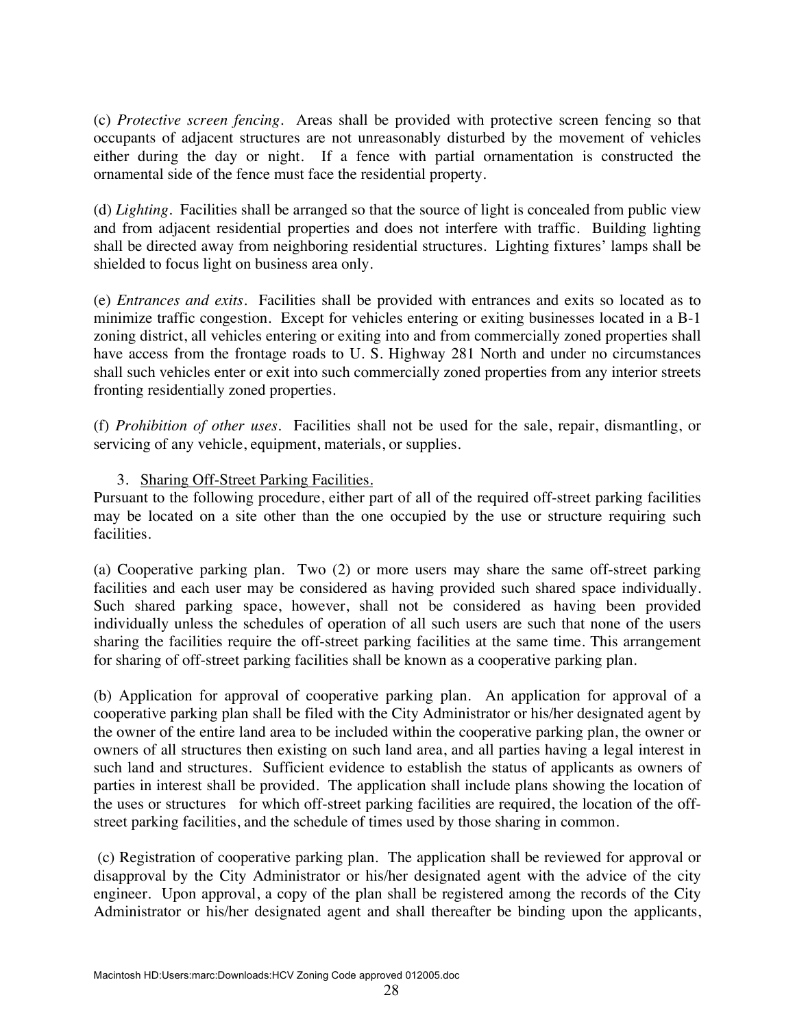(c) *Protective screen fencing*. Areas shall be provided with protective screen fencing so that occupants of adjacent structures are not unreasonably disturbed by the movement of vehicles either during the day or night. If a fence with partial ornamentation is constructed the ornamental side of the fence must face the residential property.

(d) *Lighting*. Facilities shall be arranged so that the source of light is concealed from public view and from adjacent residential properties and does not interfere with traffic. Building lighting shall be directed away from neighboring residential structures. Lighting fixtures' lamps shall be shielded to focus light on business area only.

(e) *Entrances and exits*. Facilities shall be provided with entrances and exits so located as to minimize traffic congestion. Except for vehicles entering or exiting businesses located in a B-1 zoning district, all vehicles entering or exiting into and from commercially zoned properties shall have access from the frontage roads to U. S. Highway 281 North and under no circumstances shall such vehicles enter or exit into such commercially zoned properties from any interior streets fronting residentially zoned properties.

(f) *Prohibition of other uses*. Facilities shall not be used for the sale, repair, dismantling, or servicing of any vehicle, equipment, materials, or supplies.

3. Sharing Off-Street Parking Facilities.

Pursuant to the following procedure, either part of all of the required off-street parking facilities may be located on a site other than the one occupied by the use or structure requiring such facilities.

(a) Cooperative parking plan. Two (2) or more users may share the same off-street parking facilities and each user may be considered as having provided such shared space individually. Such shared parking space, however, shall not be considered as having been provided individually unless the schedules of operation of all such users are such that none of the users sharing the facilities require the off-street parking facilities at the same time. This arrangement for sharing of off-street parking facilities shall be known as a cooperative parking plan.

(b) Application for approval of cooperative parking plan. An application for approval of a cooperative parking plan shall be filed with the City Administrator or his/her designated agent by the owner of the entire land area to be included within the cooperative parking plan, the owner or owners of all structures then existing on such land area, and all parties having a legal interest in such land and structures. Sufficient evidence to establish the status of applicants as owners of parties in interest shall be provided. The application shall include plans showing the location of the uses or structures for which off-street parking facilities are required, the location of the off-street parking facilities, and the schedule of times used by those sharing in common.

(c) Registration of cooperative parking plan. The application shall be reviewed for approval or disapproval by the City Administrator or his/her designated agent with the advice of the city engineer. Upon approval, a copy of the plan shall be registered among the records of the City Administrator or his/her designated agent and shall thereafter be binding upon the applicants,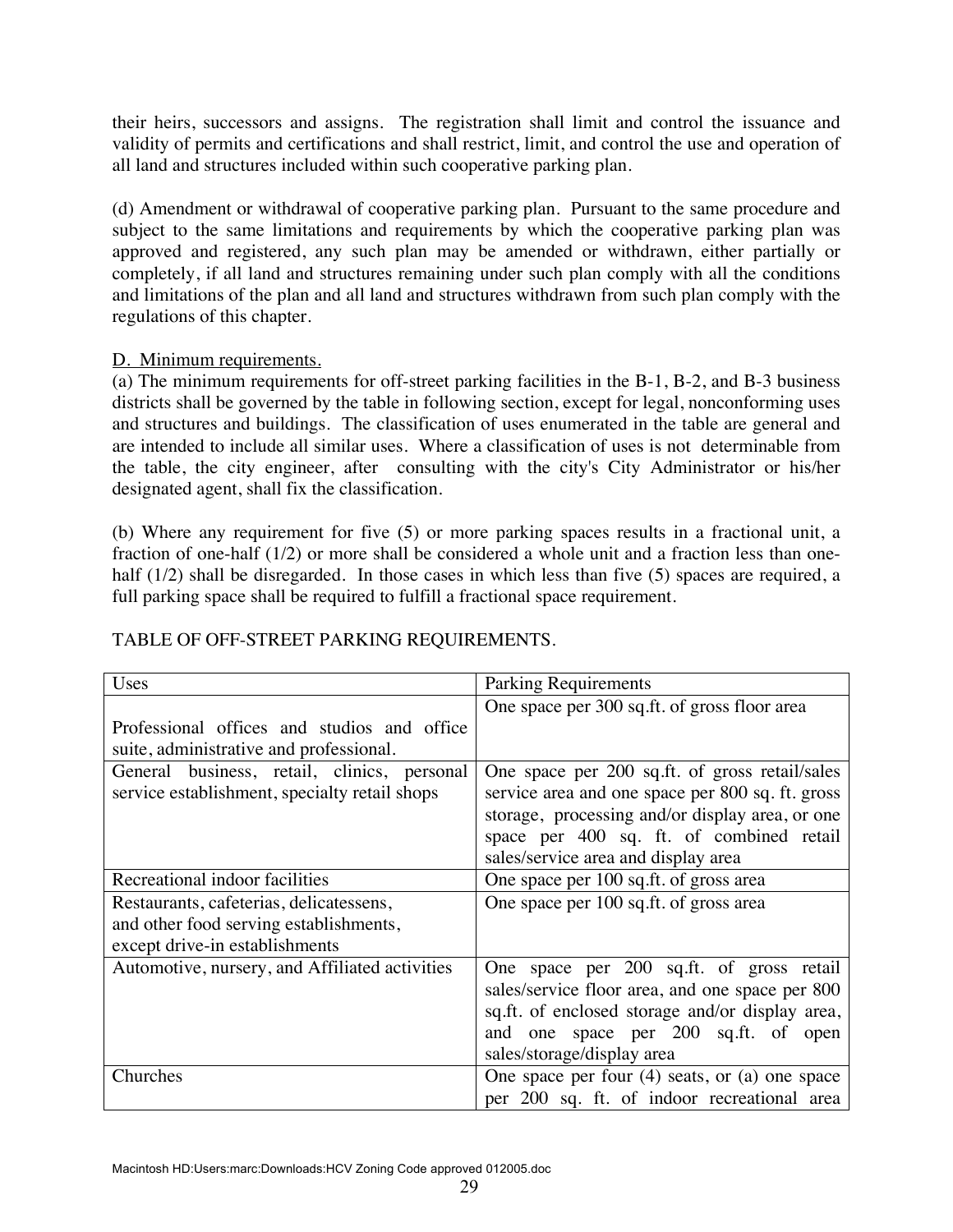their heirs, successors and assigns. The registration shall limit and control the issuance and validity of permits and certifications and shall restrict, limit, and control the use and operation of all land and structures included within such cooperative parking plan.

(d) Amendment or withdrawal of cooperative parking plan. Pursuant to the same procedure and subject to the same limitations and requirements by which the cooperative parking plan was approved and registered, any such plan may be amended or withdrawn, either partially or completely, if all land and structures remaining under such plan comply with all the conditions and limitations of the plan and all land and structures withdrawn from such plan comply with the regulations of this chapter.

D. Minimum requirements.

(a) The minimum requirements for off-street parking facilities in the B-1, B-2, and B-3 business districts shall be governed by the table in following section, except for legal, nonconforming uses and structures and buildings. The classification of uses enumerated in the table are general and are intended to include all similar uses. Where a classification of uses is not determinable from the table, the city engineer, after consulting with the city's City Administrator or his/her designated agent, shall fix the classification.

(b) Where any requirement for five (5) or more parking spaces results in a fractional unit, a fraction of one-half (1/2) or more shall be considered a whole unit and a fraction less than one-half (1/2) shall be disregarded. In those cases in which less than five (5) spaces are required, a full parking space shall be required to fulfill a fractional space requirement.

TABLE OF OFF-STREET PARKING REQUIREMENTS.

| Uses | Parking Requirements |
|---|---|
| Professional offices and studios and office suite, administrative and professional. | One space per 300 sq.ft. of gross floor area |
| General business, retail, clinics, personal service establishment, specialty retail shops | One space per 200 sq.ft. of gross retail/sales service area and one space per 800 sq. ft. gross storage, processing and/or display area, or one space per 400 sq. ft. of combined retail sales/service area and display area |
| Recreational indoor facilities | One space per 100 sq.ft. of gross area |
| Restaurants, cafeterias, delicatessens, and other food serving establishments, except drive-in establishments | One space per 100 sq.ft. of gross area |
| Automotive, nursery, and Affiliated activities | One space per 200 sq.ft. of gross retail sales/service floor area, and one space per 800 sq.ft. of enclosed storage and/or display area, and one space per 200 sq.ft. of open sales/storage/display area |
| Churches | One space per four (4) seats, or (a) one space per 200 sq. ft. of indoor recreational area |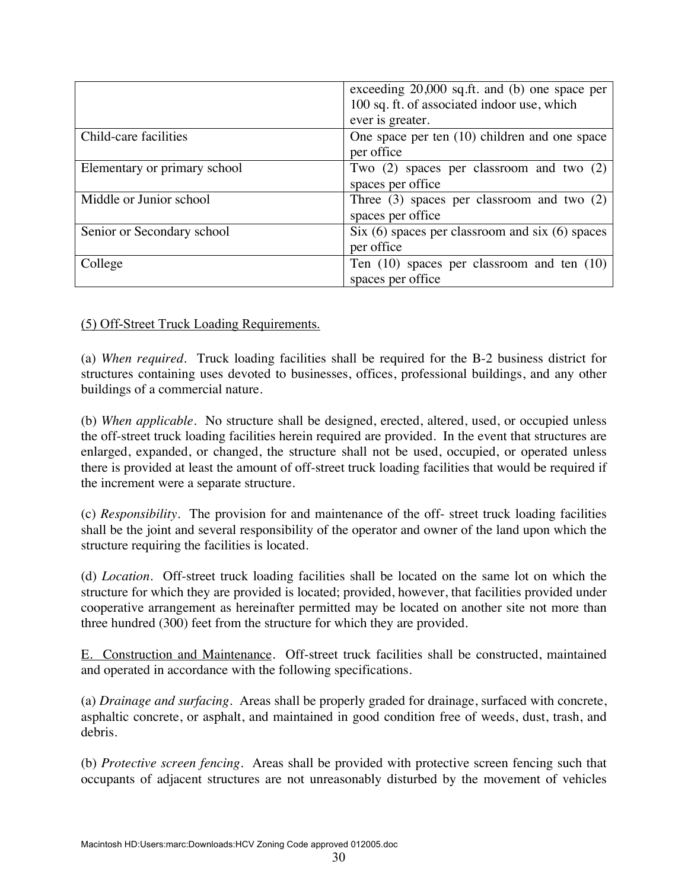|  |  |
| --- | --- |
|  | exceeding 20,000 sq.ft. and (b) one space per 100 sq. ft. of associated indoor use, which ever is greater. |
| Child-care facilities | One space per ten (10) children and one space per office |
| Elementary or primary school | Two (2) spaces per classroom and two (2) spaces per office |
| Middle or Junior school | Three (3) spaces per classroom and two (2) spaces per office |
| Senior or Secondary school | Six (6) spaces per classroom and six (6) spaces per office |
| College | Ten (10) spaces per classroom and ten (10) spaces per office |

(5) Off-Street Truck Loading Requirements.

(a) *When required*. Truck loading facilities shall be required for the B-2 business district for structures containing uses devoted to businesses, offices, professional buildings, and any other buildings of a commercial nature.

(b) *When applicable*. No structure shall be designed, erected, altered, used, or occupied unless the off-street truck loading facilities herein required are provided. In the event that structures are enlarged, expanded, or changed, the structure shall not be used, occupied, or operated unless there is provided at least the amount of off-street truck loading facilities that would be required if the increment were a separate structure.

(c) *Responsibility*. The provision for and maintenance of the off- street truck loading facilities shall be the joint and several responsibility of the operator and owner of the land upon which the structure requiring the facilities is located.

(d) *Location*. Off-street truck loading facilities shall be located on the same lot on which the structure for which they are provided is located; provided, however, that facilities provided under cooperative arrangement as hereinafter permitted may be located on another site not more than three hundred (300) feet from the structure for which they are provided.

E. Construction and Maintenance. Off-street truck facilities shall be constructed, maintained and operated in accordance with the following specifications.

(a) *Drainage and surfacing*. Areas shall be properly graded for drainage, surfaced with concrete, asphaltic concrete, or asphalt, and maintained in good condition free of weeds, dust, trash, and debris.

(b) *Protective screen fencing*. Areas shall be provided with protective screen fencing such that occupants of adjacent structures are not unreasonably disturbed by the movement of vehicles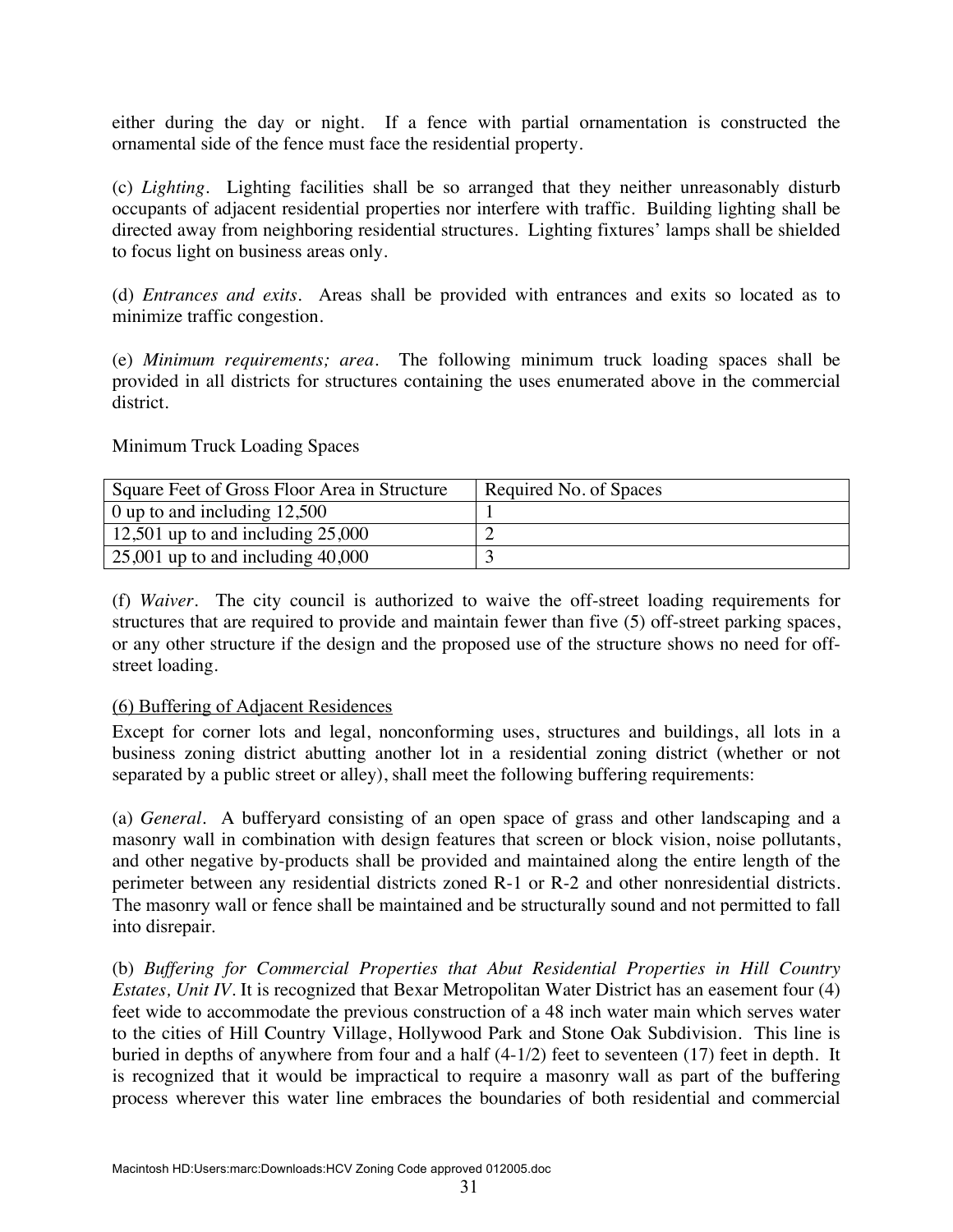either during the day or night. If a fence with partial ornamentation is constructed the ornamental side of the fence must face the residential property.

(c) *Lighting*. Lighting facilities shall be so arranged that they neither unreasonably disturb occupants of adjacent residential properties nor interfere with traffic. Building lighting shall be directed away from neighboring residential structures. Lighting fixtures' lamps shall be shielded to focus light on business areas only.

(d) *Entrances and exits*. Areas shall be provided with entrances and exits so located as to minimize traffic congestion.

(e) *Minimum requirements; area*. The following minimum truck loading spaces shall be provided in all districts for structures containing the uses enumerated above in the commercial district.

Minimum Truck Loading Spaces

| Square Feet of Gross Floor Area in Structure | Required No. of Spaces |
|---|---|
| 0 up to and including 12,500 | 1 |
| 12,501 up to and including 25,000 | 2 |
| 25,001 up to and including 40,000 | 3 |

(f) *Waiver*. The city council is authorized to waive the off-street loading requirements for structures that are required to provide and maintain fewer than five (5) off-street parking spaces, or any other structure if the design and the proposed use of the structure shows no need for off-street loading.

<u>(6) Buffering of Adjacent Residences</u>

Except for corner lots and legal, nonconforming uses, structures and buildings, all lots in a business zoning district abutting another lot in a residential zoning district (whether or not separated by a public street or alley), shall meet the following buffering requirements:

(a) *General*. A bufferyard consisting of an open space of grass and other landscaping and a masonry wall in combination with design features that screen or block vision, noise pollutants, and other negative by-products shall be provided and maintained along the entire length of the perimeter between any residential districts zoned R-1 or R-2 and other nonresidential districts. The masonry wall or fence shall be maintained and be structurally sound and not permitted to fall into disrepair.

(b) *Buffering for Commercial Properties that Abut Residential Properties in Hill Country Estates, Unit IV.* It is recognized that Bexar Metropolitan Water District has an easement four (4) feet wide to accommodate the previous construction of a 48 inch water main which serves water to the cities of Hill Country Village, Hollywood Park and Stone Oak Subdivision. This line is buried in depths of anywhere from four and a half (4-1/2) feet to seventeen (17) feet in depth. It is recognized that it would be impractical to require a masonry wall as part of the buffering process wherever this water line embraces the boundaries of both residential and commercial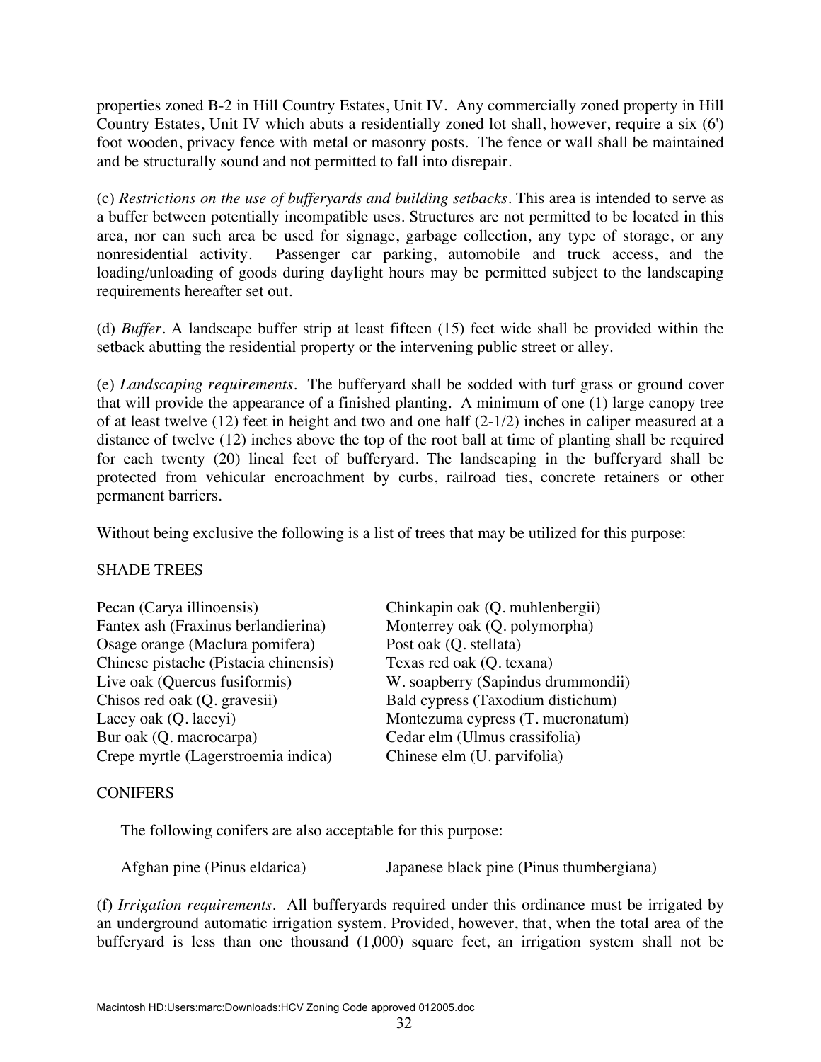properties zoned B-2 in Hill Country Estates, Unit IV. Any commercially zoned property in Hill Country Estates, Unit IV which abuts a residentially zoned lot shall, however, require a six (6') foot wooden, privacy fence with metal or masonry posts. The fence or wall shall be maintained and be structurally sound and not permitted to fall into disrepair.

(c) *Restrictions on the use of bufferyards and building setbacks*. This area is intended to serve as a buffer between potentially incompatible uses. Structures are not permitted to be located in this area, nor can such area be used for signage, garbage collection, any type of storage, or any nonresidential activity. Passenger car parking, automobile and truck access, and the loading/unloading of goods during daylight hours may be permitted subject to the landscaping requirements hereafter set out.

(d) *Buffer*. A landscape buffer strip at least fifteen (15) feet wide shall be provided within the setback abutting the residential property or the intervening public street or alley.

(e) *Landscaping requirements*. The bufferyard shall be sodded with turf grass or ground cover that will provide the appearance of a finished planting. A minimum of one (1) large canopy tree of at least twelve (12) feet in height and two and one half (2-1/2) inches in caliper measured at a distance of twelve (12) inches above the top of the root ball at time of planting shall be required for each twenty (20) lineal feet of bufferyard. The landscaping in the bufferyard shall be protected from vehicular encroachment by curbs, railroad ties, concrete retainers or other permanent barriers.

Without being exclusive the following is a list of trees that may be utilized for this purpose:

SHADE TREES

Pecan (Carya illinoensis)
Fantex ash (Fraxinus berlandierina)
Osage orange (Maclura pomifera)
Chinese pistache (Pistacia chinensis)
Live oak (Quercus fusiformis)
Chisos red oak (Q. gravesii)
Lacey oak (Q. laceyi)
Bur oak (Q. macrocarpa)
Crepe myrtle (Lagerstroemia indica)
Chinkapin oak (Q. muhlenbergii)
Monterrey oak (Q. polymorpha)
Post oak (Q. stellata)
Texas red oak (Q. texana)
W. soapberry (Sapindus drummondii)
Bald cypress (Taxodium distichum)
Montezuma cypress (T. mucronatum)
Cedar elm (Ulmus crassifolia)
Chinese elm (U. parvifolia)

CONIFERS

The following conifers are also acceptable for this purpose:

Afghan pine (Pinus eldarica)
Japanese black pine (Pinus thumbergiana)

(f) *Irrigation requirements*. All bufferyards required under this ordinance must be irrigated by an underground automatic irrigation system. Provided, however, that, when the total area of the bufferyard is less than one thousand (1,000) square feet, an irrigation system shall not be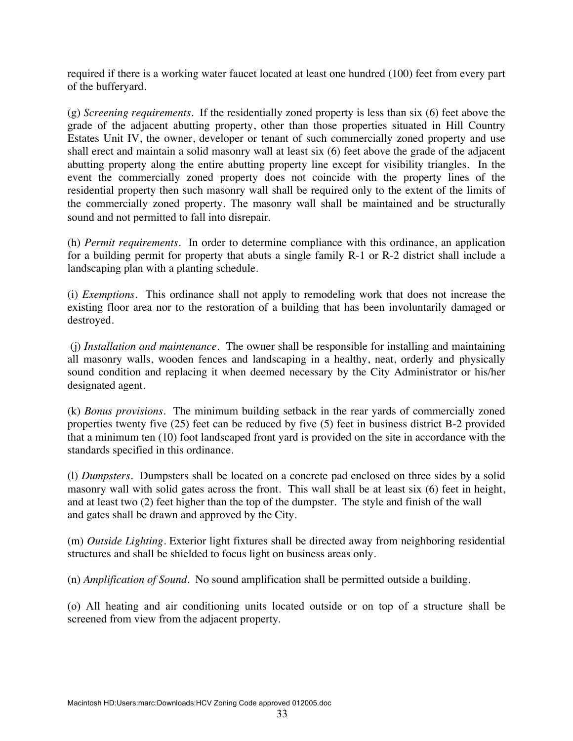required if there is a working water faucet located at least one hundred (100) feet from every part of the bufferyard.

(g) *Screening requirements*. If the residentially zoned property is less than six (6) feet above the grade of the adjacent abutting property, other than those properties situated in Hill Country Estates Unit IV, the owner, developer or tenant of such commercially zoned property and use shall erect and maintain a solid masonry wall at least six (6) feet above the grade of the adjacent abutting property along the entire abutting property line except for visibility triangles. In the event the commercially zoned property does not coincide with the property lines of the residential property then such masonry wall shall be required only to the extent of the limits of the commercially zoned property. The masonry wall shall be maintained and be structurally sound and not permitted to fall into disrepair.

(h) *Permit requirements*. In order to determine compliance with this ordinance, an application for a building permit for property that abuts a single family R-1 or R-2 district shall include a landscaping plan with a planting schedule.

(i) *Exemptions*. This ordinance shall not apply to remodeling work that does not increase the existing floor area nor to the restoration of a building that has been involuntarily damaged or destroyed.

(j) *Installation and maintenance*. The owner shall be responsible for installing and maintaining all masonry walls, wooden fences and landscaping in a healthy, neat, orderly and physically sound condition and replacing it when deemed necessary by the City Administrator or his/her designated agent.

(k) *Bonus provisions*. The minimum building setback in the rear yards of commercially zoned properties twenty five (25) feet can be reduced by five (5) feet in business district B-2 provided that a minimum ten (10) foot landscaped front yard is provided on the site in accordance with the standards specified in this ordinance.

(l) *Dumpsters*. Dumpsters shall be located on a concrete pad enclosed on three sides by a solid masonry wall with solid gates across the front. This wall shall be at least six (6) feet in height, and at least two (2) feet higher than the top of the dumpster. The style and finish of the wall and gates shall be drawn and approved by the City.

(m) *Outside Lighting*. Exterior light fixtures shall be directed away from neighboring residential structures and shall be shielded to focus light on business areas only.

(n) *Amplification of Sound*. No sound amplification shall be permitted outside a building.

(o) All heating and air conditioning units located outside or on top of a structure shall be screened from view from the adjacent property.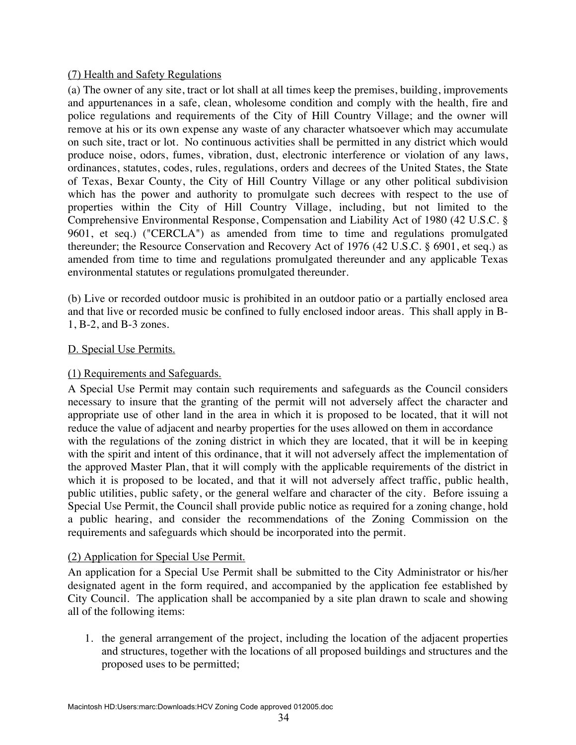(7) Health and Safety Regulations

(a) The owner of any site, tract or lot shall at all times keep the premises, building, improvements and appurtenances in a safe, clean, wholesome condition and comply with the health, fire and police regulations and requirements of the City of Hill Country Village; and the owner will remove at his or its own expense any waste of any character whatsoever which may accumulate on such site, tract or lot. No continuous activities shall be permitted in any district which would produce noise, odors, fumes, vibration, dust, electronic interference or violation of any laws, ordinances, statutes, codes, rules, regulations, orders and decrees of the United States, the State of Texas, Bexar County, the City of Hill Country Village or any other political subdivision which has the power and authority to promulgate such decrees with respect to the use of properties within the City of Hill Country Village, including, but not limited to the Comprehensive Environmental Response, Compensation and Liability Act of 1980 (42 U.S.C. § 9601, et seq.) ("CERCLA") as amended from time to time and regulations promulgated thereunder; the Resource Conservation and Recovery Act of 1976 (42 U.S.C. § 6901, et seq.) as amended from time to time and regulations promulgated thereunder and any applicable Texas environmental statutes or regulations promulgated thereunder.

(b) Live or recorded outdoor music is prohibited in an outdoor patio or a partially enclosed area and that live or recorded music be confined to fully enclosed indoor areas. This shall apply in B-1, B-2, and B-3 zones.

D. Special Use Permits.

(1) Requirements and Safeguards.

A Special Use Permit may contain such requirements and safeguards as the Council considers necessary to insure that the granting of the permit will not adversely affect the character and appropriate use of other land in the area in which it is proposed to be located, that it will not reduce the value of adjacent and nearby properties for the uses allowed on them in accordance with the regulations of the zoning district in which they are located, that it will be in keeping with the spirit and intent of this ordinance, that it will not adversely affect the implementation of the approved Master Plan, that it will comply with the applicable requirements of the district in which it is proposed to be located, and that it will not adversely affect traffic, public health, public utilities, public safety, or the general welfare and character of the city. Before issuing a Special Use Permit, the Council shall provide public notice as required for a zoning change, hold a public hearing, and consider the recommendations of the Zoning Commission on the requirements and safeguards which should be incorporated into the permit.

(2) Application for Special Use Permit.

An application for a Special Use Permit shall be submitted to the City Administrator or his/her designated agent in the form required, and accompanied by the application fee established by City Council. The application shall be accompanied by a site plan drawn to scale and showing all of the following items:

1. the general arrangement of the project, including the location of the adjacent properties and structures, together with the locations of all proposed buildings and structures and the proposed uses to be permitted;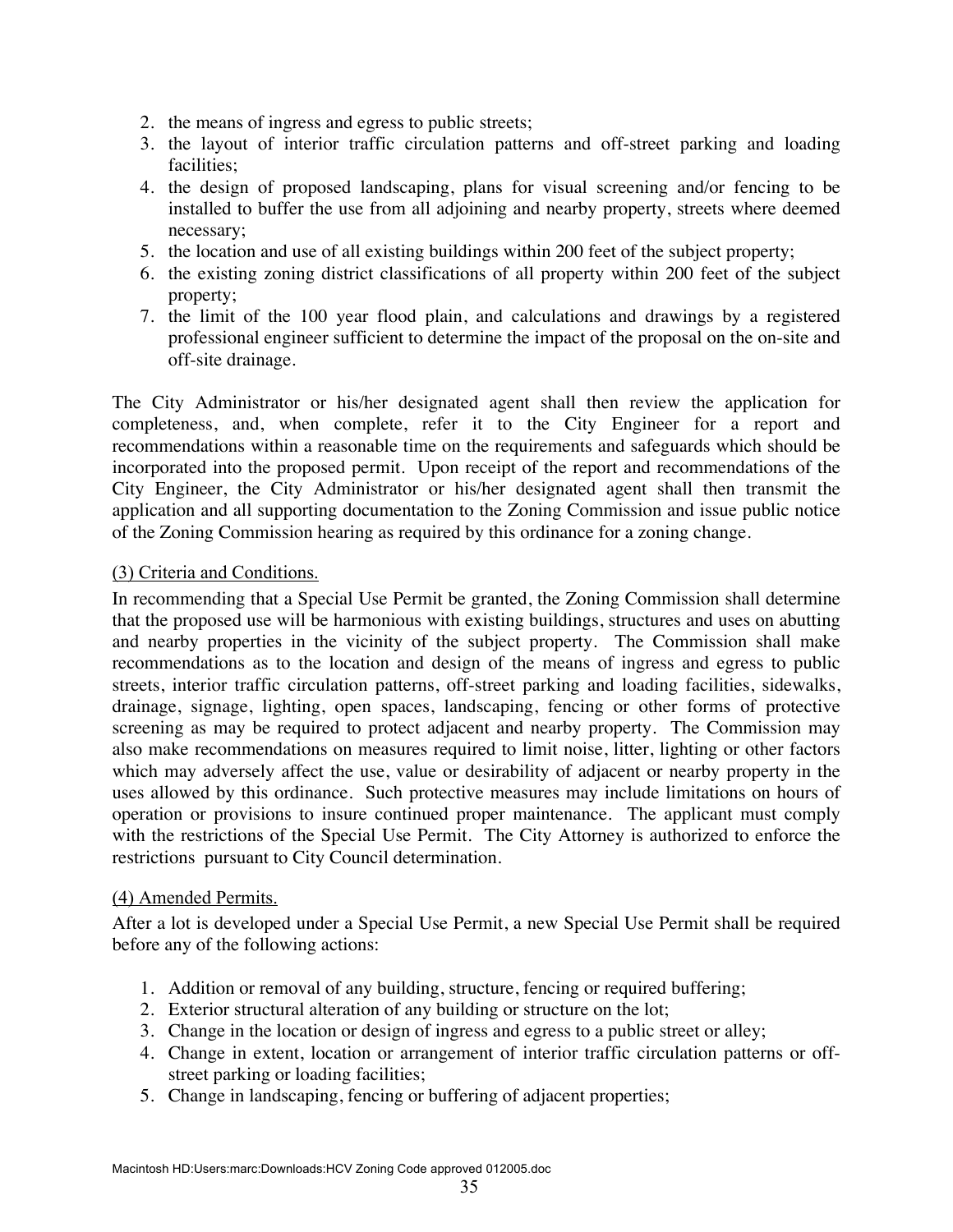2. the means of ingress and egress to public streets;
3. the layout of interior traffic circulation patterns and off-street parking and loading facilities;
4. the design of proposed landscaping, plans for visual screening and/or fencing to be installed to buffer the use from all adjoining and nearby property, streets where deemed necessary;
5. the location and use of all existing buildings within 200 feet of the subject property;
6. the existing zoning district classifications of all property within 200 feet of the subject property;
7. the limit of the 100 year flood plain, and calculations and drawings by a registered professional engineer sufficient to determine the impact of the proposal on the on-site and off-site drainage.

The City Administrator or his/her designated agent shall then review the application for completeness, and, when complete, refer it to the City Engineer for a report and recommendations within a reasonable time on the requirements and safeguards which should be incorporated into the proposed permit. Upon receipt of the report and recommendations of the City Engineer, the City Administrator or his/her designated agent shall then transmit the application and all supporting documentation to the Zoning Commission and issue public notice of the Zoning Commission hearing as required by this ordinance for a zoning change.

<u>(3) Criteria and Conditions.</u>

In recommending that a Special Use Permit be granted, the Zoning Commission shall determine that the proposed use will be harmonious with existing buildings, structures and uses on abutting and nearby properties in the vicinity of the subject property. The Commission shall make recommendations as to the location and design of the means of ingress and egress to public streets, interior traffic circulation patterns, off-street parking and loading facilities, sidewalks, drainage, signage, lighting, open spaces, landscaping, fencing or other forms of protective screening as may be required to protect adjacent and nearby property. The Commission may also make recommendations on measures required to limit noise, litter, lighting or other factors which may adversely affect the use, value or desirability of adjacent or nearby property in the uses allowed by this ordinance. Such protective measures may include limitations on hours of operation or provisions to insure continued proper maintenance. The applicant must comply with the restrictions of the Special Use Permit. The City Attorney is authorized to enforce the restrictions pursuant to City Council determination.

<u>(4) Amended Permits.</u>

After a lot is developed under a Special Use Permit, a new Special Use Permit shall be required before any of the following actions:

1. Addition or removal of any building, structure, fencing or required buffering;
2. Exterior structural alteration of any building or structure on the lot;
3. Change in the location or design of ingress and egress to a public street or alley;
4. Change in extent, location or arrangement of interior traffic circulation patterns or off-street parking or loading facilities;
5. Change in landscaping, fencing or buffering of adjacent properties;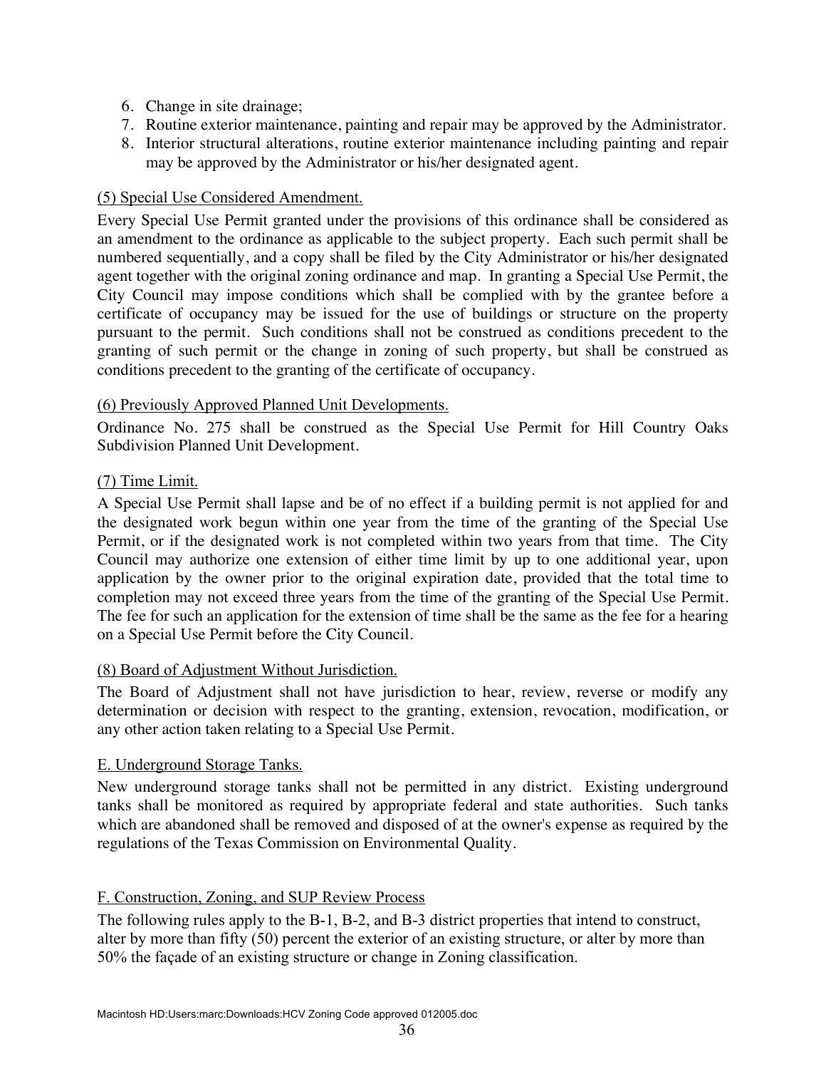6. Change in site drainage;
7. Routine exterior maintenance, painting and repair may be approved by the Administrator.
8. Interior structural alterations, routine exterior maintenance including painting and repair may be approved by the Administrator or his/her designated agent.

<u>(5) Special Use Considered Amendment.</u>

Every Special Use Permit granted under the provisions of this ordinance shall be considered as an amendment to the ordinance as applicable to the subject property. Each such permit shall be numbered sequentially, and a copy shall be filed by the City Administrator or his/her designated agent together with the original zoning ordinance and map. In granting a Special Use Permit, the City Council may impose conditions which shall be complied with by the grantee before a certificate of occupancy may be issued for the use of buildings or structure on the property pursuant to the permit. Such conditions shall not be construed as conditions precedent to the granting of such permit or the change in zoning of such property, but shall be construed as conditions precedent to the granting of the certificate of occupancy.

<u>(6) Previously Approved Planned Unit Developments.</u>

Ordinance No. 275 shall be construed as the Special Use Permit for Hill Country Oaks Subdivision Planned Unit Development.

<u>(7) Time Limit.</u>

A Special Use Permit shall lapse and be of no effect if a building permit is not applied for and the designated work begun within one year from the time of the granting of the Special Use Permit, or if the designated work is not completed within two years from that time. The City Council may authorize one extension of either time limit by up to one additional year, upon application by the owner prior to the original expiration date, provided that the total time to completion may not exceed three years from the time of the granting of the Special Use Permit. The fee for such an application for the extension of time shall be the same as the fee for a hearing on a Special Use Permit before the City Council.

<u>(8) Board of Adjustment Without Jurisdiction.</u>

The Board of Adjustment shall not have jurisdiction to hear, review, reverse or modify any determination or decision with respect to the granting, extension, revocation, modification, or any other action taken relating to a Special Use Permit.

<u>E. Underground Storage Tanks.</u>

New underground storage tanks shall not be permitted in any district. Existing underground tanks shall be monitored as required by appropriate federal and state authorities. Such tanks which are abandoned shall be removed and disposed of at the owner's expense as required by the regulations of the Texas Commission on Environmental Quality.

<u>F. Construction, Zoning, and SUP Review Process</u>

The following rules apply to the B-1, B-2, and B-3 district properties that intend to construct, alter by more than fifty (50) percent the exterior of an existing structure, or alter by more than 50% the façade of an existing structure or change in Zoning classification.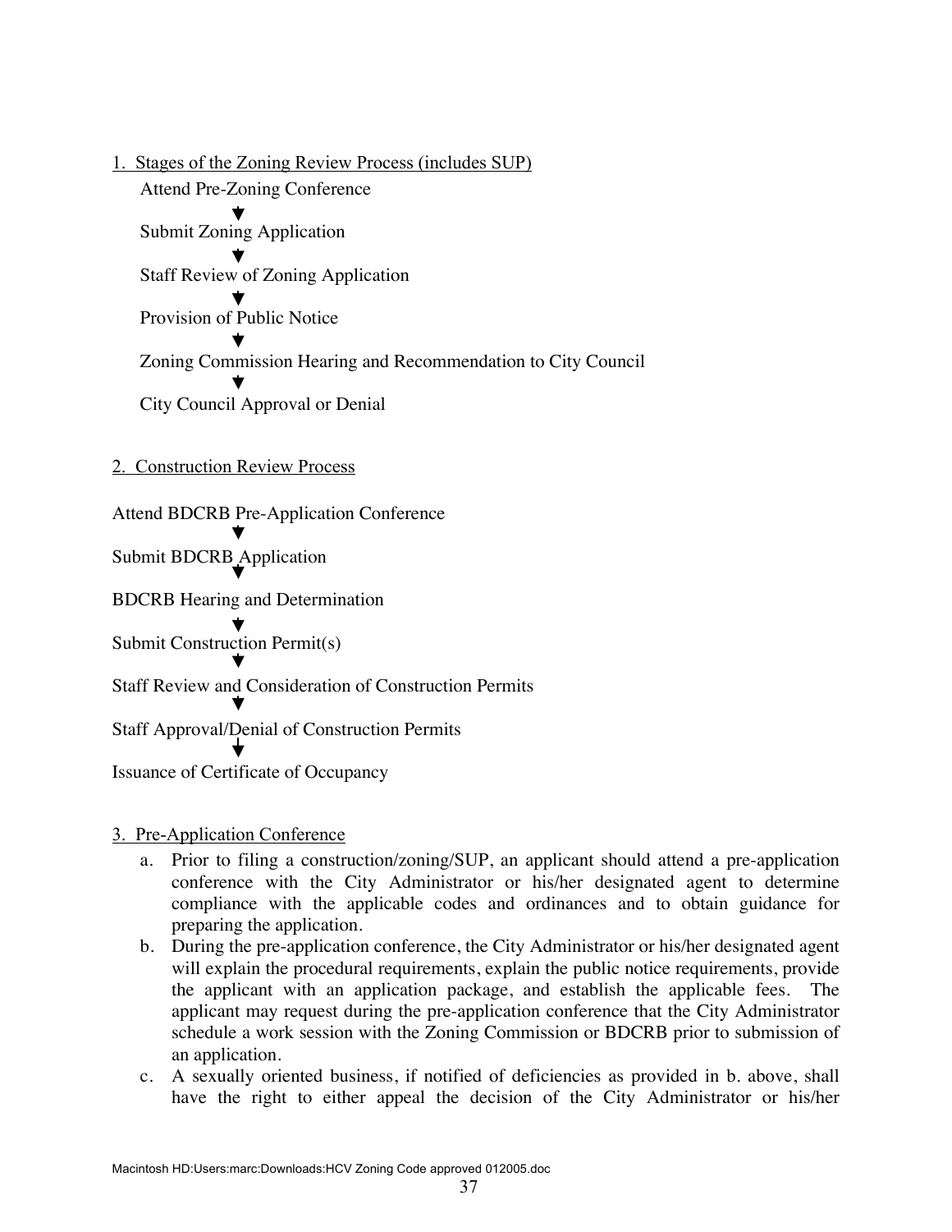1. Stages of the Zoning Review Process (includes SUP)

Attend Pre-Zoning Conference

▼

Submit Zoning Application

▼

Staff Review of Zoning Application

▼

Provision of Public Notice

▼

Zoning Commission Hearing and Recommendation to City Council

▼

City Council Approval or Denial

2. Construction Review Process

Attend BDCRB Pre-Application Conference

▼

Submit BDCRB Application

▼

BDCRB Hearing and Determination

▼

Submit Construction Permit(s)

▼

Staff Review and Consideration of Construction Permits

▼

Staff Approval/Denial of Construction Permits

▼

Issuance of Certificate of Occupancy

3. Pre-Application Conference

a. Prior to filing a construction/zoning/SUP, an applicant should attend a pre-application conference with the City Administrator or his/her designated agent to determine compliance with the applicable codes and ordinances and to obtain guidance for preparing the application.

b. During the pre-application conference, the City Administrator or his/her designated agent will explain the procedural requirements, explain the public notice requirements, provide the applicant with an application package, and establish the applicable fees. The applicant may request during the pre-application conference that the City Administrator schedule a work session with the Zoning Commission or BDCRB prior to submission of an application.

c. A sexually oriented business, if notified of deficiencies as provided in b. above, shall have the right to either appeal the decision of the City Administrator or his/her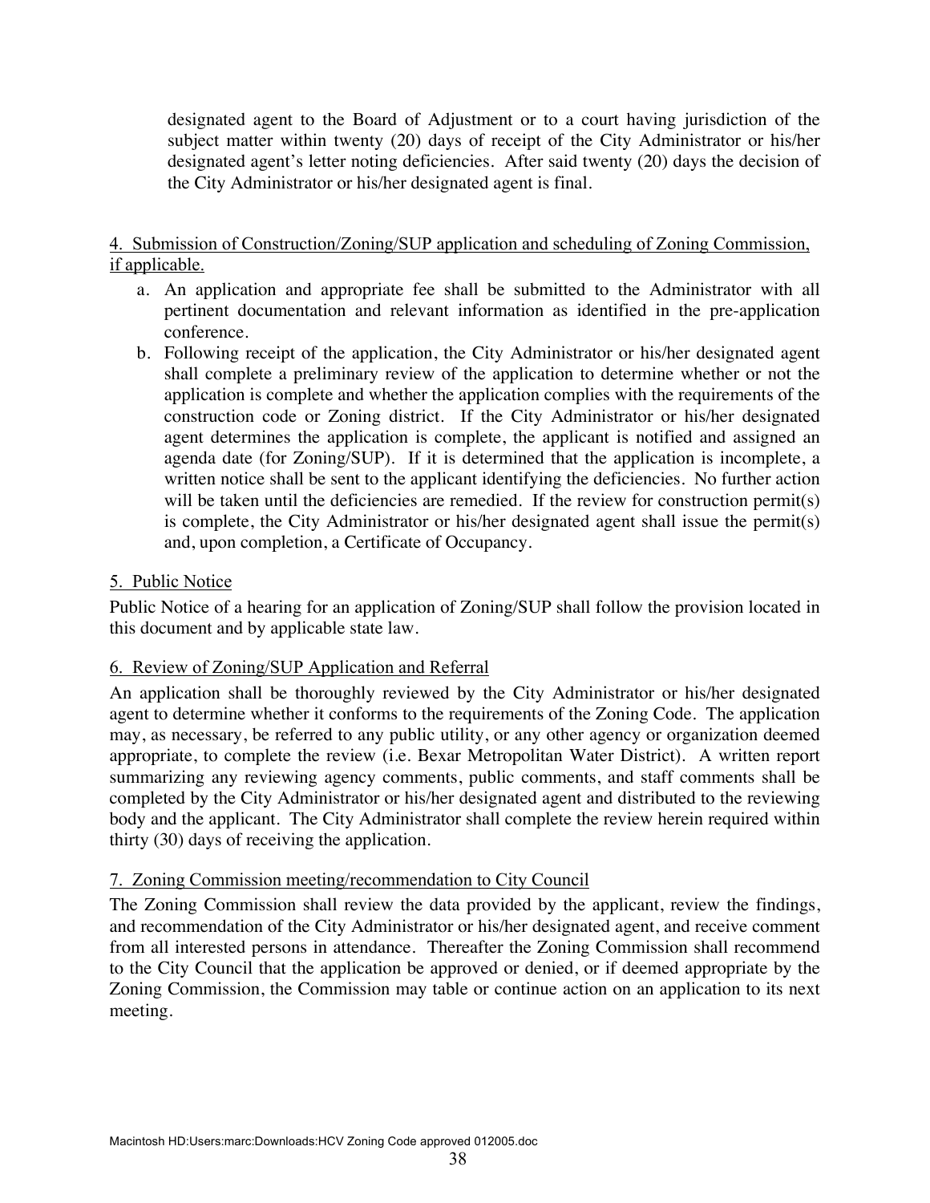designated agent to the Board of Adjustment or to a court having jurisdiction of the subject matter within twenty (20) days of receipt of the City Administrator or his/her designated agent's letter noting deficiencies. After said twenty (20) days the decision of the City Administrator or his/her designated agent is final.

4. Submission of Construction/Zoning/SUP application and scheduling of Zoning Commission, if applicable.

a. An application and appropriate fee shall be submitted to the Administrator with all pertinent documentation and relevant information as identified in the pre-application conference.
b. Following receipt of the application, the City Administrator or his/her designated agent shall complete a preliminary review of the application to determine whether or not the application is complete and whether the application complies with the requirements of the construction code or Zoning district. If the City Administrator or his/her designated agent determines the application is complete, the applicant is notified and assigned an agenda date (for Zoning/SUP). If it is determined that the application is incomplete, a written notice shall be sent to the applicant identifying the deficiencies. No further action will be taken until the deficiencies are remedied. If the review for construction permit(s) is complete, the City Administrator or his/her designated agent shall issue the permit(s) and, upon completion, a Certificate of Occupancy.

5. Public Notice

Public Notice of a hearing for an application of Zoning/SUP shall follow the provision located in this document and by applicable state law.

6. Review of Zoning/SUP Application and Referral

An application shall be thoroughly reviewed by the City Administrator or his/her designated agent to determine whether it conforms to the requirements of the Zoning Code. The application may, as necessary, be referred to any public utility, or any other agency or organization deemed appropriate, to complete the review (i.e. Bexar Metropolitan Water District). A written report summarizing any reviewing agency comments, public comments, and staff comments shall be completed by the City Administrator or his/her designated agent and distributed to the reviewing body and the applicant. The City Administrator shall complete the review herein required within thirty (30) days of receiving the application.

7. Zoning Commission meeting/recommendation to City Council

The Zoning Commission shall review the data provided by the applicant, review the findings, and recommendation of the City Administrator or his/her designated agent, and receive comment from all interested persons in attendance. Thereafter the Zoning Commission shall recommend to the City Council that the application be approved or denied, or if deemed appropriate by the Zoning Commission, the Commission may table or continue action on an application to its next meeting.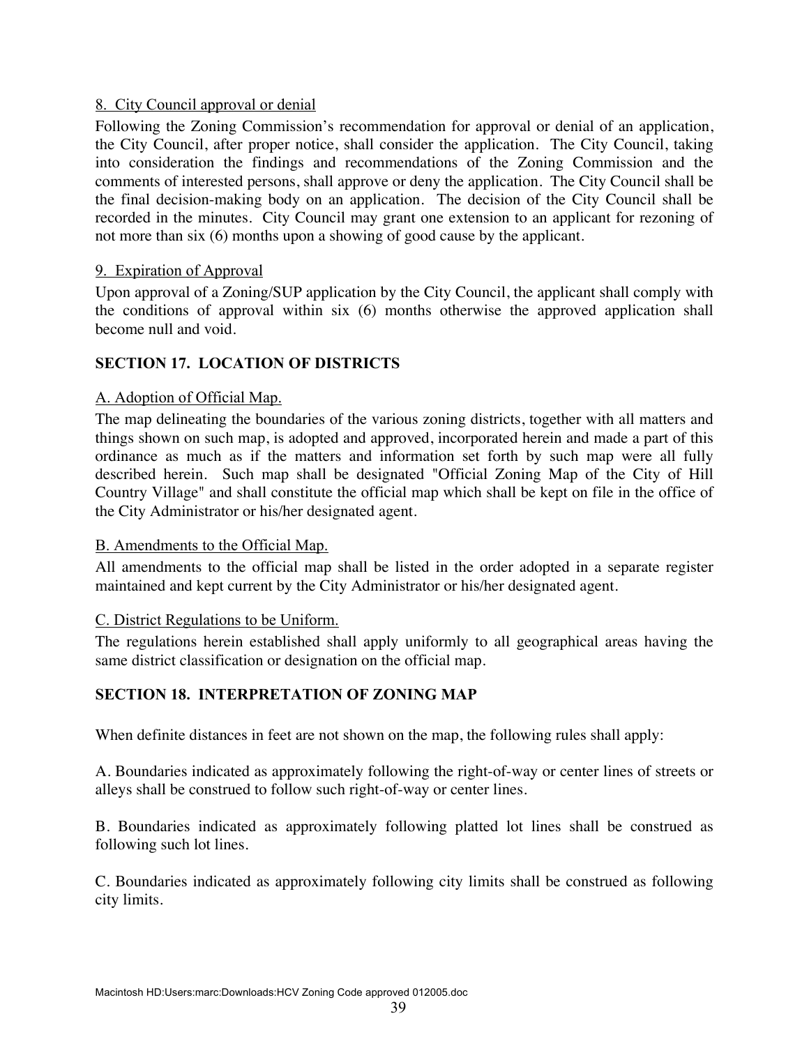8. City Council approval or denial

Following the Zoning Commission's recommendation for approval or denial of an application, the City Council, after proper notice, shall consider the application. The City Council, taking into consideration the findings and recommendations of the Zoning Commission and the comments of interested persons, shall approve or deny the application. The City Council shall be the final decision-making body on an application. The decision of the City Council shall be recorded in the minutes. City Council may grant one extension to an applicant for rezoning of not more than six (6) months upon a showing of good cause by the applicant.

9. Expiration of Approval

Upon approval of a Zoning/SUP application by the City Council, the applicant shall comply with the conditions of approval within six (6) months otherwise the approved application shall become null and void.

## SECTION 17. LOCATION OF DISTRICTS

A. Adoption of Official Map.

The map delineating the boundaries of the various zoning districts, together with all matters and things shown on such map, is adopted and approved, incorporated herein and made a part of this ordinance as much as if the matters and information set forth by such map were all fully described herein. Such map shall be designated "Official Zoning Map of the City of Hill Country Village" and shall constitute the official map which shall be kept on file in the office of the City Administrator or his/her designated agent.

B. Amendments to the Official Map.

All amendments to the official map shall be listed in the order adopted in a separate register maintained and kept current by the City Administrator or his/her designated agent.

C. District Regulations to be Uniform.

The regulations herein established shall apply uniformly to all geographical areas having the same district classification or designation on the official map.

## SECTION 18. INTERPRETATION OF ZONING MAP

When definite distances in feet are not shown on the map, the following rules shall apply:

A. Boundaries indicated as approximately following the right-of-way or center lines of streets or alleys shall be construed to follow such right-of-way or center lines.

B. Boundaries indicated as approximately following platted lot lines shall be construed as following such lot lines.

C. Boundaries indicated as approximately following city limits shall be construed as following city limits.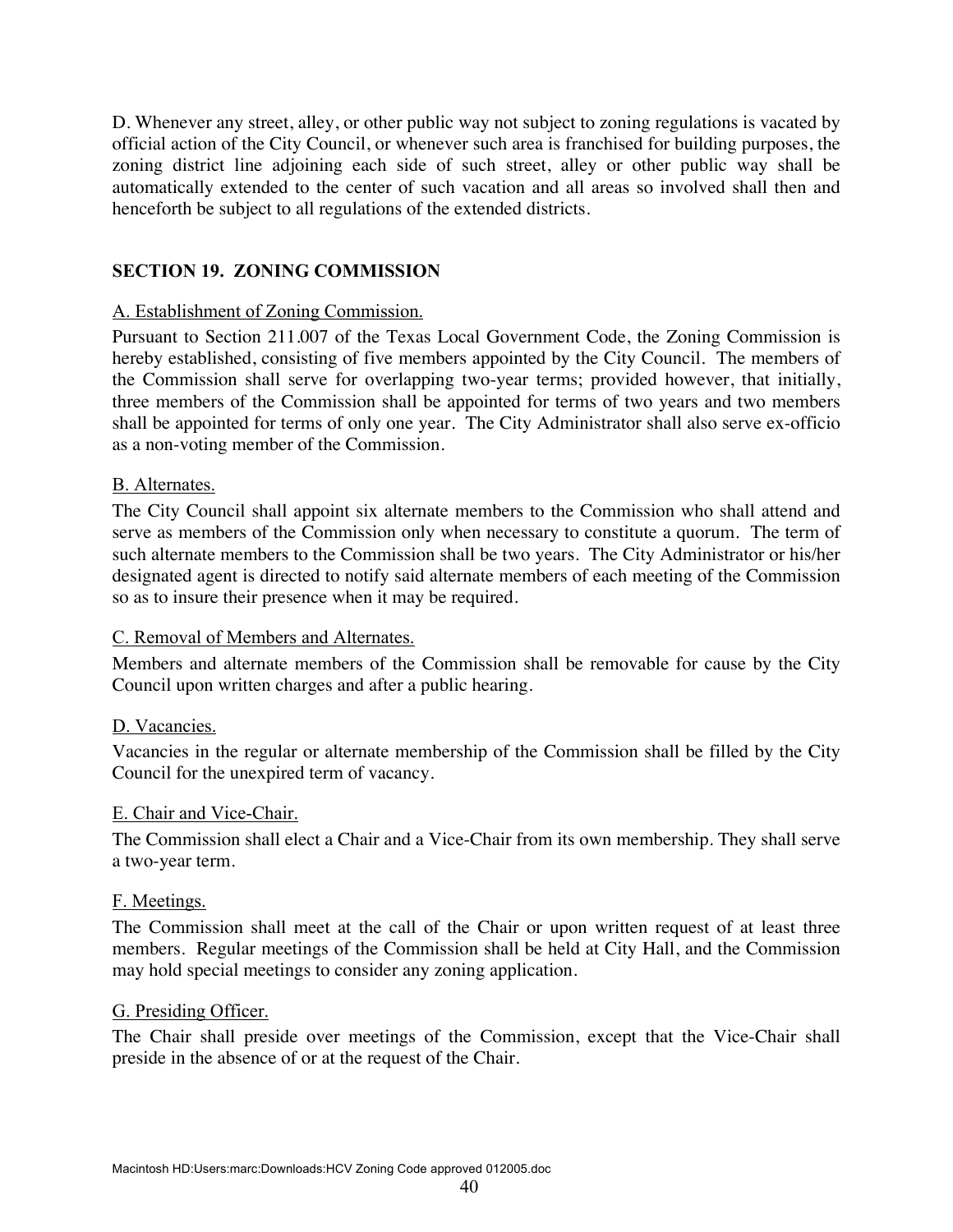D. Whenever any street, alley, or other public way not subject to zoning regulations is vacated by official action of the City Council, or whenever such area is franchised for building purposes, the zoning district line adjoining each side of such street, alley or other public way shall be automatically extended to the center of such vacation and all areas so involved shall then and henceforth be subject to all regulations of the extended districts.

## SECTION 19. ZONING COMMISSION

A. Establishment of Zoning Commission.

Pursuant to Section 211.007 of the Texas Local Government Code, the Zoning Commission is hereby established, consisting of five members appointed by the City Council. The members of the Commission shall serve for overlapping two-year terms; provided however, that initially, three members of the Commission shall be appointed for terms of two years and two members shall be appointed for terms of only one year. The City Administrator shall also serve ex-officio as a non-voting member of the Commission.

B. Alternates.

The City Council shall appoint six alternate members to the Commission who shall attend and serve as members of the Commission only when necessary to constitute a quorum. The term of such alternate members to the Commission shall be two years. The City Administrator or his/her designated agent is directed to notify said alternate members of each meeting of the Commission so as to insure their presence when it may be required.

C. Removal of Members and Alternates.

Members and alternate members of the Commission shall be removable for cause by the City Council upon written charges and after a public hearing.

D. Vacancies.

Vacancies in the regular or alternate membership of the Commission shall be filled by the City Council for the unexpired term of vacancy.

E. Chair and Vice-Chair.

The Commission shall elect a Chair and a Vice-Chair from its own membership. They shall serve a two-year term.

F. Meetings.

The Commission shall meet at the call of the Chair or upon written request of at least three members. Regular meetings of the Commission shall be held at City Hall, and the Commission may hold special meetings to consider any zoning application.

G. Presiding Officer.

The Chair shall preside over meetings of the Commission, except that the Vice-Chair shall preside in the absence of or at the request of the Chair.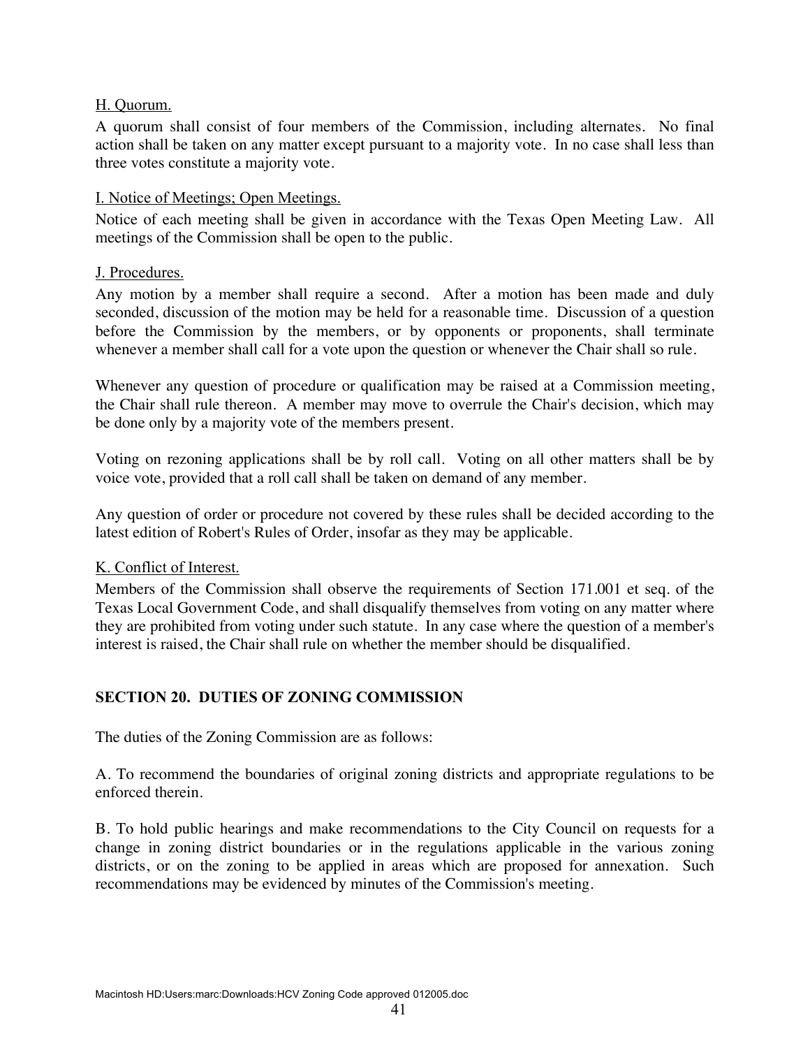H. Quorum.

A quorum shall consist of four members of the Commission, including alternates. No final action shall be taken on any matter except pursuant to a majority vote. In no case shall less than three votes constitute a majority vote.

I. Notice of Meetings; Open Meetings.

Notice of each meeting shall be given in accordance with the Texas Open Meeting Law. All meetings of the Commission shall be open to the public.

J. Procedures.

Any motion by a member shall require a second. After a motion has been made and duly seconded, discussion of the motion may be held for a reasonable time. Discussion of a question before the Commission by the members, or by opponents or proponents, shall terminate whenever a member shall call for a vote upon the question or whenever the Chair shall so rule.

Whenever any question of procedure or qualification may be raised at a Commission meeting, the Chair shall rule thereon. A member may move to overrule the Chair's decision, which may be done only by a majority vote of the members present.

Voting on rezoning applications shall be by roll call. Voting on all other matters shall be by voice vote, provided that a roll call shall be taken on demand of any member.

Any question of order or procedure not covered by these rules shall be decided according to the latest edition of Robert's Rules of Order, insofar as they may be applicable.

K. Conflict of Interest.

Members of the Commission shall observe the requirements of Section 171.001 et seq. of the Texas Local Government Code, and shall disqualify themselves from voting on any matter where they are prohibited from voting under such statute. In any case where the question of a member's interest is raised, the Chair shall rule on whether the member should be disqualified.

## SECTION 20. DUTIES OF ZONING COMMISSION

The duties of the Zoning Commission are as follows:

A. To recommend the boundaries of original zoning districts and appropriate regulations to be enforced therein.

B. To hold public hearings and make recommendations to the City Council on requests for a change in zoning district boundaries or in the regulations applicable in the various zoning districts, or on the zoning to be applied in areas which are proposed for annexation. Such recommendations may be evidenced by minutes of the Commission's meeting.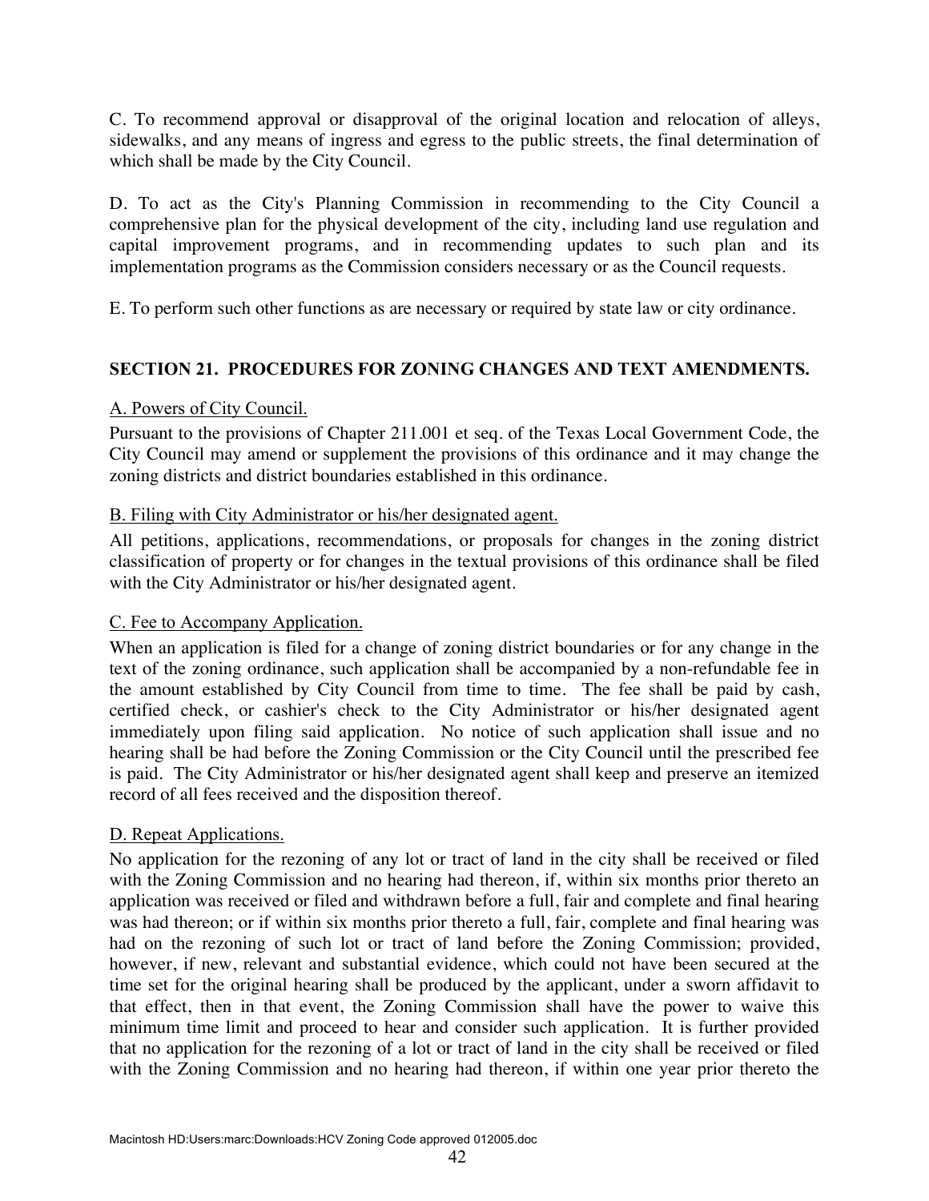C. To recommend approval or disapproval of the original location and relocation of alleys, sidewalks, and any means of ingress and egress to the public streets, the final determination of which shall be made by the City Council.

D. To act as the City's Planning Commission in recommending to the City Council a comprehensive plan for the physical development of the city, including land use regulation and capital improvement programs, and in recommending updates to such plan and its implementation programs as the Commission considers necessary or as the Council requests.

E. To perform such other functions as are necessary or required by state law or city ordinance.

## SECTION 21. PROCEDURES FOR ZONING CHANGES AND TEXT AMENDMENTS.

A. Powers of City Council.

Pursuant to the provisions of Chapter 211.001 et seq. of the Texas Local Government Code, the City Council may amend or supplement the provisions of this ordinance and it may change the zoning districts and district boundaries established in this ordinance.

B. Filing with City Administrator or his/her designated agent.

All petitions, applications, recommendations, or proposals for changes in the zoning district classification of property or for changes in the textual provisions of this ordinance shall be filed with the City Administrator or his/her designated agent.

C. Fee to Accompany Application.

When an application is filed for a change of zoning district boundaries or for any change in the text of the zoning ordinance, such application shall be accompanied by a non-refundable fee in the amount established by City Council from time to time. The fee shall be paid by cash, certified check, or cashier's check to the City Administrator or his/her designated agent immediately upon filing said application. No notice of such application shall issue and no hearing shall be had before the Zoning Commission or the City Council until the prescribed fee is paid. The City Administrator or his/her designated agent shall keep and preserve an itemized record of all fees received and the disposition thereof.

D. Repeat Applications.

No application for the rezoning of any lot or tract of land in the city shall be received or filed with the Zoning Commission and no hearing had thereon, if, within six months prior thereto an application was received or filed and withdrawn before a full, fair and complete and final hearing was had thereon; or if within six months prior thereto a full, fair, complete and final hearing was had on the rezoning of such lot or tract of land before the Zoning Commission; provided, however, if new, relevant and substantial evidence, which could not have been secured at the time set for the original hearing shall be produced by the applicant, under a sworn affidavit to that effect, then in that event, the Zoning Commission shall have the power to waive this minimum time limit and proceed to hear and consider such application. It is further provided that no application for the rezoning of a lot or tract of land in the city shall be received or filed with the Zoning Commission and no hearing had thereon, if within one year prior thereto the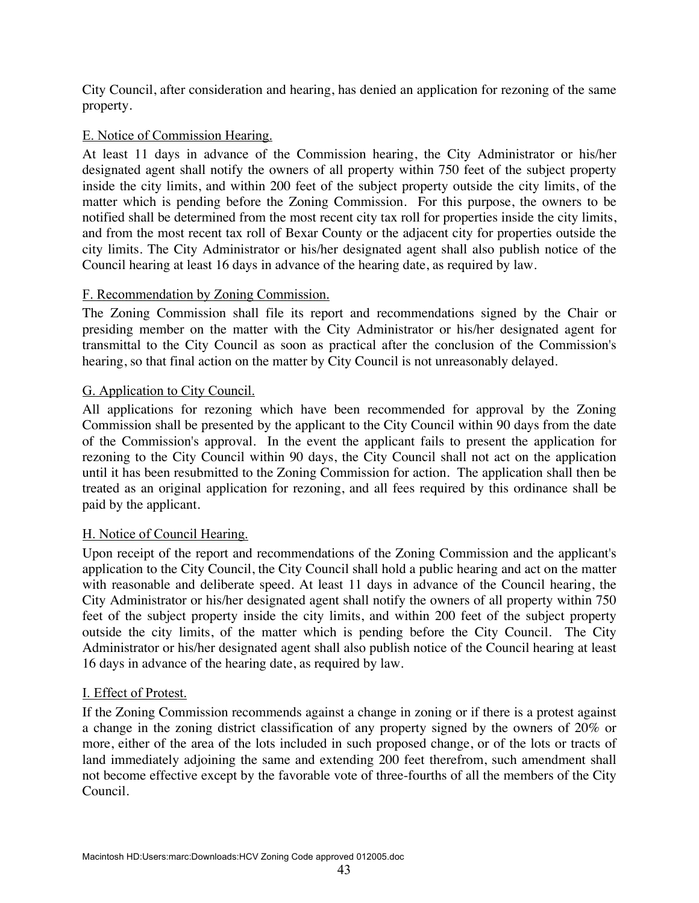City Council, after consideration and hearing, has denied an application for rezoning of the same property.

E. Notice of Commission Hearing.

At least 11 days in advance of the Commission hearing, the City Administrator or his/her designated agent shall notify the owners of all property within 750 feet of the subject property inside the city limits, and within 200 feet of the subject property outside the city limits, of the matter which is pending before the Zoning Commission. For this purpose, the owners to be notified shall be determined from the most recent city tax roll for properties inside the city limits, and from the most recent tax roll of Bexar County or the adjacent city for properties outside the city limits. The City Administrator or his/her designated agent shall also publish notice of the Council hearing at least 16 days in advance of the hearing date, as required by law.

F. Recommendation by Zoning Commission.

The Zoning Commission shall file its report and recommendations signed by the Chair or presiding member on the matter with the City Administrator or his/her designated agent for transmittal to the City Council as soon as practical after the conclusion of the Commission's hearing, so that final action on the matter by City Council is not unreasonably delayed.

G. Application to City Council.

All applications for rezoning which have been recommended for approval by the Zoning Commission shall be presented by the applicant to the City Council within 90 days from the date of the Commission's approval. In the event the applicant fails to present the application for rezoning to the City Council within 90 days, the City Council shall not act on the application until it has been resubmitted to the Zoning Commission for action. The application shall then be treated as an original application for rezoning, and all fees required by this ordinance shall be paid by the applicant.

H. Notice of Council Hearing.

Upon receipt of the report and recommendations of the Zoning Commission and the applicant's application to the City Council, the City Council shall hold a public hearing and act on the matter with reasonable and deliberate speed. At least 11 days in advance of the Council hearing, the City Administrator or his/her designated agent shall notify the owners of all property within 750 feet of the subject property inside the city limits, and within 200 feet of the subject property outside the city limits, of the matter which is pending before the City Council. The City Administrator or his/her designated agent shall also publish notice of the Council hearing at least 16 days in advance of the hearing date, as required by law.

I. Effect of Protest.

If the Zoning Commission recommends against a change in zoning or if there is a protest against a change in the zoning district classification of any property signed by the owners of 20% or more, either of the area of the lots included in such proposed change, or of the lots or tracts of land immediately adjoining the same and extending 200 feet therefrom, such amendment shall not become effective except by the favorable vote of three-fourths of all the members of the City Council.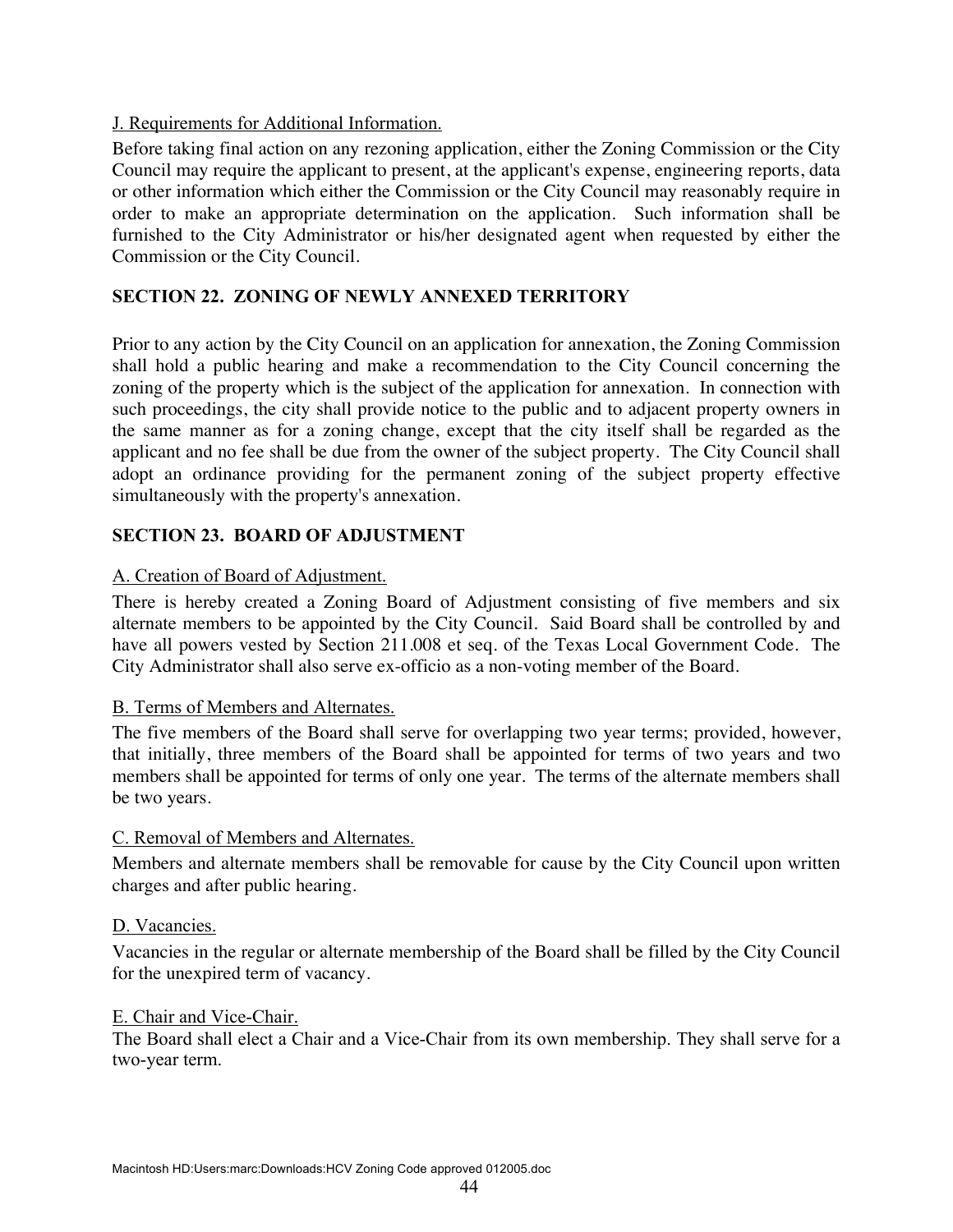J. Requirements for Additional Information.

Before taking final action on any rezoning application, either the Zoning Commission or the City Council may require the applicant to present, at the applicant's expense, engineering reports, data or other information which either the Commission or the City Council may reasonably require in order to make an appropriate determination on the application. Such information shall be furnished to the City Administrator or his/her designated agent when requested by either the Commission or the City Council.

## SECTION 22. ZONING OF NEWLY ANNEXED TERRITORY

Prior to any action by the City Council on an application for annexation, the Zoning Commission shall hold a public hearing and make a recommendation to the City Council concerning the zoning of the property which is the subject of the application for annexation. In connection with such proceedings, the city shall provide notice to the public and to adjacent property owners in the same manner as for a zoning change, except that the city itself shall be regarded as the applicant and no fee shall be due from the owner of the subject property. The City Council shall adopt an ordinance providing for the permanent zoning of the subject property effective simultaneously with the property's annexation.

## SECTION 23. BOARD OF ADJUSTMENT

A. Creation of Board of Adjustment.

There is hereby created a Zoning Board of Adjustment consisting of five members and six alternate members to be appointed by the City Council. Said Board shall be controlled by and have all powers vested by Section 211.008 et seq. of the Texas Local Government Code. The City Administrator shall also serve ex-officio as a non-voting member of the Board.

B. Terms of Members and Alternates.

The five members of the Board shall serve for overlapping two year terms; provided, however, that initially, three members of the Board shall be appointed for terms of two years and two members shall be appointed for terms of only one year. The terms of the alternate members shall be two years.

C. Removal of Members and Alternates.

Members and alternate members shall be removable for cause by the City Council upon written charges and after public hearing.

D. Vacancies.

Vacancies in the regular or alternate membership of the Board shall be filled by the City Council for the unexpired term of vacancy.

E. Chair and Vice-Chair.

The Board shall elect a Chair and a Vice-Chair from its own membership. They shall serve for a two-year term.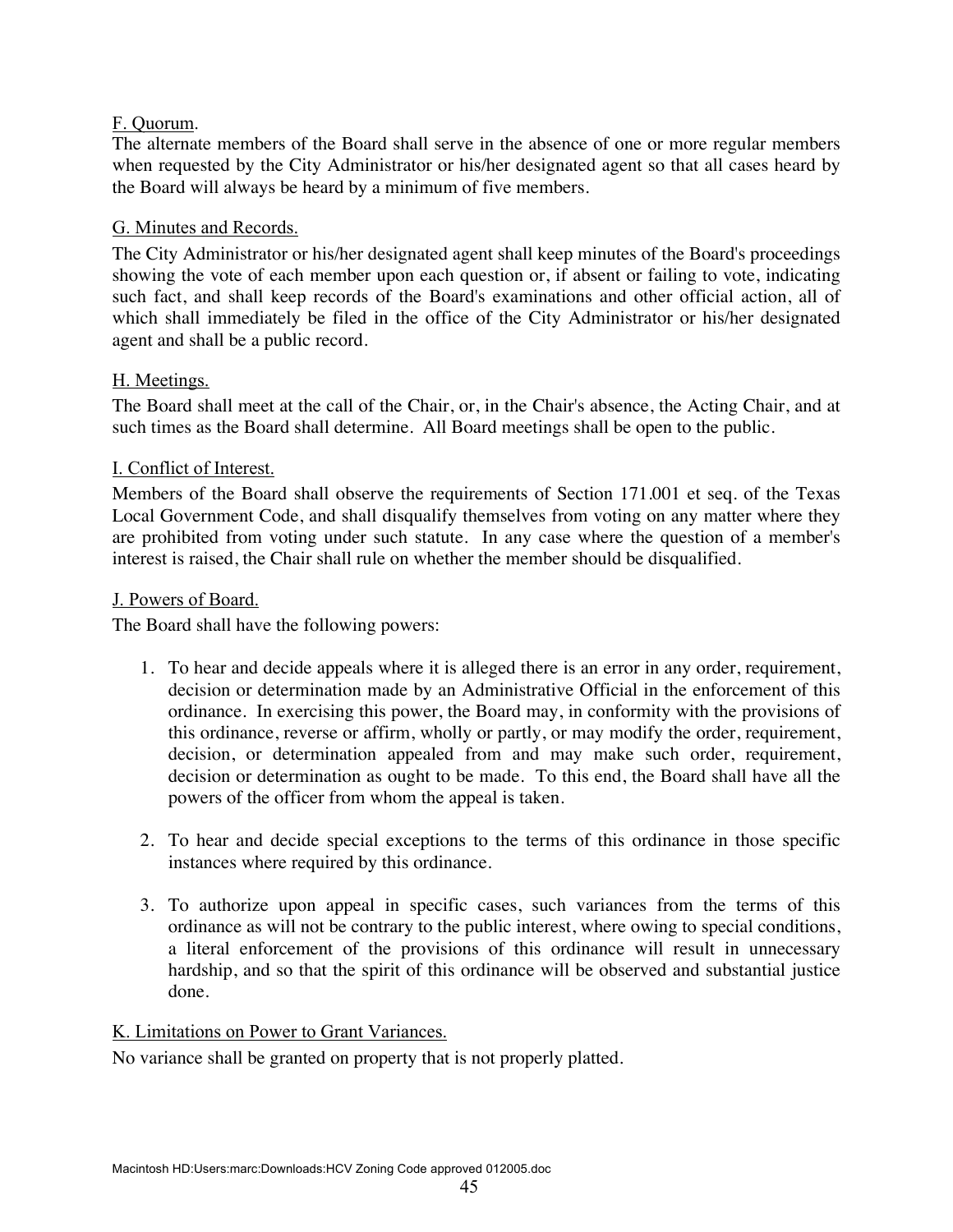F. Quorum.

The alternate members of the Board shall serve in the absence of one or more regular members when requested by the City Administrator or his/her designated agent so that all cases heard by the Board will always be heard by a minimum of five members.

G. Minutes and Records.

The City Administrator or his/her designated agent shall keep minutes of the Board's proceedings showing the vote of each member upon each question or, if absent or failing to vote, indicating such fact, and shall keep records of the Board's examinations and other official action, all of which shall immediately be filed in the office of the City Administrator or his/her designated agent and shall be a public record.

H. Meetings.

The Board shall meet at the call of the Chair, or, in the Chair's absence, the Acting Chair, and at such times as the Board shall determine. All Board meetings shall be open to the public.

I. Conflict of Interest.

Members of the Board shall observe the requirements of Section 171.001 et seq. of the Texas Local Government Code, and shall disqualify themselves from voting on any matter where they are prohibited from voting under such statute. In any case where the question of a member's interest is raised, the Chair shall rule on whether the member should be disqualified.

J. Powers of Board.

The Board shall have the following powers:

1. To hear and decide appeals where it is alleged there is an error in any order, requirement, decision or determination made by an Administrative Official in the enforcement of this ordinance. In exercising this power, the Board may, in conformity with the provisions of this ordinance, reverse or affirm, wholly or partly, or may modify the order, requirement, decision, or determination appealed from and may make such order, requirement, decision or determination as ought to be made. To this end, the Board shall have all the powers of the officer from whom the appeal is taken.

2. To hear and decide special exceptions to the terms of this ordinance in those specific instances where required by this ordinance.

3. To authorize upon appeal in specific cases, such variances from the terms of this ordinance as will not be contrary to the public interest, where owing to special conditions, a literal enforcement of the provisions of this ordinance will result in unnecessary hardship, and so that the spirit of this ordinance will be observed and substantial justice done.

K. Limitations on Power to Grant Variances.

No variance shall be granted on property that is not properly platted.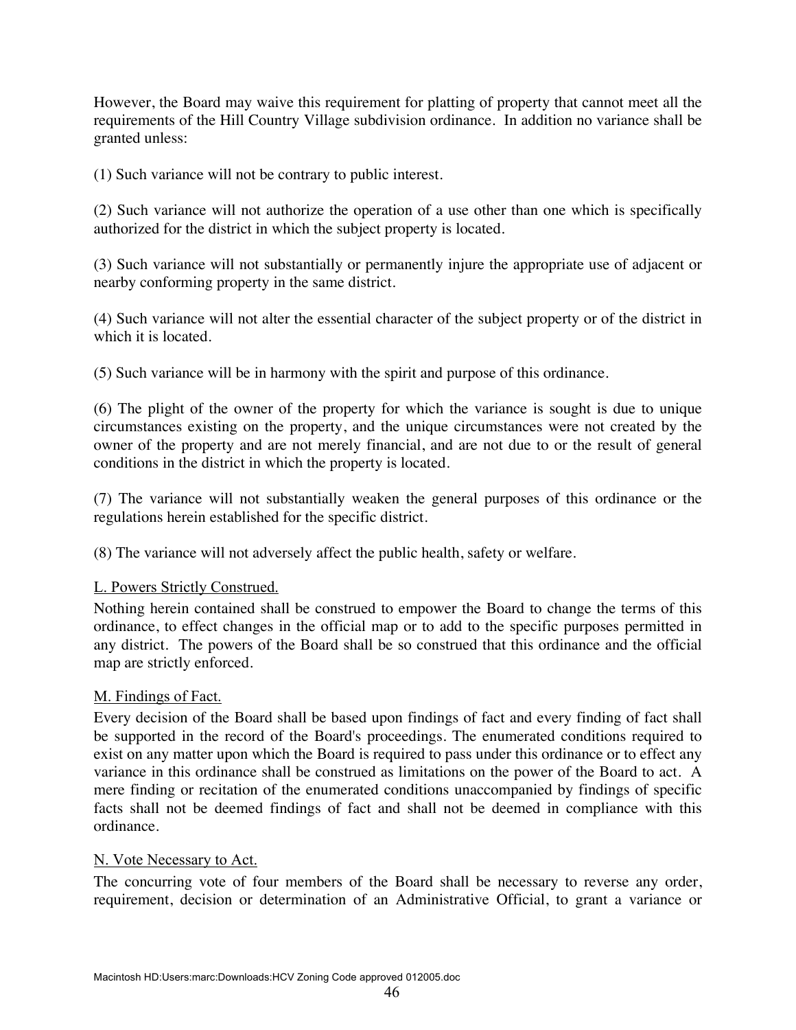However, the Board may waive this requirement for platting of property that cannot meet all the requirements of the Hill Country Village subdivision ordinance. In addition no variance shall be granted unless:

(1) Such variance will not be contrary to public interest.

(2) Such variance will not authorize the operation of a use other than one which is specifically authorized for the district in which the subject property is located.

(3) Such variance will not substantially or permanently injure the appropriate use of adjacent or nearby conforming property in the same district.

(4) Such variance will not alter the essential character of the subject property or of the district in which it is located.

(5) Such variance will be in harmony with the spirit and purpose of this ordinance.

(6) The plight of the owner of the property for which the variance is sought is due to unique circumstances existing on the property, and the unique circumstances were not created by the owner of the property and are not merely financial, and are not due to or the result of general conditions in the district in which the property is located.

(7) The variance will not substantially weaken the general purposes of this ordinance or the regulations herein established for the specific district.

(8) The variance will not adversely affect the public health, safety or welfare.

L. Powers Strictly Construed.

Nothing herein contained shall be construed to empower the Board to change the terms of this ordinance, to effect changes in the official map or to add to the specific purposes permitted in any district. The powers of the Board shall be so construed that this ordinance and the official map are strictly enforced.

M. Findings of Fact.

Every decision of the Board shall be based upon findings of fact and every finding of fact shall be supported in the record of the Board's proceedings. The enumerated conditions required to exist on any matter upon which the Board is required to pass under this ordinance or to effect any variance in this ordinance shall be construed as limitations on the power of the Board to act. A mere finding or recitation of the enumerated conditions unaccompanied by findings of specific facts shall not be deemed findings of fact and shall not be deemed in compliance with this ordinance.

N. Vote Necessary to Act.

The concurring vote of four members of the Board shall be necessary to reverse any order, requirement, decision or determination of an Administrative Official, to grant a variance or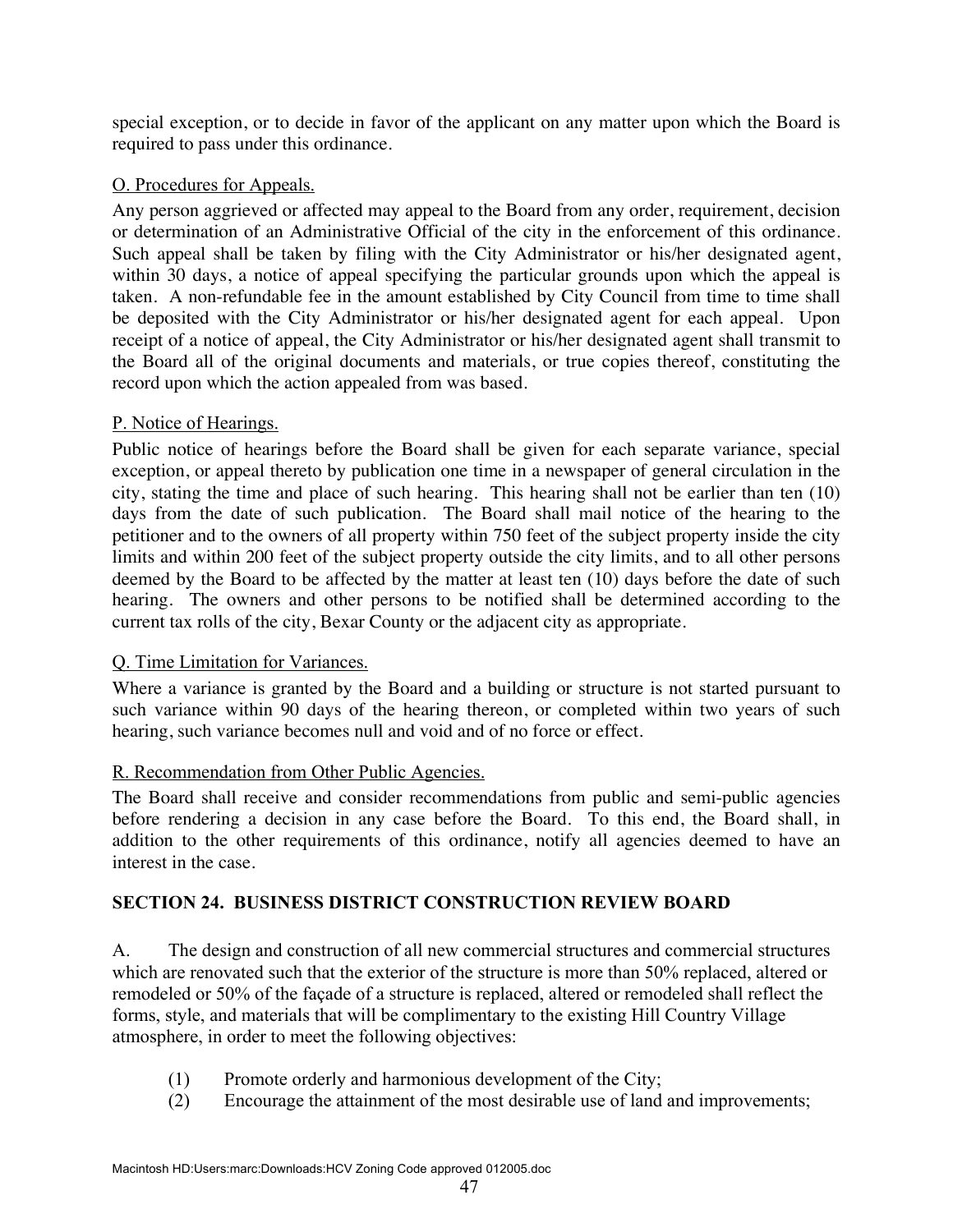special exception, or to decide in favor of the applicant on any matter upon which the Board is required to pass under this ordinance.

O. Procedures for Appeals.

Any person aggrieved or affected may appeal to the Board from any order, requirement, decision or determination of an Administrative Official of the city in the enforcement of this ordinance. Such appeal shall be taken by filing with the City Administrator or his/her designated agent, within 30 days, a notice of appeal specifying the particular grounds upon which the appeal is taken. A non-refundable fee in the amount established by City Council from time to time shall be deposited with the City Administrator or his/her designated agent for each appeal. Upon receipt of a notice of appeal, the City Administrator or his/her designated agent shall transmit to the Board all of the original documents and materials, or true copies thereof, constituting the record upon which the action appealed from was based.

P. Notice of Hearings.

Public notice of hearings before the Board shall be given for each separate variance, special exception, or appeal thereto by publication one time in a newspaper of general circulation in the city, stating the time and place of such hearing. This hearing shall not be earlier than ten (10) days from the date of such publication. The Board shall mail notice of the hearing to the petitioner and to the owners of all property within 750 feet of the subject property inside the city limits and within 200 feet of the subject property outside the city limits, and to all other persons deemed by the Board to be affected by the matter at least ten (10) days before the date of such hearing. The owners and other persons to be notified shall be determined according to the current tax rolls of the city, Bexar County or the adjacent city as appropriate.

Q. Time Limitation for Variances.

Where a variance is granted by the Board and a building or structure is not started pursuant to such variance within 90 days of the hearing thereon, or completed within two years of such hearing, such variance becomes null and void and of no force or effect.

R. Recommendation from Other Public Agencies.

The Board shall receive and consider recommendations from public and semi-public agencies before rendering a decision in any case before the Board. To this end, the Board shall, in addition to the other requirements of this ordinance, notify all agencies deemed to have an interest in the case.

## SECTION 24. BUSINESS DISTRICT CONSTRUCTION REVIEW BOARD

A. The design and construction of all new commercial structures and commercial structures which are renovated such that the exterior of the structure is more than 50% replaced, altered or remodeled or 50% of the façade of a structure is replaced, altered or remodeled shall reflect the forms, style, and materials that will be complimentary to the existing Hill Country Village atmosphere, in order to meet the following objectives:

(1) Promote orderly and harmonious development of the City;
(2) Encourage the attainment of the most desirable use of land and improvements;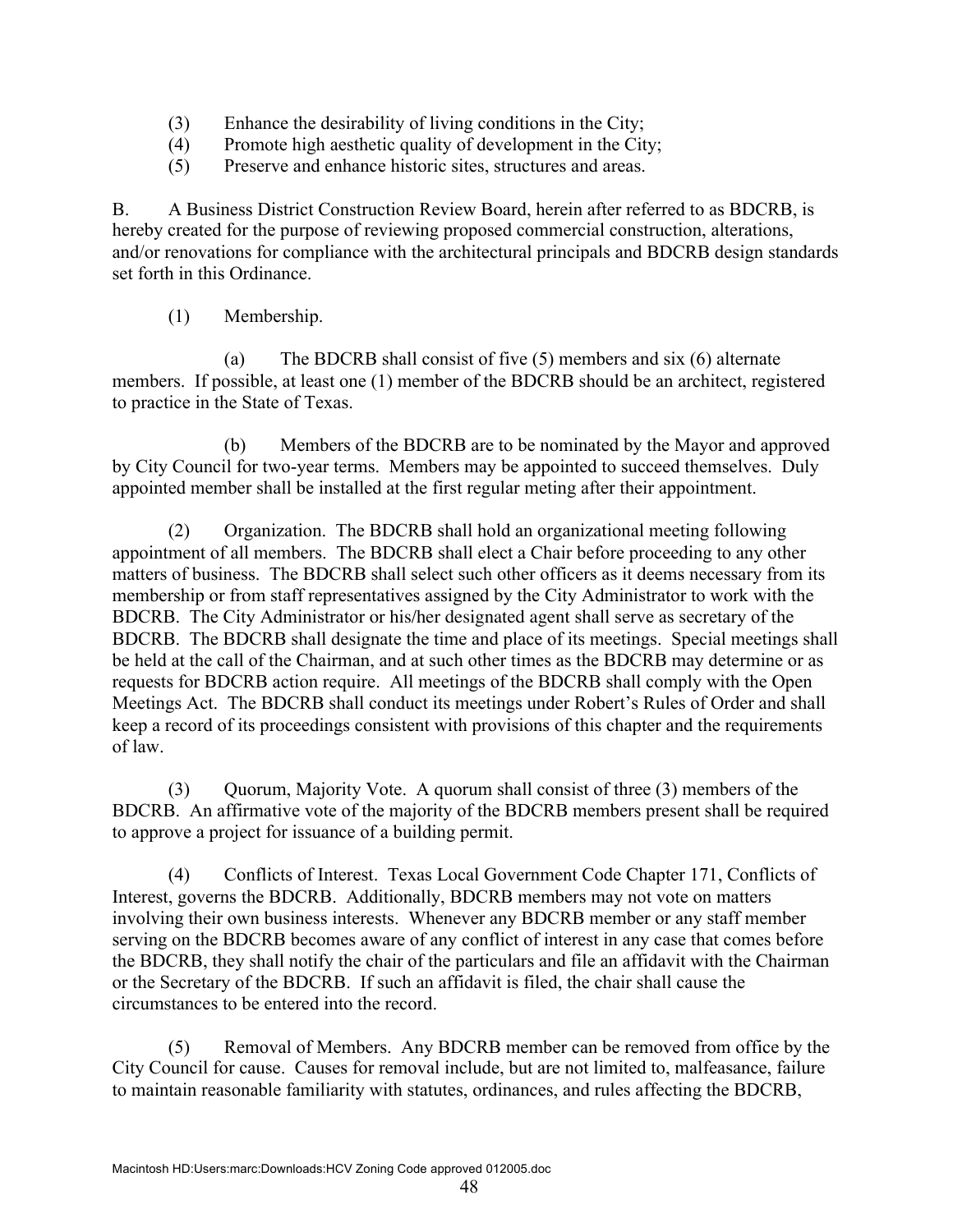(3) Enhance the desirability of living conditions in the City;
(4) Promote high aesthetic quality of development in the City;
(5) Preserve and enhance historic sites, structures and areas.

B. A Business District Construction Review Board, herein after referred to as BDCRB, is hereby created for the purpose of reviewing proposed commercial construction, alterations, and/or renovations for compliance with the architectural principals and BDCRB design standards set forth in this Ordinance.

(1) Membership.

(a) The BDCRB shall consist of five (5) members and six (6) alternate members. If possible, at least one (1) member of the BDCRB should be an architect, registered to practice in the State of Texas.

(b) Members of the BDCRB are to be nominated by the Mayor and approved by City Council for two-year terms. Members may be appointed to succeed themselves. Duly appointed member shall be installed at the first regular meting after their appointment.

(2) Organization. The BDCRB shall hold an organizational meeting following appointment of all members. The BDCRB shall elect a Chair before proceeding to any other matters of business. The BDCRB shall select such other officers as it deems necessary from its membership or from staff representatives assigned by the City Administrator to work with the BDCRB. The City Administrator or his/her designated agent shall serve as secretary of the BDCRB. The BDCRB shall designate the time and place of its meetings. Special meetings shall be held at the call of the Chairman, and at such other times as the BDCRB may determine or as requests for BDCRB action require. All meetings of the BDCRB shall comply with the Open Meetings Act. The BDCRB shall conduct its meetings under Robert's Rules of Order and shall keep a record of its proceedings consistent with provisions of this chapter and the requirements of law.

(3) Quorum, Majority Vote. A quorum shall consist of three (3) members of the BDCRB. An affirmative vote of the majority of the BDCRB members present shall be required to approve a project for issuance of a building permit.

(4) Conflicts of Interest. Texas Local Government Code Chapter 171, Conflicts of Interest, governs the BDCRB. Additionally, BDCRB members may not vote on matters involving their own business interests. Whenever any BDCRB member or any staff member serving on the BDCRB becomes aware of any conflict of interest in any case that comes before the BDCRB, they shall notify the chair of the particulars and file an affidavit with the Chairman or the Secretary of the BDCRB. If such an affidavit is filed, the chair shall cause the circumstances to be entered into the record.

(5) Removal of Members. Any BDCRB member can be removed from office by the City Council for cause. Causes for removal include, but are not limited to, malfeasance, failure to maintain reasonable familiarity with statutes, ordinances, and rules affecting the BDCRB,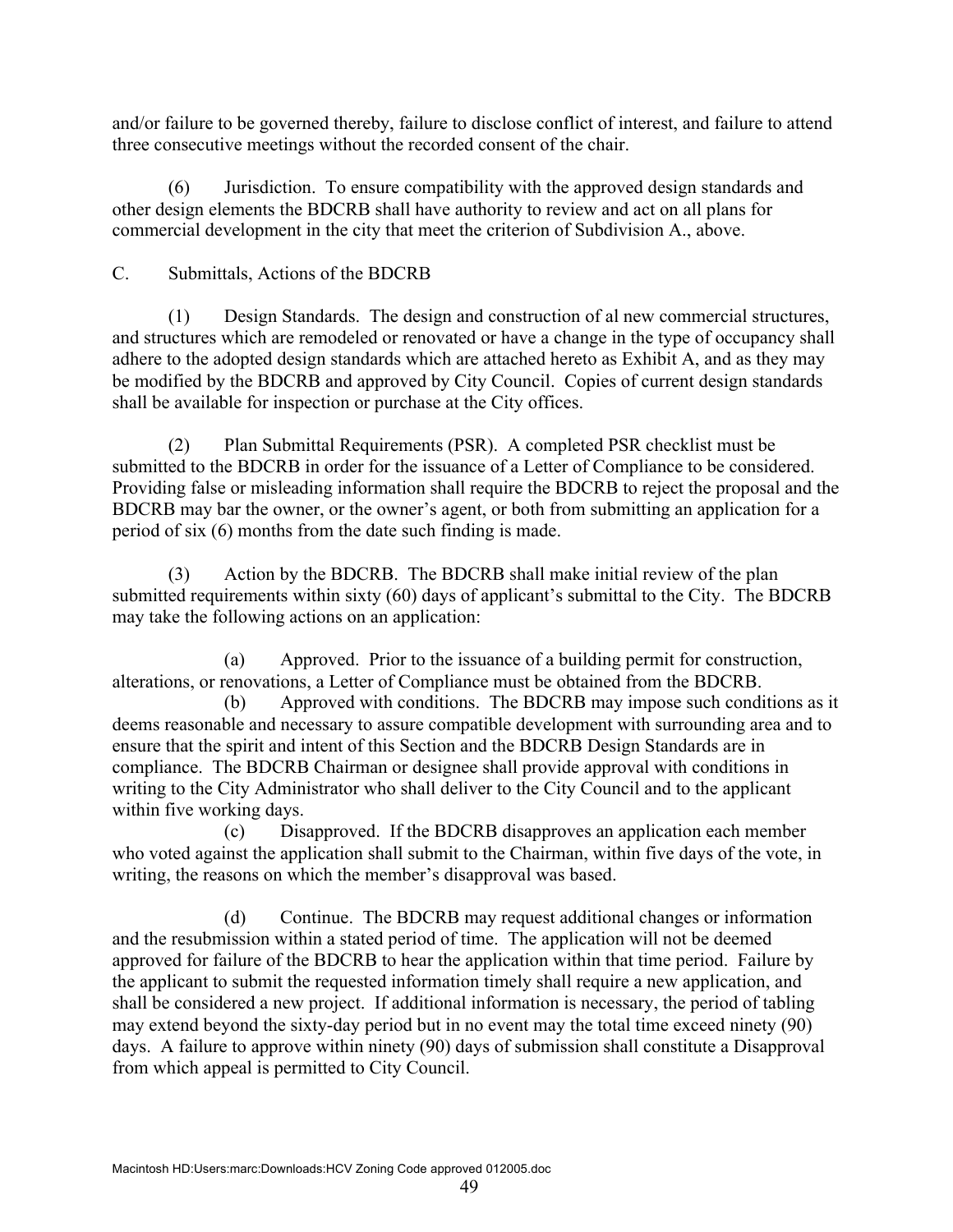and/or failure to be governed thereby, failure to disclose conflict of interest, and failure to attend three consecutive meetings without the recorded consent of the chair.

(6) Jurisdiction. To ensure compatibility with the approved design standards and other design elements the BDCRB shall have authority to review and act on all plans for commercial development in the city that meet the criterion of Subdivision A., above.

C. Submittals, Actions of the BDCRB

(1) Design Standards. The design and construction of al new commercial structures, and structures which are remodeled or renovated or have a change in the type of occupancy shall adhere to the adopted design standards which are attached hereto as Exhibit A, and as they may be modified by the BDCRB and approved by City Council. Copies of current design standards shall be available for inspection or purchase at the City offices.

(2) Plan Submittal Requirements (PSR). A completed PSR checklist must be submitted to the BDCRB in order for the issuance of a Letter of Compliance to be considered. Providing false or misleading information shall require the BDCRB to reject the proposal and the BDCRB may bar the owner, or the owner's agent, or both from submitting an application for a period of six (6) months from the date such finding is made.

(3) Action by the BDCRB. The BDCRB shall make initial review of the plan submitted requirements within sixty (60) days of applicant's submittal to the City. The BDCRB may take the following actions on an application:

(a) Approved. Prior to the issuance of a building permit for construction, alterations, or renovations, a Letter of Compliance must be obtained from the BDCRB.

(b) Approved with conditions. The BDCRB may impose such conditions as it deems reasonable and necessary to assure compatible development with surrounding area and to ensure that the spirit and intent of this Section and the BDCRB Design Standards are in compliance. The BDCRB Chairman or designee shall provide approval with conditions in writing to the City Administrator who shall deliver to the City Council and to the applicant within five working days.

(c) Disapproved. If the BDCRB disapproves an application each member who voted against the application shall submit to the Chairman, within five days of the vote, in writing, the reasons on which the member's disapproval was based.

(d) Continue. The BDCRB may request additional changes or information and the resubmission within a stated period of time. The application will not be deemed approved for failure of the BDCRB to hear the application within that time period. Failure by the applicant to submit the requested information timely shall require a new application, and shall be considered a new project. If additional information is necessary, the period of tabling may extend beyond the sixty-day period but in no event may the total time exceed ninety (90) days. A failure to approve within ninety (90) days of submission shall constitute a Disapproval from which appeal is permitted to City Council.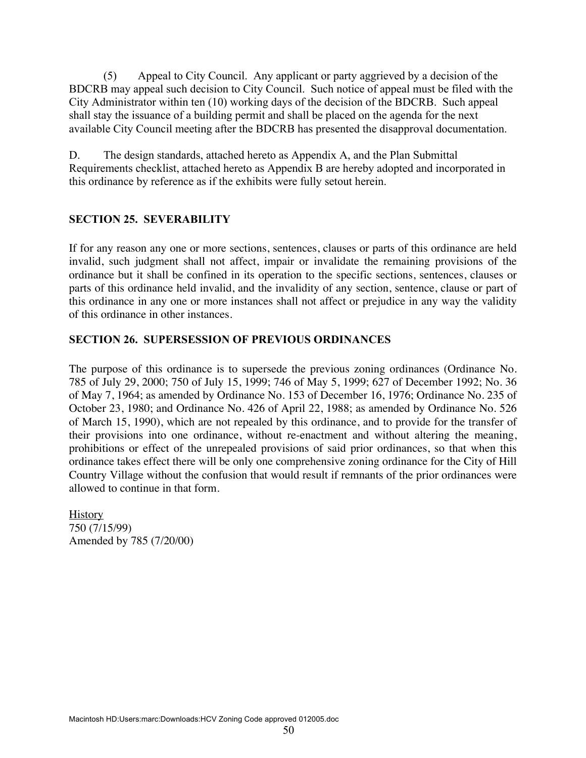(5) Appeal to City Council. Any applicant or party aggrieved by a decision of the BDCRB may appeal such decision to City Council. Such notice of appeal must be filed with the City Administrator within ten (10) working days of the decision of the BDCRB. Such appeal shall stay the issuance of a building permit and shall be placed on the agenda for the next available City Council meeting after the BDCRB has presented the disapproval documentation.

D. The design standards, attached hereto as Appendix A, and the Plan Submittal Requirements checklist, attached hereto as Appendix B are hereby adopted and incorporated in this ordinance by reference as if the exhibits were fully setout herein.

## SECTION 25. SEVERABILITY

If for any reason any one or more sections, sentences, clauses or parts of this ordinance are held invalid, such judgment shall not affect, impair or invalidate the remaining provisions of the ordinance but it shall be confined in its operation to the specific sections, sentences, clauses or parts of this ordinance held invalid, and the invalidity of any section, sentence, clause or part of this ordinance in any one or more instances shall not affect or prejudice in any way the validity of this ordinance in other instances.

## SECTION 26. SUPERSESSION OF PREVIOUS ORDINANCES

The purpose of this ordinance is to supersede the previous zoning ordinances (Ordinance No. 785 of July 29, 2000; 750 of July 15, 1999; 746 of May 5, 1999; 627 of December 1992; No. 36 of May 7, 1964; as amended by Ordinance No. 153 of December 16, 1976; Ordinance No. 235 of October 23, 1980; and Ordinance No. 426 of April 22, 1988; as amended by Ordinance No. 526 of March 15, 1990), which are not repealed by this ordinance, and to provide for the transfer of their provisions into one ordinance, without re-enactment and without altering the meaning, prohibitions or effect of the unrepealed provisions of said prior ordinances, so that when this ordinance takes effect there will be only one comprehensive zoning ordinance for the City of Hill Country Village without the confusion that would result if remnants of the prior ordinances were allowed to continue in that form.

History
750 (7/15/99)
Amended by 785 (7/20/00)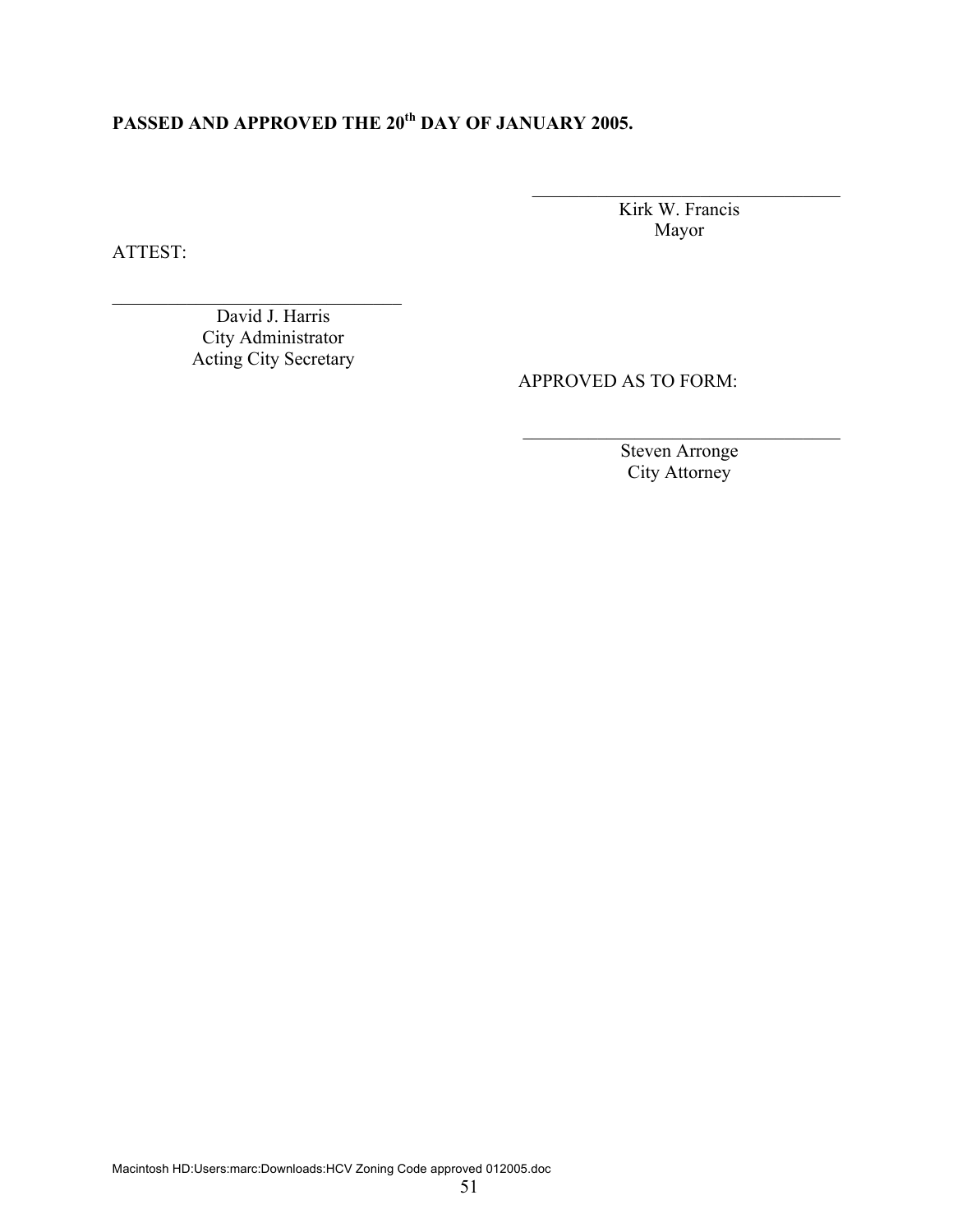**PASSED AND APPROVED THE 20th DAY OF JANUARY 2005.**

\_\_\_\_\_\_\_\_\_\_\_\_\_\_\_\_\_\_\_\_\_\_\_\_\_\_\_\_\_\_\_\_\_\_
Kirk W. Francis
Mayor

ATTEST:

\_\_\_\_\_\_\_\_\_\_\_\_\_\_\_\_\_\_\_\_\_\_\_\_\_\_\_\_\_\_\_\_\_\_
David J. Harris
City Administrator
Acting City Secretary

APPROVED AS TO FORM:

\_\_\_\_\_\_\_\_\_\_\_\_\_\_\_\_\_\_\_\_\_\_\_\_\_\_\_\_\_\_\_\_\_\_
Steven Arronge
City Attorney

Macintosh HD:Users:marc:Downloads:HCV Zoning Code approved 012005.doc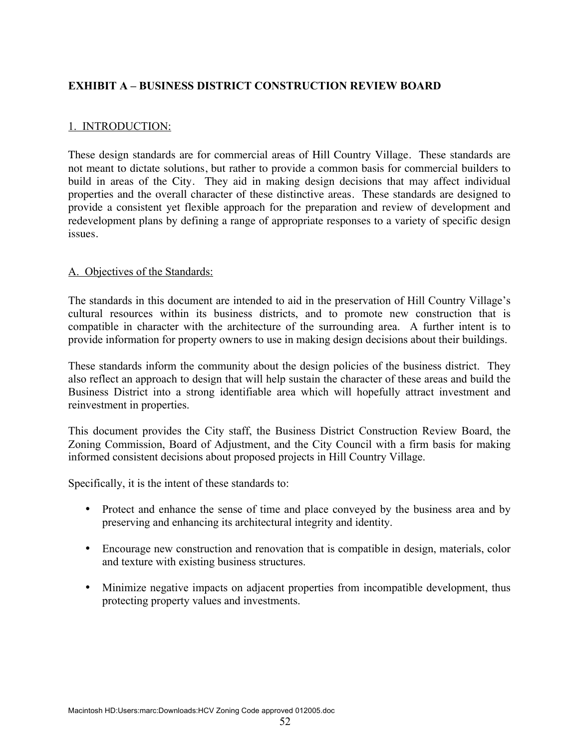## EXHIBIT A – BUSINESS DISTRICT CONSTRUCTION REVIEW BOARD

### 1. INTRODUCTION:

These design standards are for commercial areas of Hill Country Village. These standards are not meant to dictate solutions, but rather to provide a common basis for commercial builders to build in areas of the City. They aid in making design decisions that may affect individual properties and the overall character of these distinctive areas. These standards are designed to provide a consistent yet flexible approach for the preparation and review of development and redevelopment plans by defining a range of appropriate responses to a variety of specific design issues.

#### A. Objectives of the Standards:

The standards in this document are intended to aid in the preservation of Hill Country Village's cultural resources within its business districts, and to promote new construction that is compatible in character with the architecture of the surrounding area. A further intent is to provide information for property owners to use in making design decisions about their buildings.

These standards inform the community about the design policies of the business district. They also reflect an approach to design that will help sustain the character of these areas and build the Business District into a strong identifiable area which will hopefully attract investment and reinvestment in properties.

This document provides the City staff, the Business District Construction Review Board, the Zoning Commission, Board of Adjustment, and the City Council with a firm basis for making informed consistent decisions about proposed projects in Hill Country Village.

Specifically, it is the intent of these standards to:

- Protect and enhance the sense of time and place conveyed by the business area and by preserving and enhancing its architectural integrity and identity.
- Encourage new construction and renovation that is compatible in design, materials, color and texture with existing business structures.
- Minimize negative impacts on adjacent properties from incompatible development, thus protecting property values and investments.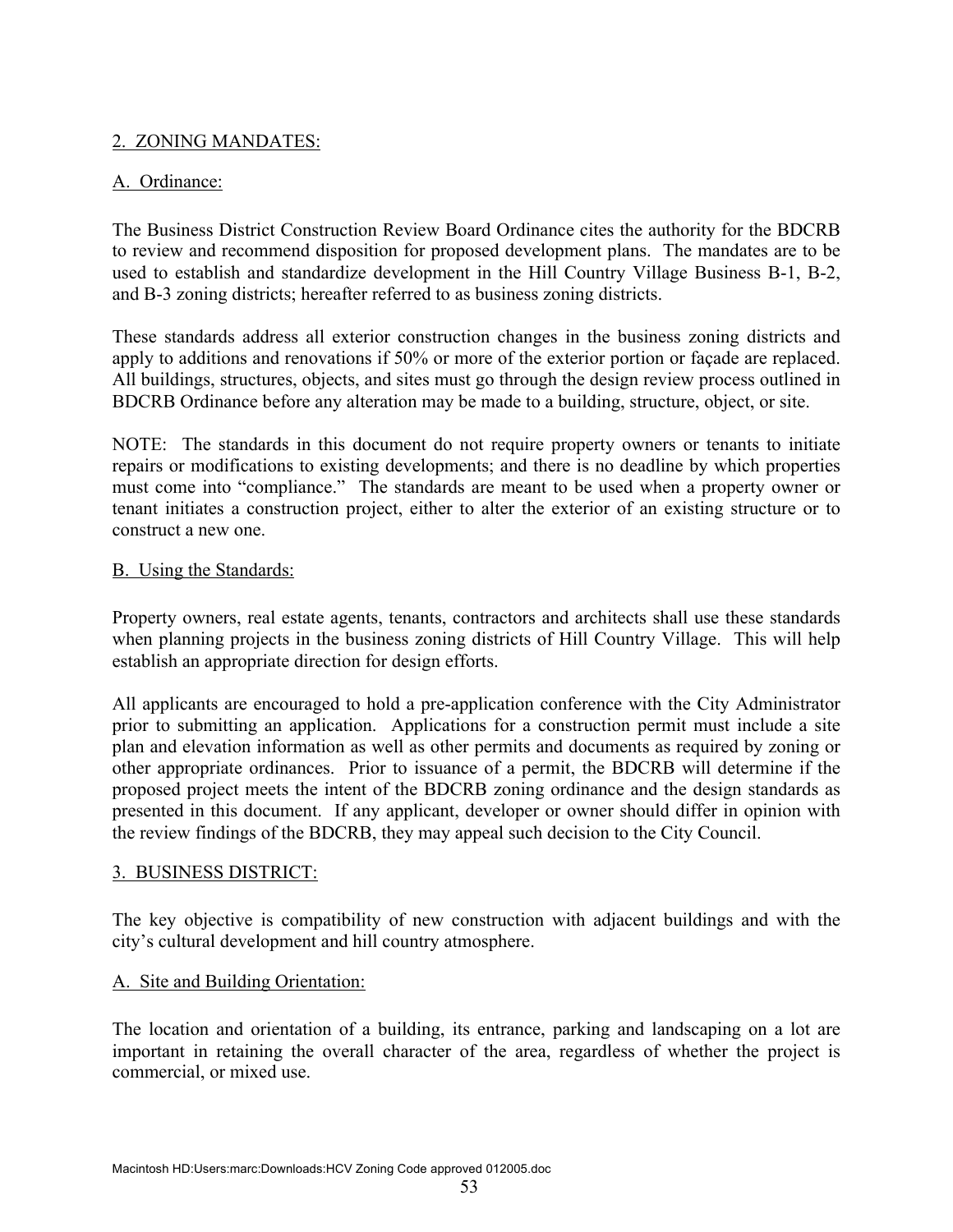## 2. ZONING MANDATES:

### A. Ordinance:

The Business District Construction Review Board Ordinance cites the authority for the BDCRB to review and recommend disposition for proposed development plans. The mandates are to be used to establish and standardize development in the Hill Country Village Business B-1, B-2, and B-3 zoning districts; hereafter referred to as business zoning districts.

These standards address all exterior construction changes in the business zoning districts and apply to additions and renovations if 50% or more of the exterior portion or façade are replaced. All buildings, structures, objects, and sites must go through the design review process outlined in BDCRB Ordinance before any alteration may be made to a building, structure, object, or site.

NOTE: The standards in this document do not require property owners or tenants to initiate repairs or modifications to existing developments; and there is no deadline by which properties must come into "compliance." The standards are meant to be used when a property owner or tenant initiates a construction project, either to alter the exterior of an existing structure or to construct a new one.

### B. Using the Standards:

Property owners, real estate agents, tenants, contractors and architects shall use these standards when planning projects in the business zoning districts of Hill Country Village. This will help establish an appropriate direction for design efforts.

All applicants are encouraged to hold a pre-application conference with the City Administrator prior to submitting an application. Applications for a construction permit must include a site plan and elevation information as well as other permits and documents as required by zoning or other appropriate ordinances. Prior to issuance of a permit, the BDCRB will determine if the proposed project meets the intent of the BDCRB zoning ordinance and the design standards as presented in this document. If any applicant, developer or owner should differ in opinion with the review findings of the BDCRB, they may appeal such decision to the City Council.

## 3. BUSINESS DISTRICT:

The key objective is compatibility of new construction with adjacent buildings and with the city's cultural development and hill country atmosphere.

### A. Site and Building Orientation:

The location and orientation of a building, its entrance, parking and landscaping on a lot are important in retaining the overall character of the area, regardless of whether the project is commercial, or mixed use.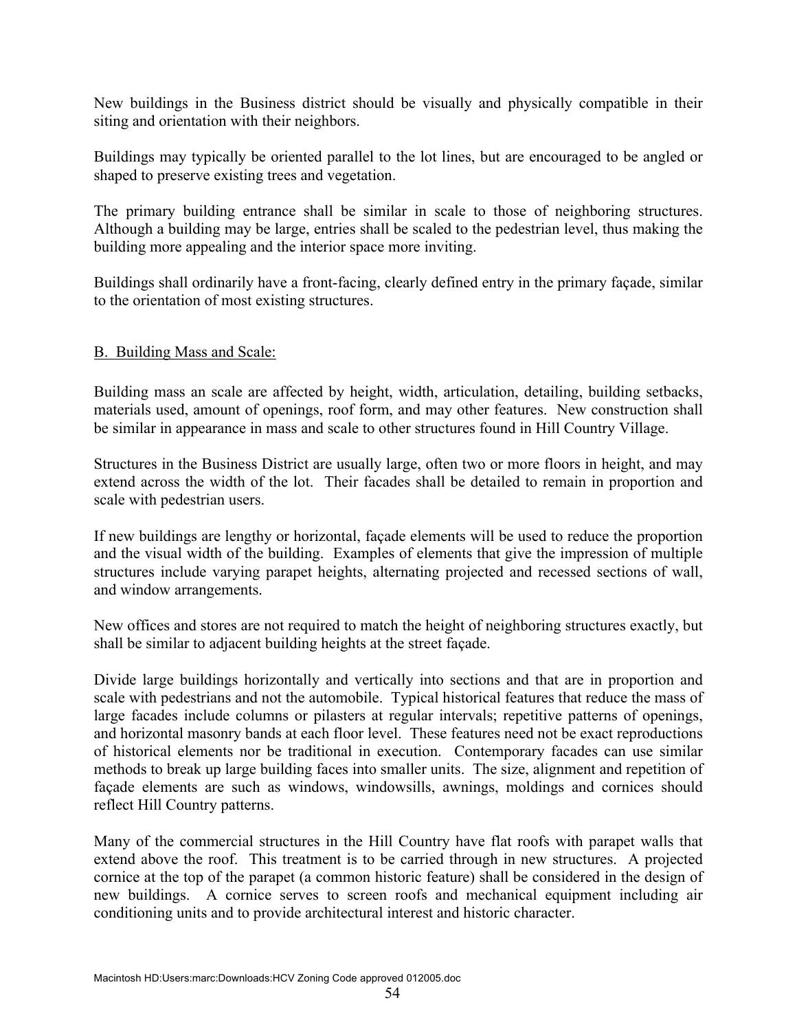New buildings in the Business district should be visually and physically compatible in their siting and orientation with their neighbors.

Buildings may typically be oriented parallel to the lot lines, but are encouraged to be angled or shaped to preserve existing trees and vegetation.

The primary building entrance shall be similar in scale to those of neighboring structures. Although a building may be large, entries shall be scaled to the pedestrian level, thus making the building more appealing and the interior space more inviting.

Buildings shall ordinarily have a front-facing, clearly defined entry in the primary façade, similar to the orientation of most existing structures.

B. Building Mass and Scale:

Building mass an scale are affected by height, width, articulation, detailing, building setbacks, materials used, amount of openings, roof form, and may other features. New construction shall be similar in appearance in mass and scale to other structures found in Hill Country Village.

Structures in the Business District are usually large, often two or more floors in height, and may extend across the width of the lot. Their facades shall be detailed to remain in proportion and scale with pedestrian users.

If new buildings are lengthy or horizontal, façade elements will be used to reduce the proportion and the visual width of the building. Examples of elements that give the impression of multiple structures include varying parapet heights, alternating projected and recessed sections of wall, and window arrangements.

New offices and stores are not required to match the height of neighboring structures exactly, but shall be similar to adjacent building heights at the street façade.

Divide large buildings horizontally and vertically into sections and that are in proportion and scale with pedestrians and not the automobile. Typical historical features that reduce the mass of large facades include columns or pilasters at regular intervals; repetitive patterns of openings, and horizontal masonry bands at each floor level. These features need not be exact reproductions of historical elements nor be traditional in execution. Contemporary facades can use similar methods to break up large building faces into smaller units. The size, alignment and repetition of façade elements are such as windows, windowsills, awnings, moldings and cornices should reflect Hill Country patterns.

Many of the commercial structures in the Hill Country have flat roofs with parapet walls that extend above the roof. This treatment is to be carried through in new structures. A projected cornice at the top of the parapet (a common historic feature) shall be considered in the design of new buildings. A cornice serves to screen roofs and mechanical equipment including air conditioning units and to provide architectural interest and historic character.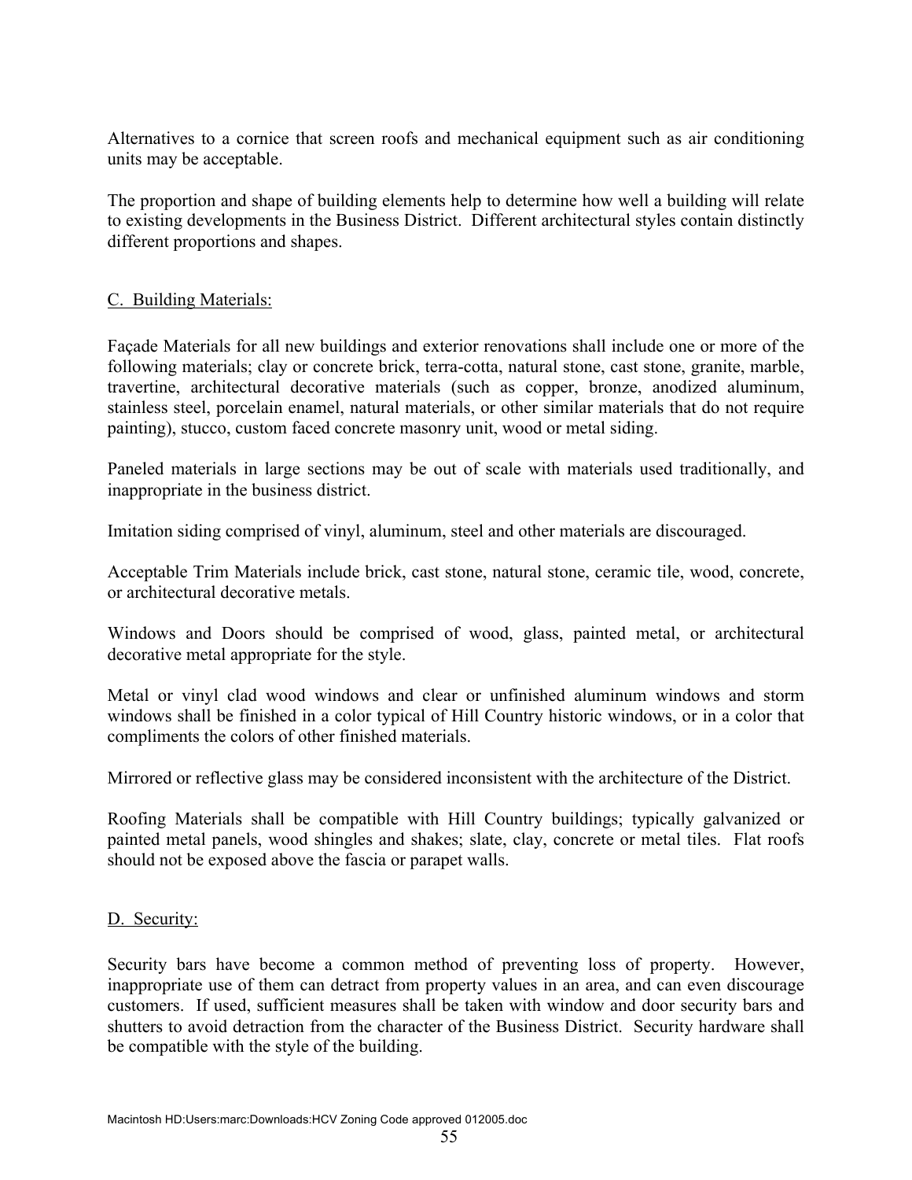Alternatives to a cornice that screen roofs and mechanical equipment such as air conditioning units may be acceptable.

The proportion and shape of building elements help to determine how well a building will relate to existing developments in the Business District. Different architectural styles contain distinctly different proportions and shapes.

## C. Building Materials:

Façade Materials for all new buildings and exterior renovations shall include one or more of the following materials; clay or concrete brick, terra-cotta, natural stone, cast stone, granite, marble, travertine, architectural decorative materials (such as copper, bronze, anodized aluminum, stainless steel, porcelain enamel, natural materials, or other similar materials that do not require painting), stucco, custom faced concrete masonry unit, wood or metal siding.

Paneled materials in large sections may be out of scale with materials used traditionally, and inappropriate in the business district.

Imitation siding comprised of vinyl, aluminum, steel and other materials are discouraged.

Acceptable Trim Materials include brick, cast stone, natural stone, ceramic tile, wood, concrete, or architectural decorative metals.

Windows and Doors should be comprised of wood, glass, painted metal, or architectural decorative metal appropriate for the style.

Metal or vinyl clad wood windows and clear or unfinished aluminum windows and storm windows shall be finished in a color typical of Hill Country historic windows, or in a color that compliments the colors of other finished materials.

Mirrored or reflective glass may be considered inconsistent with the architecture of the District.

Roofing Materials shall be compatible with Hill Country buildings; typically galvanized or painted metal panels, wood shingles and shakes; slate, clay, concrete or metal tiles. Flat roofs should not be exposed above the fascia or parapet walls.

## D. Security:

Security bars have become a common method of preventing loss of property. However, inappropriate use of them can detract from property values in an area, and can even discourage customers. If used, sufficient measures shall be taken with window and door security bars and shutters to avoid detraction from the character of the Business District. Security hardware shall be compatible with the style of the building.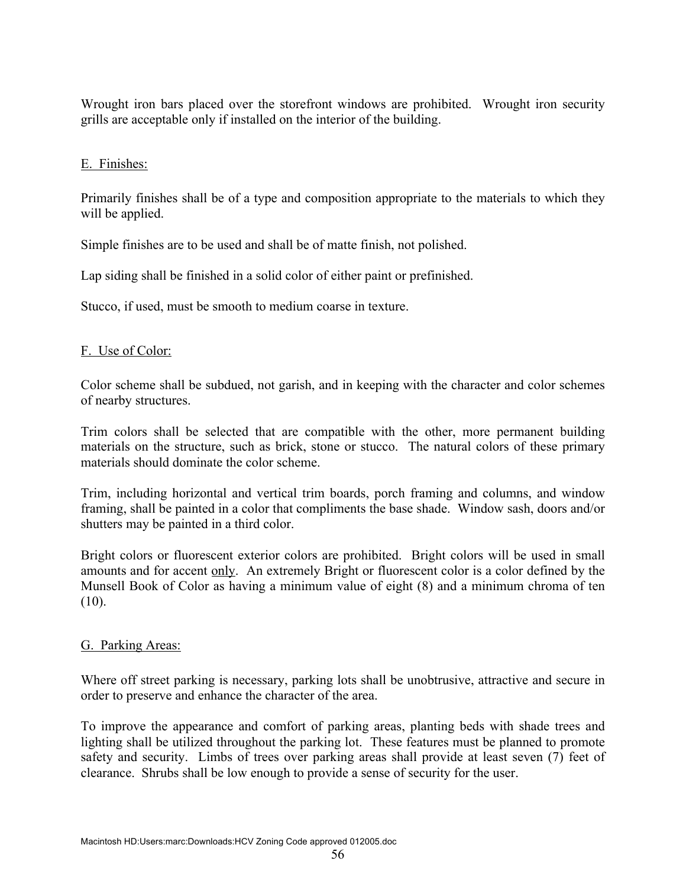Wrought iron bars placed over the storefront windows are prohibited. Wrought iron security grills are acceptable only if installed on the interior of the building.

### E. Finishes:

Primarily finishes shall be of a type and composition appropriate to the materials to which they will be applied.

Simple finishes are to be used and shall be of matte finish, not polished.

Lap siding shall be finished in a solid color of either paint or prefinished.

Stucco, if used, must be smooth to medium coarse in texture.

### F. Use of Color:

Color scheme shall be subdued, not garish, and in keeping with the character and color schemes of nearby structures.

Trim colors shall be selected that are compatible with the other, more permanent building materials on the structure, such as brick, stone or stucco. The natural colors of these primary materials should dominate the color scheme.

Trim, including horizontal and vertical trim boards, porch framing and columns, and window framing, shall be painted in a color that compliments the base shade. Window sash, doors and/or shutters may be painted in a third color.

Bright colors or fluorescent exterior colors are prohibited. Bright colors will be used in small amounts and for accent only. An extremely Bright or fluorescent color is a color defined by the Munsell Book of Color as having a minimum value of eight (8) and a minimum chroma of ten (10).

### G. Parking Areas:

Where off street parking is necessary, parking lots shall be unobtrusive, attractive and secure in order to preserve and enhance the character of the area.

To improve the appearance and comfort of parking areas, planting beds with shade trees and lighting shall be utilized throughout the parking lot. These features must be planned to promote safety and security. Limbs of trees over parking areas shall provide at least seven (7) feet of clearance. Shrubs shall be low enough to provide a sense of security for the user.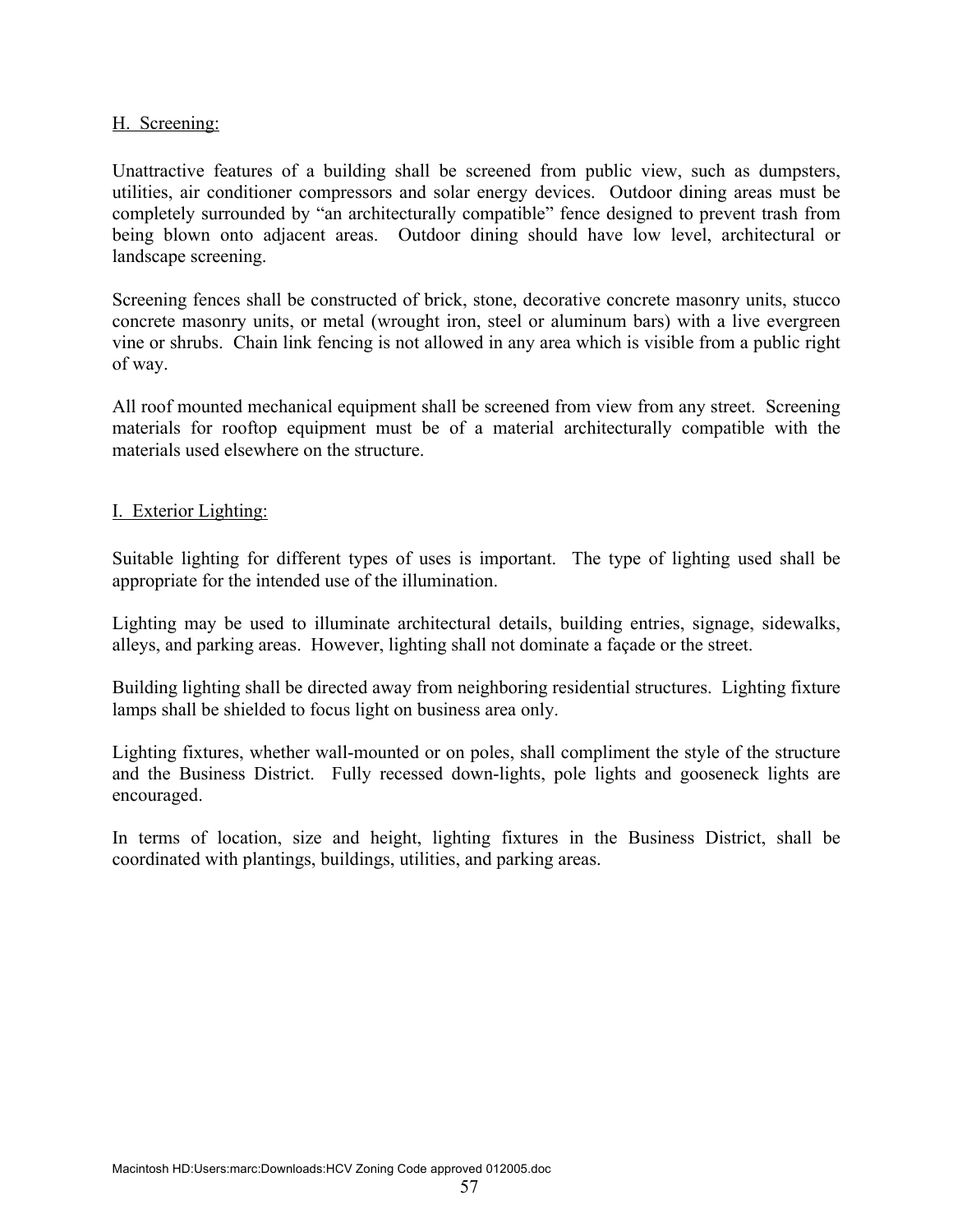## H. Screening:

Unattractive features of a building shall be screened from public view, such as dumpsters, utilities, air conditioner compressors and solar energy devices. Outdoor dining areas must be completely surrounded by "an architecturally compatible" fence designed to prevent trash from being blown onto adjacent areas. Outdoor dining should have low level, architectural or landscape screening.

Screening fences shall be constructed of brick, stone, decorative concrete masonry units, stucco concrete masonry units, or metal (wrought iron, steel or aluminum bars) with a live evergreen vine or shrubs. Chain link fencing is not allowed in any area which is visible from a public right of way.

All roof mounted mechanical equipment shall be screened from view from any street. Screening materials for rooftop equipment must be of a material architecturally compatible with the materials used elsewhere on the structure.

## I. Exterior Lighting:

Suitable lighting for different types of uses is important. The type of lighting used shall be appropriate for the intended use of the illumination.

Lighting may be used to illuminate architectural details, building entries, signage, sidewalks, alleys, and parking areas. However, lighting shall not dominate a façade or the street.

Building lighting shall be directed away from neighboring residential structures. Lighting fixture lamps shall be shielded to focus light on business area only.

Lighting fixtures, whether wall-mounted or on poles, shall compliment the style of the structure and the Business District. Fully recessed down-lights, pole lights and gooseneck lights are encouraged.

In terms of location, size and height, lighting fixtures in the Business District, shall be coordinated with plantings, buildings, utilities, and parking areas.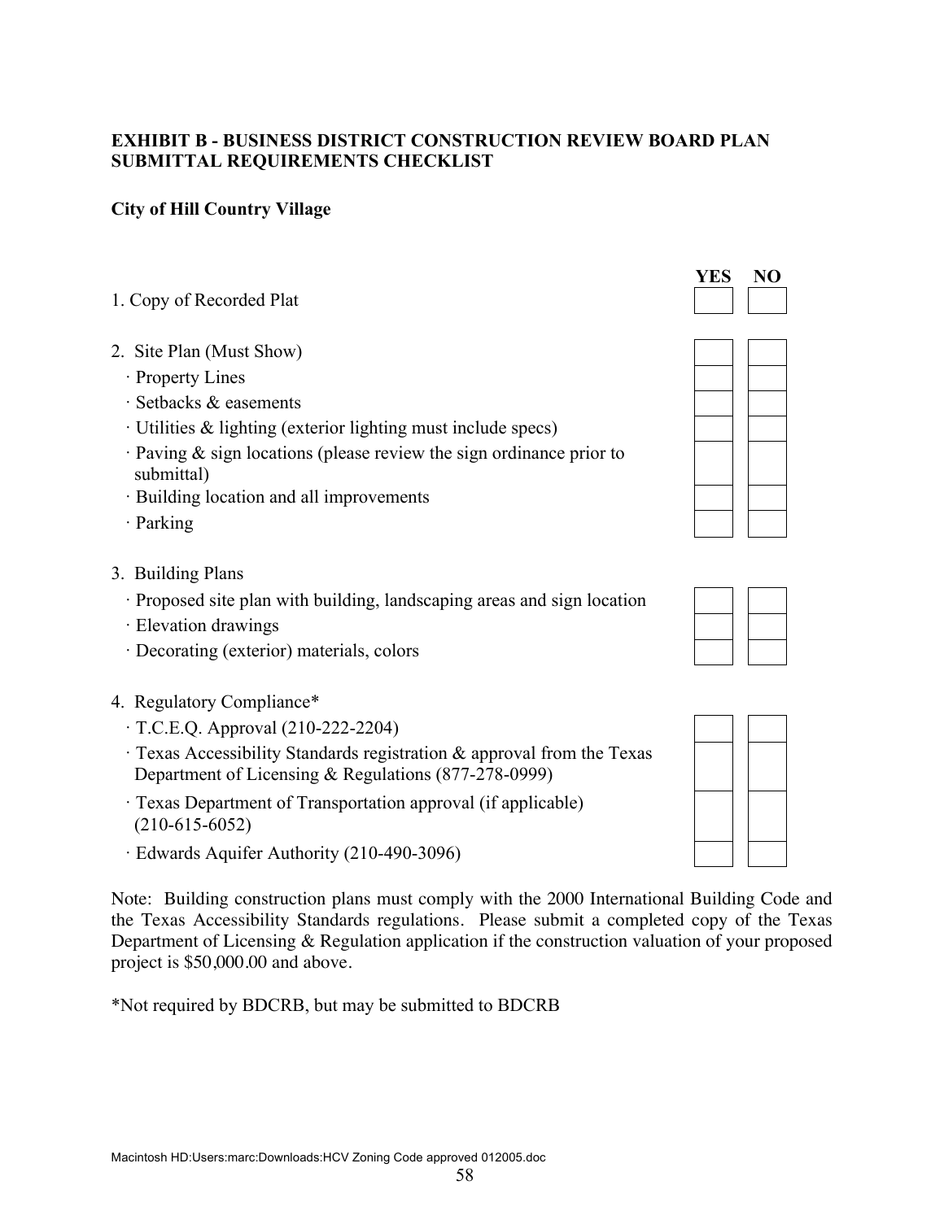**EXHIBIT B - BUSINESS DISTRICT CONSTRUCTION REVIEW BOARD PLAN SUBMITTAL REQUIREMENTS CHECKLIST**

**City of Hill Country Village**

| | YES | NO |
|---|---|---|
| 1. Copy of Recorded Plat | | |
| 2. Site Plan (Must Show) | | |
| · Property Lines | | |
| · Setbacks & easements | | |
| · Utilities & lighting (exterior lighting must include specs) | | |
| · Paving & sign locations (please review the sign ordinance prior to submittal) | | |
| · Building location and all improvements | | |
| · Parking | | |
| 3. Building Plans | | |
| · Proposed site plan with building, landscaping areas and sign location | | |
| · Elevation drawings | | |
| · Decorating (exterior) materials, colors | | |
| 4. Regulatory Compliance* | | |
| · T.C.E.Q. Approval (210-222-2204) | | |
| · Texas Accessibility Standards registration & approval from the Texas Department of Licensing & Regulations (877-278-0999) | | |
| · Texas Department of Transportation approval (if applicable) (210-615-6052) | | |
| · Edwards Aquifer Authority (210-490-3096) | | |

Note: Building construction plans must comply with the 2000 International Building Code and the Texas Accessibility Standards regulations. Please submit a completed copy of the Texas Department of Licensing & Regulation application if the construction valuation of your proposed project is $50,000.00 and above.

*Not required by BDCRB, but may be submitted to BDCRB

Macintosh HD:Users:marc:Downloads:HCV Zoning Code approved 012005.doc